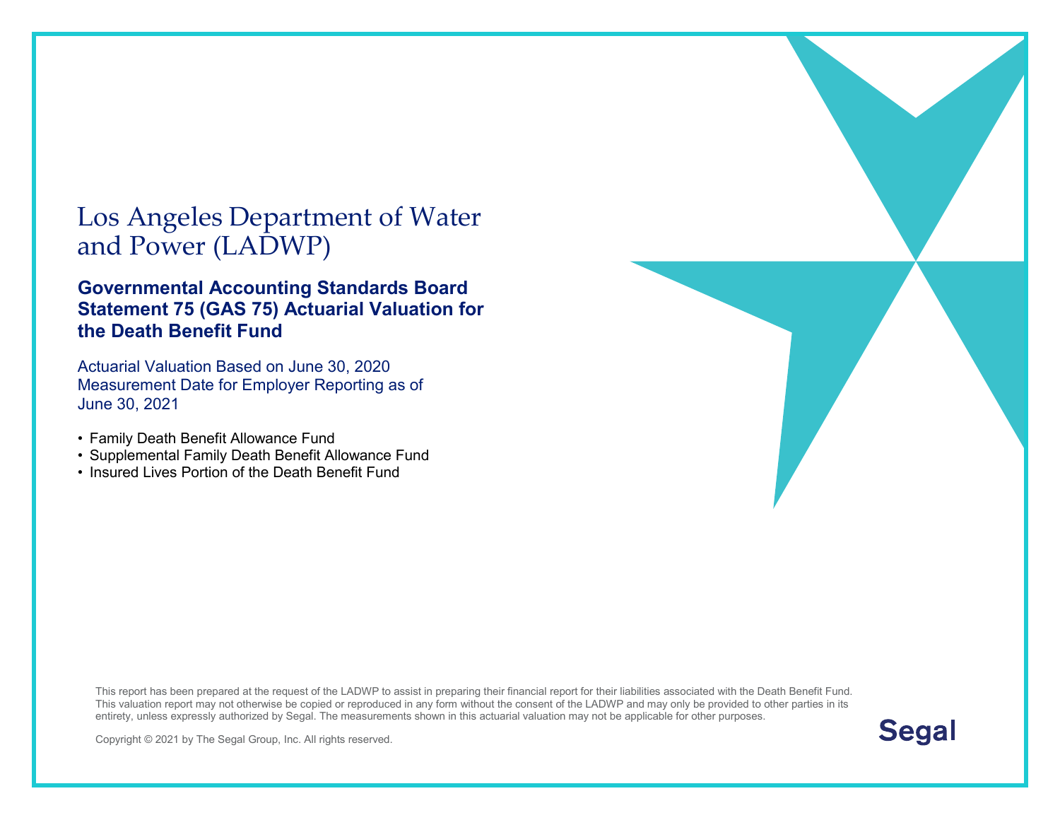# Los Angeles Department of Water and Power (LADWP)

## Governmental Accounting Standards Board Statement 75 (GAS 75) Actuarial Valuation for the Death Benefit Fund

Actuarial Valuation Based on June 30, 2020 Measurement Date for Employer Reporting as of June 30, 2021

- Family Death Benefit Allowance Fund
- Supplemental Family Death Benefit Allowance Fund
- Insured Lives Portion of the Death Benefit Fund

This report has been prepared at the request of the LADWP to assist in preparing their financial report for their liabilities associated with the Death Benefit Fund. This valuation report may not otherwise be copied or reproduced in any form without the consent of the LADWP and may only be provided to other parties in its entirety, unless expressly authorized by Segal. The measurements shown in this actuarial valuation may not be applicable for other purposes.

Copyright © 2021 by The Segal Group, Inc. All rights reserved.

Segal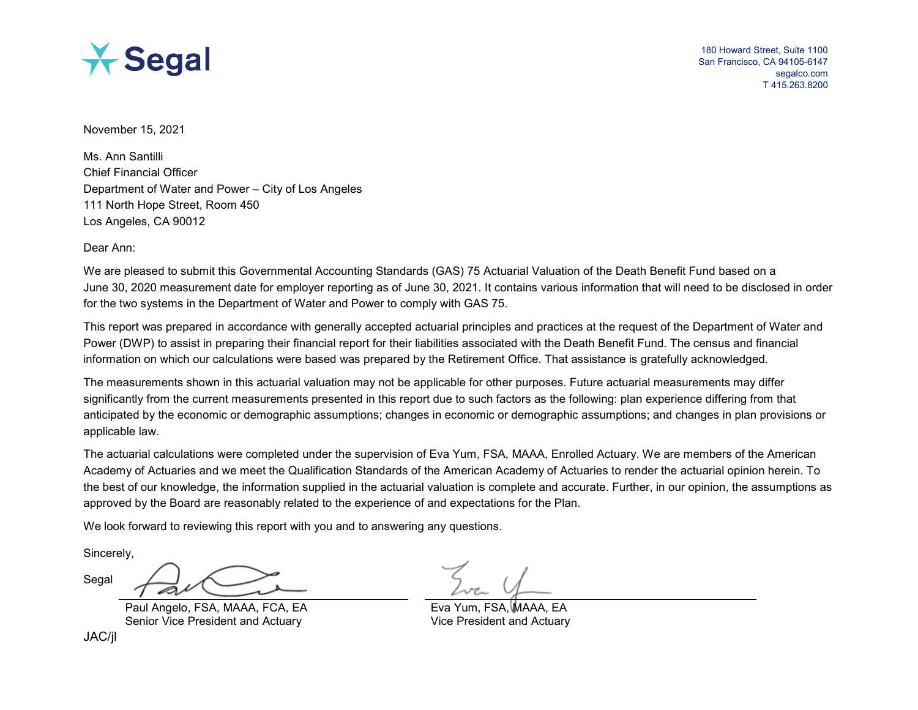Segal

180 Howard Street, Suite 1100
San Francisco, CA 94105-6147
segalco.com
T 415.263.8200

November 15, 2021

Ms. Ann Santilli
Chief Financial Officer
Department of Water and Power – City of Los Angeles
111 North Hope Street, Room 450
Los Angeles, CA 90012

Dear Ann:

We are pleased to submit this Governmental Accounting Standards (GAS) 75 Actuarial Valuation of the Death Benefit Fund based on a June 30, 2020 measurement date for employer reporting as of June 30, 2021. It contains various information that will need to be disclosed in order for the two systems in the Department of Water and Power to comply with GAS 75.

This report was prepared in accordance with generally accepted actuarial principles and practices at the request of the Department of Water and Power (DWP) to assist in preparing their financial report for their liabilities associated with the Death Benefit Fund. The census and financial information on which our calculations were based was prepared by the Retirement Office. That assistance is gratefully acknowledged.

The measurements shown in this actuarial valuation may not be applicable for other purposes. Future actuarial measurements may differ significantly from the current measurements presented in this report due to such factors as the following: plan experience differing from that anticipated by the economic or demographic assumptions; changes in economic or demographic assumptions; and changes in plan provisions or applicable law.

The actuarial calculations were completed under the supervision of Eva Yum, FSA, MAAA, Enrolled Actuary. We are members of the American Academy of Actuaries and we meet the Qualification Standards of the American Academy of Actuaries to render the actuarial opinion herein. To the best of our knowledge, the information supplied in the actuarial valuation is complete and accurate. Further, in our opinion, the assumptions as approved by the Board are reasonably related to the experience of and expectations for the Plan.

We look forward to reviewing this report with you and to answering any questions.

Sincerely,

Segal

Paul Angelo, FSA, MAAA, FCA, EA
Senior Vice President and Actuary

Eva Yum, FSA, MAAA, EA
Vice President and Actuary

JAC/jl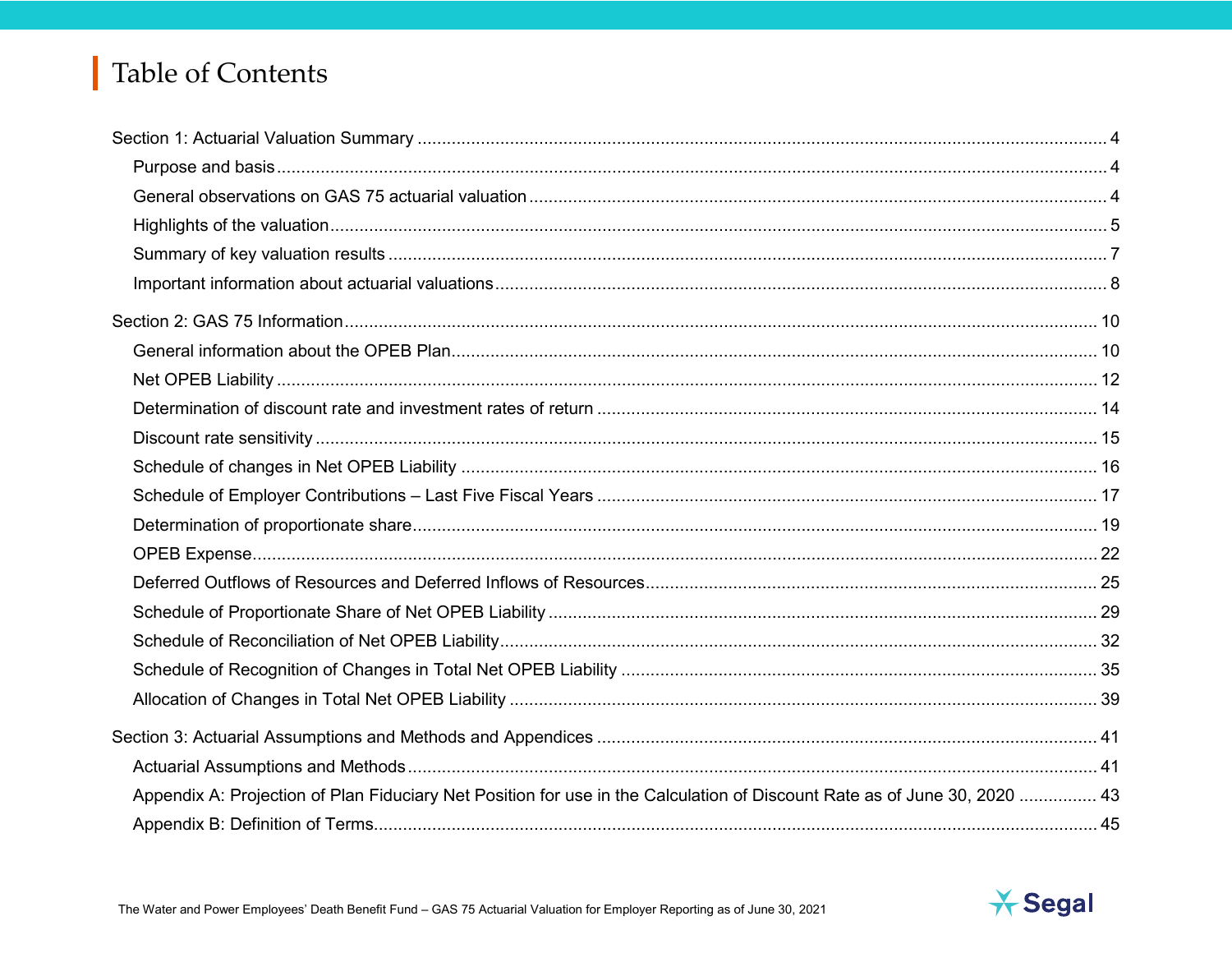# Table of Contents

Section 1: Actuarial Valuation Summary ........ 4

- Purpose and basis ........ 4
- General observations on GAS 75 actuarial valuation ........ 4
- Highlights of the valuation ........ 5
- Summary of key valuation results ........ 7
- Important information about actuarial valuations ........ 8

Section 2: GAS 75 Information ........ 10

- General information about the OPEB Plan ........ 10
- Net OPEB Liability ........ 12
- Determination of discount rate and investment rates of return ........ 14
- Discount rate sensitivity ........ 15
- Schedule of changes in Net OPEB Liability ........ 16
- Schedule of Employer Contributions – Last Five Fiscal Years ........ 17
- Determination of proportionate share ........ 19
- OPEB Expense ........ 22
- Deferred Outflows of Resources and Deferred Inflows of Resources ........ 25
- Schedule of Proportionate Share of Net OPEB Liability ........ 29
- Schedule of Reconciliation of Net OPEB Liability ........ 32
- Schedule of Recognition of Changes in Total Net OPEB Liability ........ 35
- Allocation of Changes in Total Net OPEB Liability ........ 39

Section 3: Actuarial Assumptions and Methods and Appendices ........ 41

- Actuarial Assumptions and Methods ........ 41
- Appendix A: Projection of Plan Fiduciary Net Position for use in the Calculation of Discount Rate as of June 30, 2020 ........ 43
- Appendix B: Definition of Terms ........ 45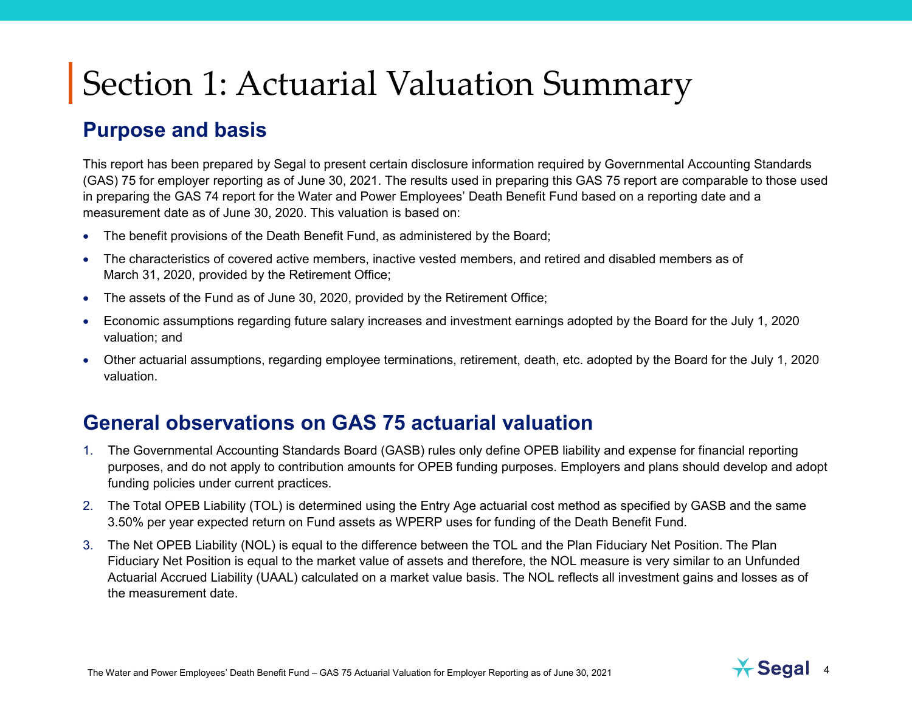# Section 1: Actuarial Valuation Summary

## Purpose and basis

This report has been prepared by Segal to present certain disclosure information required by Governmental Accounting Standards (GAS) 75 for employer reporting as of June 30, 2021. The results used in preparing this GAS 75 report are comparable to those used in preparing the GAS 74 report for the Water and Power Employees' Death Benefit Fund based on a reporting date and a measurement date as of June 30, 2020. This valuation is based on:

- The benefit provisions of the Death Benefit Fund, as administered by the Board;
- The characteristics of covered active members, inactive vested members, and retired and disabled members as of March 31, 2020, provided by the Retirement Office;
- The assets of the Fund as of June 30, 2020, provided by the Retirement Office;
- Economic assumptions regarding future salary increases and investment earnings adopted by the Board for the July 1, 2020 valuation; and
- Other actuarial assumptions, regarding employee terminations, retirement, death, etc. adopted by the Board for the July 1, 2020 valuation.

## General observations on GAS 75 actuarial valuation

1. The Governmental Accounting Standards Board (GASB) rules only define OPEB liability and expense for financial reporting purposes, and do not apply to contribution amounts for OPEB funding purposes. Employers and plans should develop and adopt funding policies under current practices.
2. The Total OPEB Liability (TOL) is determined using the Entry Age actuarial cost method as specified by GASB and the same 3.50% per year expected return on Fund assets as WPERP uses for funding of the Death Benefit Fund.
3. The Net OPEB Liability (NOL) is equal to the difference between the TOL and the Plan Fiduciary Net Position. The Plan Fiduciary Net Position is equal to the market value of assets and therefore, the NOL measure is very similar to an Unfunded Actuarial Accrued Liability (UAAL) calculated on a market value basis. The NOL reflects all investment gains and losses as of the measurement date.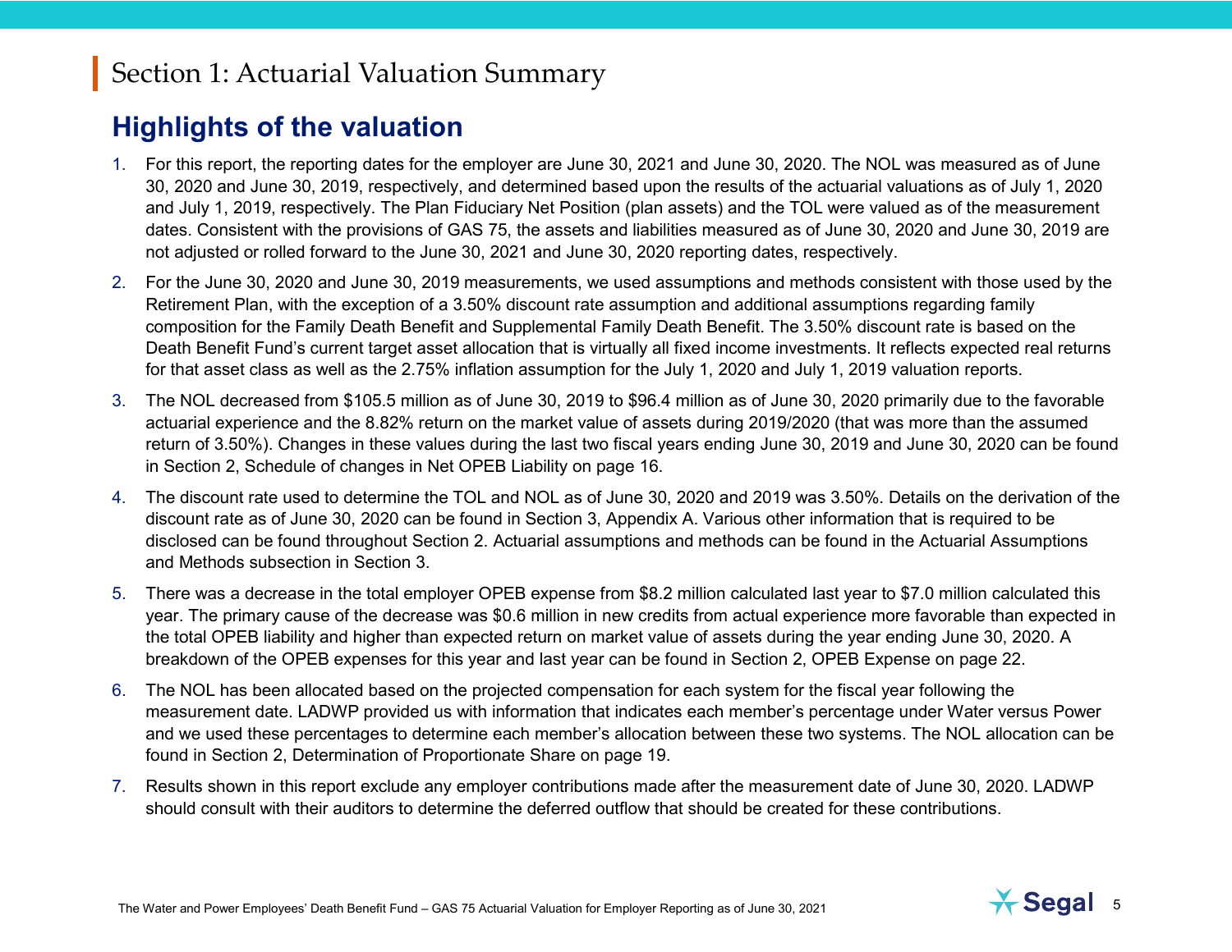# Section 1: Actuarial Valuation Summary

## Highlights of the valuation

1. For this report, the reporting dates for the employer are June 30, 2021 and June 30, 2020. The NOL was measured as of June 30, 2020 and June 30, 2019, respectively, and determined based upon the results of the actuarial valuations as of July 1, 2020 and July 1, 2019, respectively. The Plan Fiduciary Net Position (plan assets) and the TOL were valued as of the measurement dates. Consistent with the provisions of GAS 75, the assets and liabilities measured as of June 30, 2020 and June 30, 2019 are not adjusted or rolled forward to the June 30, 2021 and June 30, 2020 reporting dates, respectively.
2. For the June 30, 2020 and June 30, 2019 measurements, we used assumptions and methods consistent with those used by the Retirement Plan, with the exception of a 3.50% discount rate assumption and additional assumptions regarding family composition for the Family Death Benefit and Supplemental Family Death Benefit. The 3.50% discount rate is based on the Death Benefit Fund's current target asset allocation that is virtually all fixed income investments. It reflects expected real returns for that asset class as well as the 2.75% inflation assumption for the July 1, 2020 and July 1, 2019 valuation reports.
3. The NOL decreased from $105.5 million as of June 30, 2019 to $96.4 million as of June 30, 2020 primarily due to the favorable actuarial experience and the 8.82% return on the market value of assets during 2019/2020 (that was more than the assumed return of 3.50%). Changes in these values during the last two fiscal years ending June 30, 2019 and June 30, 2020 can be found in Section 2, Schedule of changes in Net OPEB Liability on page 16.
4. The discount rate used to determine the TOL and NOL as of June 30, 2020 and 2019 was 3.50%. Details on the derivation of the discount rate as of June 30, 2020 can be found in Section 3, Appendix A. Various other information that is required to be disclosed can be found throughout Section 2. Actuarial assumptions and methods can be found in the Actuarial Assumptions and Methods subsection in Section 3.
5. There was a decrease in the total employer OPEB expense from $8.2 million calculated last year to $7.0 million calculated this year. The primary cause of the decrease was $0.6 million in new credits from actual experience more favorable than expected in the total OPEB liability and higher than expected return on market value of assets during the year ending June 30, 2020. A breakdown of the OPEB expenses for this year and last year can be found in Section 2, OPEB Expense on page 22.
6. The NOL has been allocated based on the projected compensation for each system for the fiscal year following the measurement date. LADWP provided us with information that indicates each member's percentage under Water versus Power and we used these percentages to determine each member's allocation between these two systems. The NOL allocation can be found in Section 2, Determination of Proportionate Share on page 19.
7. Results shown in this report exclude any employer contributions made after the measurement date of June 30, 2020. LADWP should consult with their auditors to determine the deferred outflow that should be created for these contributions.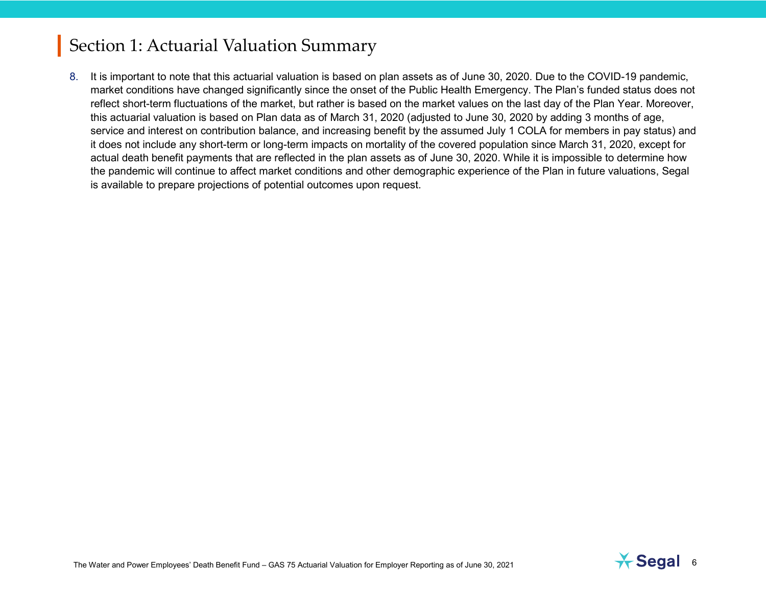# Section 1: Actuarial Valuation Summary

8. It is important to note that this actuarial valuation is based on plan assets as of June 30, 2020. Due to the COVID-19 pandemic, market conditions have changed significantly since the onset of the Public Health Emergency. The Plan's funded status does not reflect short-term fluctuations of the market, but rather is based on the market values on the last day of the Plan Year. Moreover, this actuarial valuation is based on Plan data as of March 31, 2020 (adjusted to June 30, 2020 by adding 3 months of age, service and interest on contribution balance, and increasing benefit by the assumed July 1 COLA for members in pay status) and it does not include any short-term or long-term impacts on mortality of the covered population since March 31, 2020, except for actual death benefit payments that are reflected in the plan assets as of June 30, 2020. While it is impossible to determine how the pandemic will continue to affect market conditions and other demographic experience of the Plan in future valuations, Segal is available to prepare projections of potential outcomes upon request.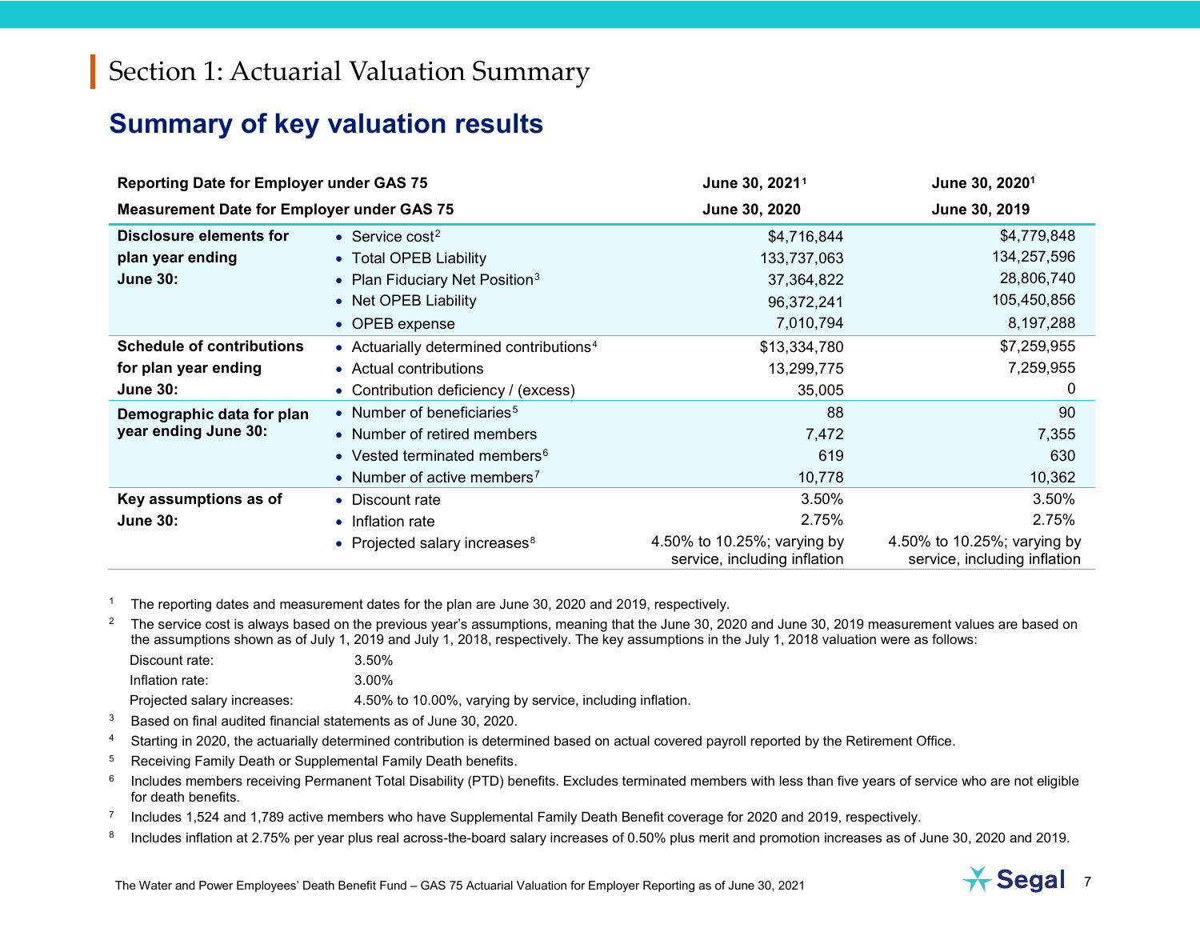# Section 1: Actuarial Valuation Summary

## Summary of key valuation results

| Reporting Date for Employer under GAS 75 | | June 30, 2021[1] | June 30, 2020[1] |
|---|---|---|---|
| **Measurement Date for Employer under GAS 75** | | **June 30, 2020** | **June 30, 2019** |
| **Disclosure elements for plan year ending June 30:** | • Service cost[2] | $4,716,844 | $4,779,848 |
| | • Total OPEB Liability | 133,737,063 | 134,257,596 |
| | • Plan Fiduciary Net Position[3] | 37,364,822 | 28,806,740 |
| | • Net OPEB Liability | 96,372,241 | 105,450,856 |
| | • OPEB expense | 7,010,794 | 8,197,288 |
| **Schedule of contributions for plan year ending June 30:** | • Actuarially determined contributions[4] | $13,334,780 | $7,259,955 |
| | • Actual contributions | 13,299,775 | 7,259,955 |
| | • Contribution deficiency / (excess) | 35,005 | 0 |
| **Demographic data for plan year ending June 30:** | • Number of beneficiaries[5] | 88 | 90 |
| | • Number of retired members | 7,472 | 7,355 |
| | • Vested terminated members[6] | 619 | 630 |
| | • Number of active members[7] | 10,778 | 10,362 |
| **Key assumptions as of June 30:** | • Discount rate | 3.50% | 3.50% |
| | • Inflation rate | 2.75% | 2.75% |
| | • Projected salary increases[8] | 4.50% to 10.25%; varying by service, including inflation | 4.50% to 10.25%; varying by service, including inflation |

1 The reporting dates and measurement dates for the plan are June 30, 2020 and 2019, respectively.

2 The service cost is always based on the previous year's assumptions, meaning that the June 30, 2020 and June 30, 2019 measurement values are based on the assumptions shown as of July 1, 2019 and July 1, 2018, respectively. The key assumptions in the July 1, 2018 valuation were as follows:

| | |
|---|---|
| Discount rate: | 3.50% |
| Inflation rate: | 3.00% |
| Projected salary increases: | 4.50% to 10.00%, varying by service, including inflation. |

3 Based on final audited financial statements as of June 30, 2020.

4 Starting in 2020, the actuarially determined contribution is determined based on actual covered payroll reported by the Retirement Office.

5 Receiving Family Death or Supplemental Family Death benefits.

6 Includes members receiving Permanent Total Disability (PTD) benefits. Excludes terminated members with less than five years of service who are not eligible for death benefits.

7 Includes 1,524 and 1,789 active members who have Supplemental Family Death Benefit coverage for 2020 and 2019, respectively.

8 Includes inflation at 2.75% per year plus real across-the-board salary increases of 0.50% plus merit and promotion increases as of June 30, 2020 and 2019.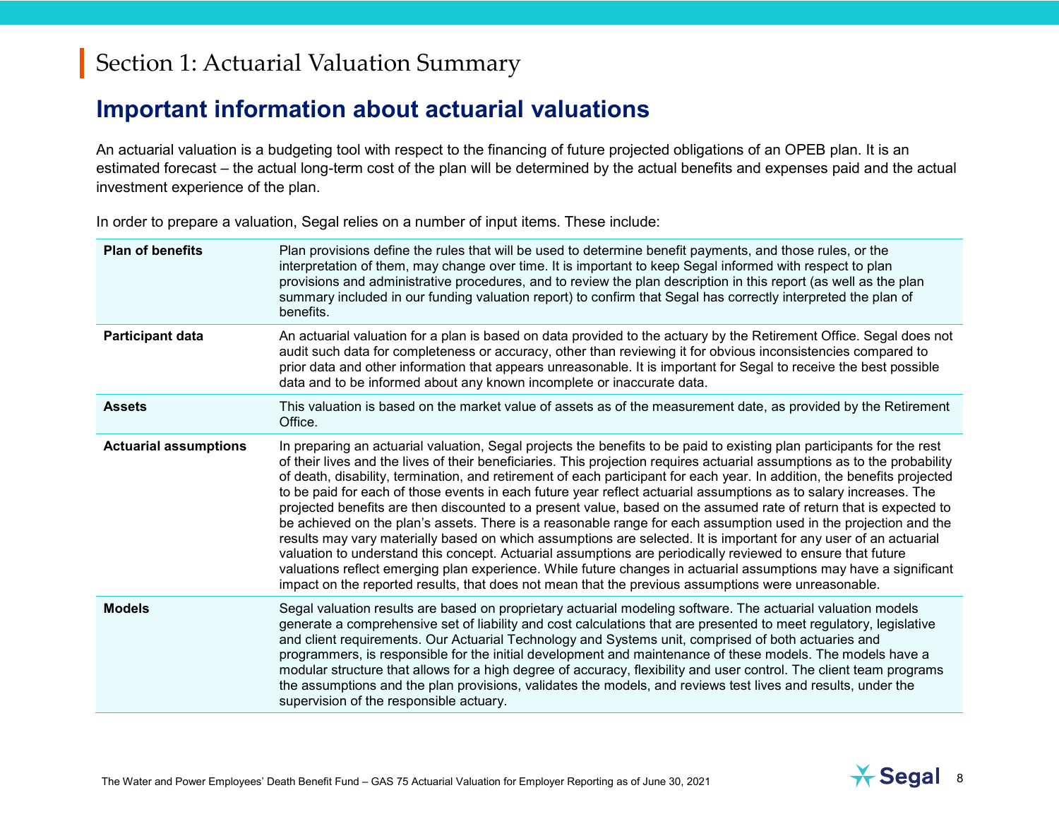# Section 1: Actuarial Valuation Summary

## Important information about actuarial valuations

An actuarial valuation is a budgeting tool with respect to the financing of future projected obligations of an OPEB plan. It is an estimated forecast – the actual long-term cost of the plan will be determined by the actual benefits and expenses paid and the actual investment experience of the plan.

In order to prepare a valuation, Segal relies on a number of input items. These include:

| | |
|---|---|
| **Plan of benefits** | Plan provisions define the rules that will be used to determine benefit payments, and those rules, or the interpretation of them, may change over time. It is important to keep Segal informed with respect to plan provisions and administrative procedures, and to review the plan description in this report (as well as the plan summary included in our funding valuation report) to confirm that Segal has correctly interpreted the plan of benefits. |
| **Participant data** | An actuarial valuation for a plan is based on data provided to the actuary by the Retirement Office. Segal does not audit such data for completeness or accuracy, other than reviewing it for obvious inconsistencies compared to prior data and other information that appears unreasonable. It is important for Segal to receive the best possible data and to be informed about any known incomplete or inaccurate data. |
| **Assets** | This valuation is based on the market value of assets as of the measurement date, as provided by the Retirement Office. |
| **Actuarial assumptions** | In preparing an actuarial valuation, Segal projects the benefits to be paid to existing plan participants for the rest of their lives and the lives of their beneficiaries. This projection requires actuarial assumptions as to the probability of death, disability, termination, and retirement of each participant for each year. In addition, the benefits projected to be paid for each of those events in each future year reflect actuarial assumptions as to salary increases. The projected benefits are then discounted to a present value, based on the assumed rate of return that is expected to be achieved on the plan's assets. There is a reasonable range for each assumption used in the projection and the results may vary materially based on which assumptions are selected. It is important for any user of an actuarial valuation to understand this concept. Actuarial assumptions are periodically reviewed to ensure that future valuations reflect emerging plan experience. While future changes in actuarial assumptions may have a significant impact on the reported results, that does not mean that the previous assumptions were unreasonable. |
| **Models** | Segal valuation results are based on proprietary actuarial modeling software. The actuarial valuation models generate a comprehensive set of liability and cost calculations that are presented to meet regulatory, legislative and client requirements. Our Actuarial Technology and Systems unit, comprised of both actuaries and programmers, is responsible for the initial development and maintenance of these models. The models have a modular structure that allows for a high degree of accuracy, flexibility and user control. The client team programs the assumptions and the plan provisions, validates the models, and reviews test lives and results, under the supervision of the responsible actuary. |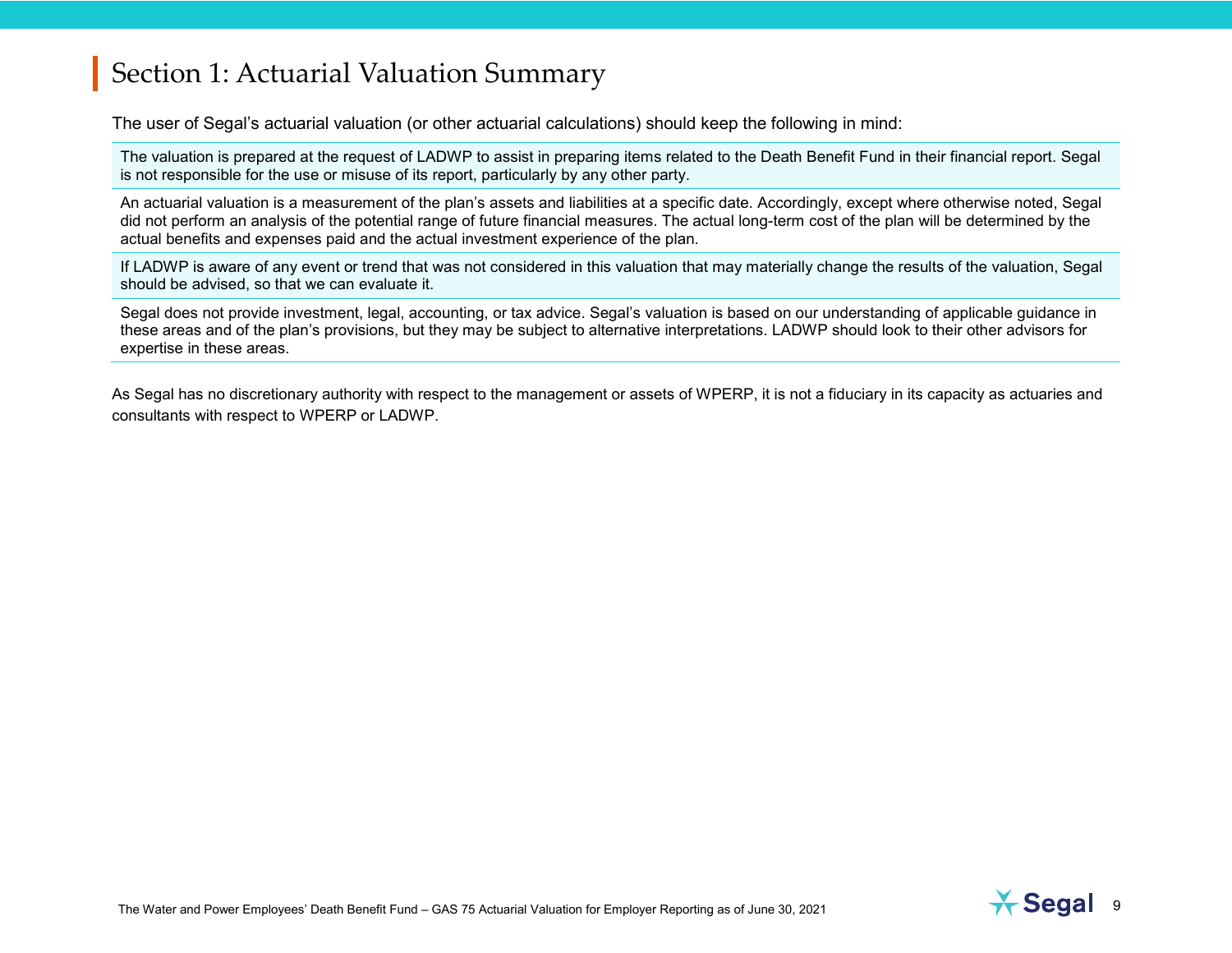# Section 1: Actuarial Valuation Summary

The user of Segal's actuarial valuation (or other actuarial calculations) should keep the following in mind:

| |
|---|
| The valuation is prepared at the request of LADWP to assist in preparing items related to the Death Benefit Fund in their financial report. Segal is not responsible for the use or misuse of its report, particularly by any other party. |
| An actuarial valuation is a measurement of the plan's assets and liabilities at a specific date. Accordingly, except where otherwise noted, Segal did not perform an analysis of the potential range of future financial measures. The actual long-term cost of the plan will be determined by the actual benefits and expenses paid and the actual investment experience of the plan. |
| If LADWP is aware of any event or trend that was not considered in this valuation that may materially change the results of the valuation, Segal should be advised, so that we can evaluate it. |
| Segal does not provide investment, legal, accounting, or tax advice. Segal's valuation is based on our understanding of applicable guidance in these areas and of the plan's provisions, but they may be subject to alternative interpretations. LADWP should look to their other advisors for expertise in these areas. |

As Segal has no discretionary authority with respect to the management or assets of WPERP, it is not a fiduciary in its capacity as actuaries and consultants with respect to WPERP or LADWP.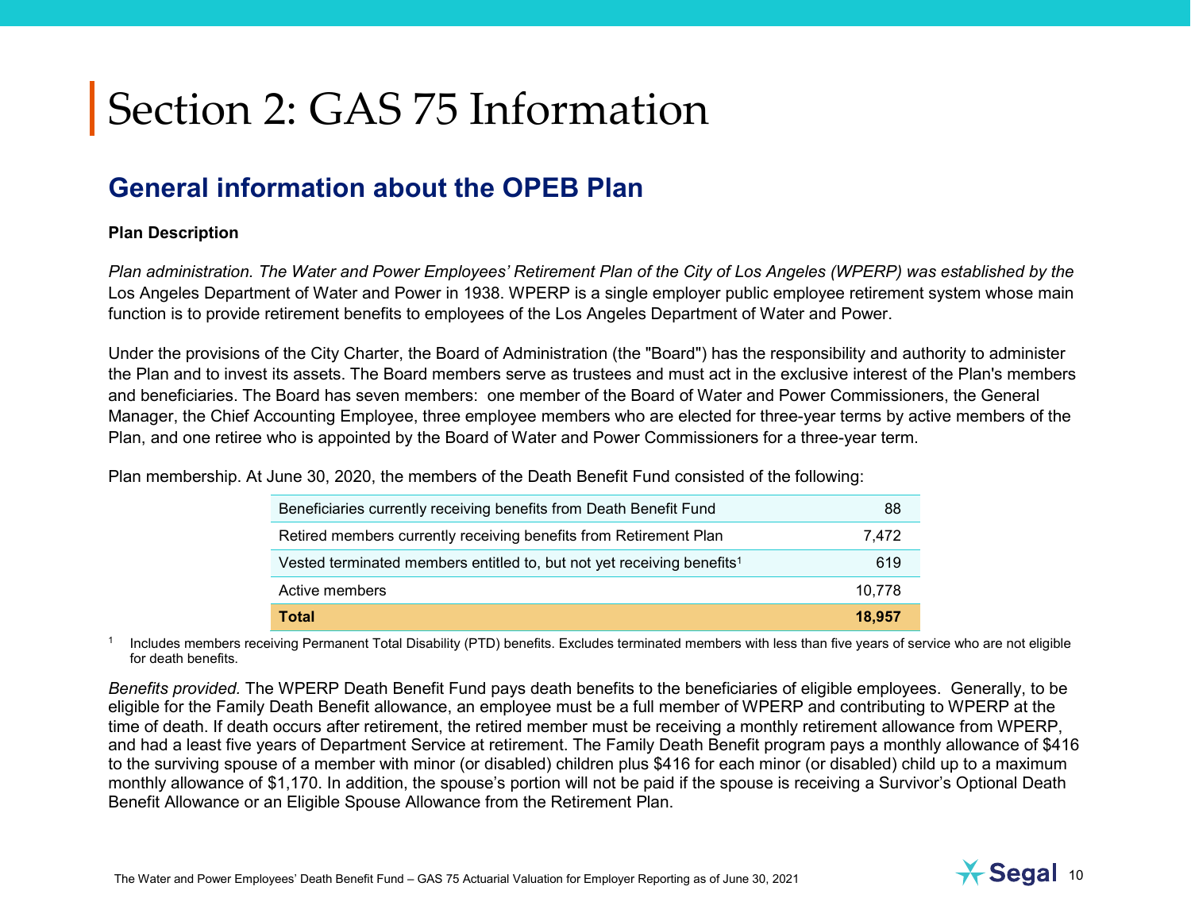# Section 2: GAS 75 Information

## General information about the OPEB Plan

**Plan Description**

*Plan administration. The Water and Power Employees' Retirement Plan of the City of Los Angeles (WPERP) was established by the* Los Angeles Department of Water and Power in 1938. WPERP is a single employer public employee retirement system whose main function is to provide retirement benefits to employees of the Los Angeles Department of Water and Power.

Under the provisions of the City Charter, the Board of Administration (the "Board") has the responsibility and authority to administer the Plan and to invest its assets. The Board members serve as trustees and must act in the exclusive interest of the Plan's members and beneficiaries. The Board has seven members: one member of the Board of Water and Power Commissioners, the General Manager, the Chief Accounting Employee, three employee members who are elected for three-year terms by active members of the Plan, and one retiree who is appointed by the Board of Water and Power Commissioners for a three-year term.

Plan membership. At June 30, 2020, the members of the Death Benefit Fund consisted of the following:

| | |
|---|---|
| Beneficiaries currently receiving benefits from Death Benefit Fund | 88 |
| Retired members currently receiving benefits from Retirement Plan | 7,472 |
| Vested terminated members entitled to, but not yet receiving benefits[1] | 619 |
| Active members | 10,778 |
| **Total** | **18,957** |

[1] Includes members receiving Permanent Total Disability (PTD) benefits. Excludes terminated members with less than five years of service who are not eligible for death benefits.

*Benefits provided.* The WPERP Death Benefit Fund pays death benefits to the beneficiaries of eligible employees. Generally, to be eligible for the Family Death Benefit allowance, an employee must be a full member of WPERP and contributing to WPERP at the time of death. If death occurs after retirement, the retired member must be receiving a monthly retirement allowance from WPERP, and had a least five years of Department Service at retirement. The Family Death Benefit program pays a monthly allowance of $416 to the surviving spouse of a member with minor (or disabled) children plus $416 for each minor (or disabled) child up to a maximum monthly allowance of $1,170. In addition, the spouse's portion will not be paid if the spouse is receiving a Survivor's Optional Death Benefit Allowance or an Eligible Spouse Allowance from the Retirement Plan.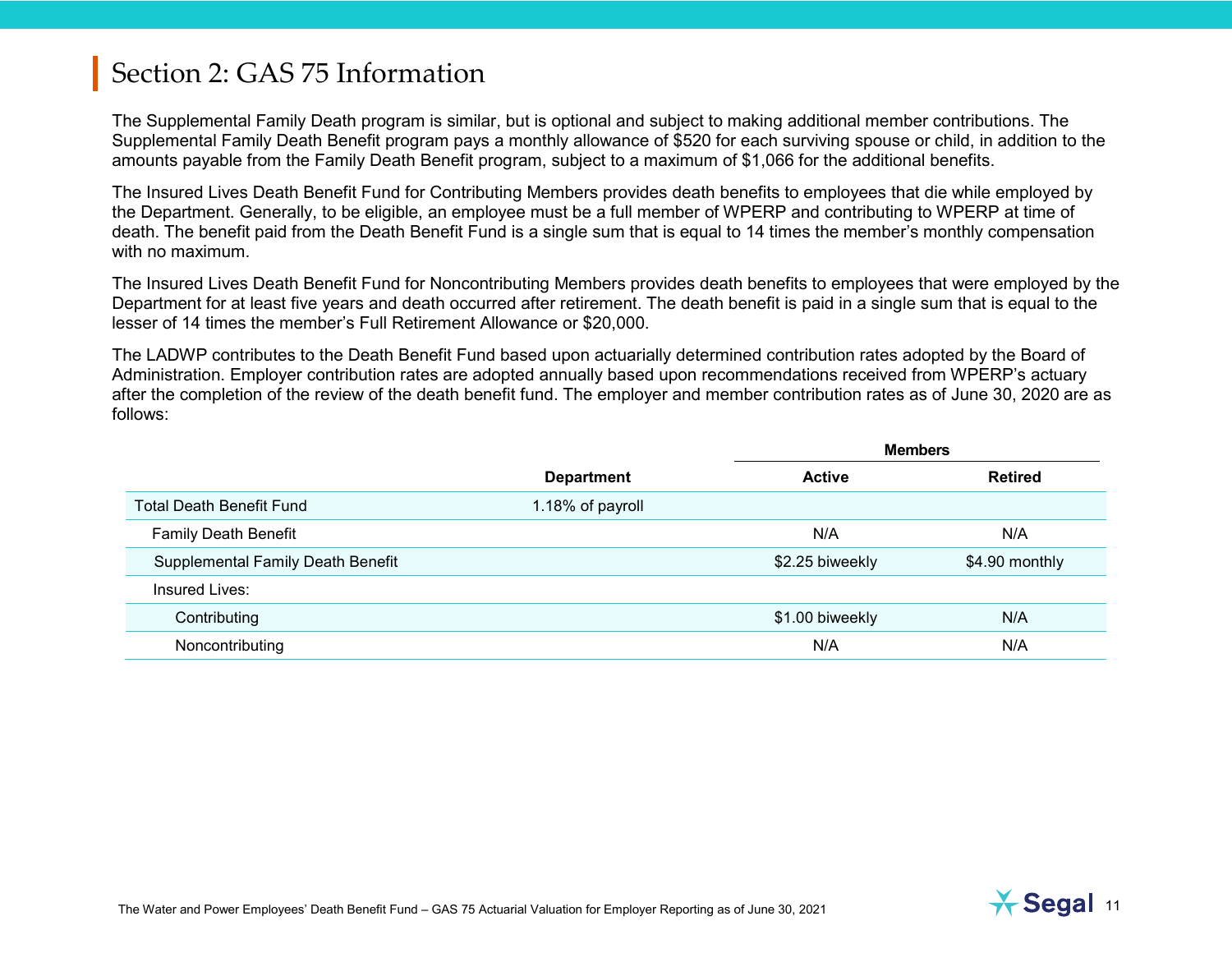## Section 2: GAS 75 Information

The Supplemental Family Death program is similar, but is optional and subject to making additional member contributions. The Supplemental Family Death Benefit program pays a monthly allowance of $520 for each surviving spouse or child, in addition to the amounts payable from the Family Death Benefit program, subject to a maximum of $1,066 for the additional benefits.

The Insured Lives Death Benefit Fund for Contributing Members provides death benefits to employees that die while employed by the Department. Generally, to be eligible, an employee must be a full member of WPERP and contributing to WPERP at time of death. The benefit paid from the Death Benefit Fund is a single sum that is equal to 14 times the member's monthly compensation with no maximum.

The Insured Lives Death Benefit Fund for Noncontributing Members provides death benefits to employees that were employed by the Department for at least five years and death occurred after retirement. The death benefit is paid in a single sum that is equal to the lesser of 14 times the member's Full Retirement Allowance or $20,000.

The LADWP contributes to the Death Benefit Fund based upon actuarially determined contribution rates adopted by the Board of Administration. Employer contribution rates are adopted annually based upon recommendations received from WPERP's actuary after the completion of the review of the death benefit fund. The employer and member contribution rates as of June 30, 2020 are as follows:

| | | **Members** | |
|---|---|---|---|
| | **Department** | **Active** | **Retired** |
| Total Death Benefit Fund | 1.18% of payroll | | |
| Family Death Benefit | | N/A | N/A |
| Supplemental Family Death Benefit | | $2.25 biweekly | $4.90 monthly |
| Insured Lives: | | | |
| Contributing | | $1.00 biweekly | N/A |
| Noncontributing | | N/A | N/A |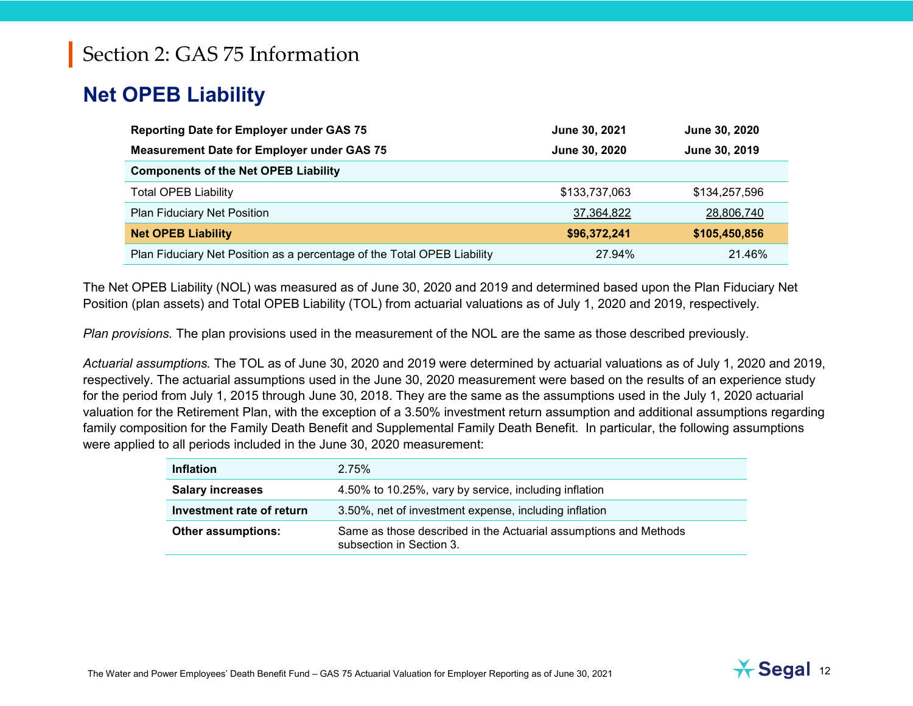# Section 2: GAS 75 Information

## Net OPEB Liability

| Reporting Date for Employer under GAS 75 | June 30, 2021 | June 30, 2020 |
|---|---|---|
| **Measurement Date for Employer under GAS 75** | **June 30, 2020** | **June 30, 2019** |
| **Components of the Net OPEB Liability** | | |
| Total OPEB Liability | $133,737,063 | $134,257,596 |
| Plan Fiduciary Net Position | 37,364,822 | 28,806,740 |
| **Net OPEB Liability** | **$96,372,241** | **$105,450,856** |
| Plan Fiduciary Net Position as a percentage of the Total OPEB Liability | 27.94% | 21.46% |

The Net OPEB Liability (NOL) was measured as of June 30, 2020 and 2019 and determined based upon the Plan Fiduciary Net Position (plan assets) and Total OPEB Liability (TOL) from actuarial valuations as of July 1, 2020 and 2019, respectively.

*Plan provisions.* The plan provisions used in the measurement of the NOL are the same as those described previously.

*Actuarial assumptions.* The TOL as of June 30, 2020 and 2019 were determined by actuarial valuations as of July 1, 2020 and 2019, respectively. The actuarial assumptions used in the June 30, 2020 measurement were based on the results of an experience study for the period from July 1, 2015 through June 30, 2018. They are the same as the assumptions used in the July 1, 2020 actuarial valuation for the Retirement Plan, with the exception of a 3.50% investment return assumption and additional assumptions regarding family composition for the Family Death Benefit and Supplemental Family Death Benefit. In particular, the following assumptions were applied to all periods included in the June 30, 2020 measurement:

| | |
|---|---|
| **Inflation** | 2.75% |
| **Salary increases** | 4.50% to 10.25%, vary by service, including inflation |
| **Investment rate of return** | 3.50%, net of investment expense, including inflation |
| **Other assumptions:** | Same as those described in the Actuarial assumptions and Methods subsection in Section 3. |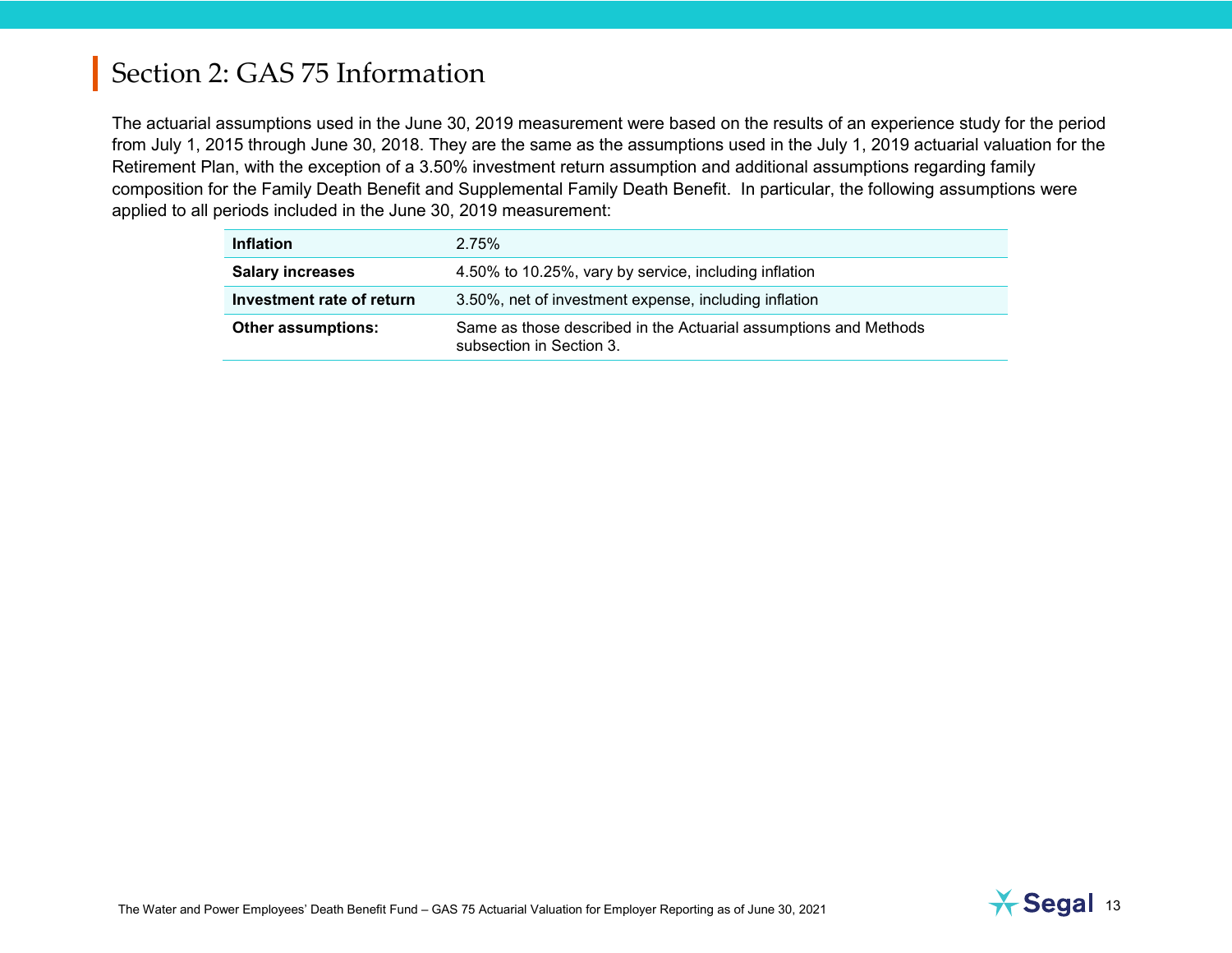## Section 2: GAS 75 Information

The actuarial assumptions used in the June 30, 2019 measurement were based on the results of an experience study for the period from July 1, 2015 through June 30, 2018. They are the same as the assumptions used in the July 1, 2019 actuarial valuation for the Retirement Plan, with the exception of a 3.50% investment return assumption and additional assumptions regarding family composition for the Family Death Benefit and Supplemental Family Death Benefit. In particular, the following assumptions were applied to all periods included in the June 30, 2019 measurement:

| | |
|---|---|
| **Inflation** | 2.75% |
| **Salary increases** | 4.50% to 10.25%, vary by service, including inflation |
| **Investment rate of return** | 3.50%, net of investment expense, including inflation |
| **Other assumptions:** | Same as those described in the Actuarial assumptions and Methods subsection in Section 3. |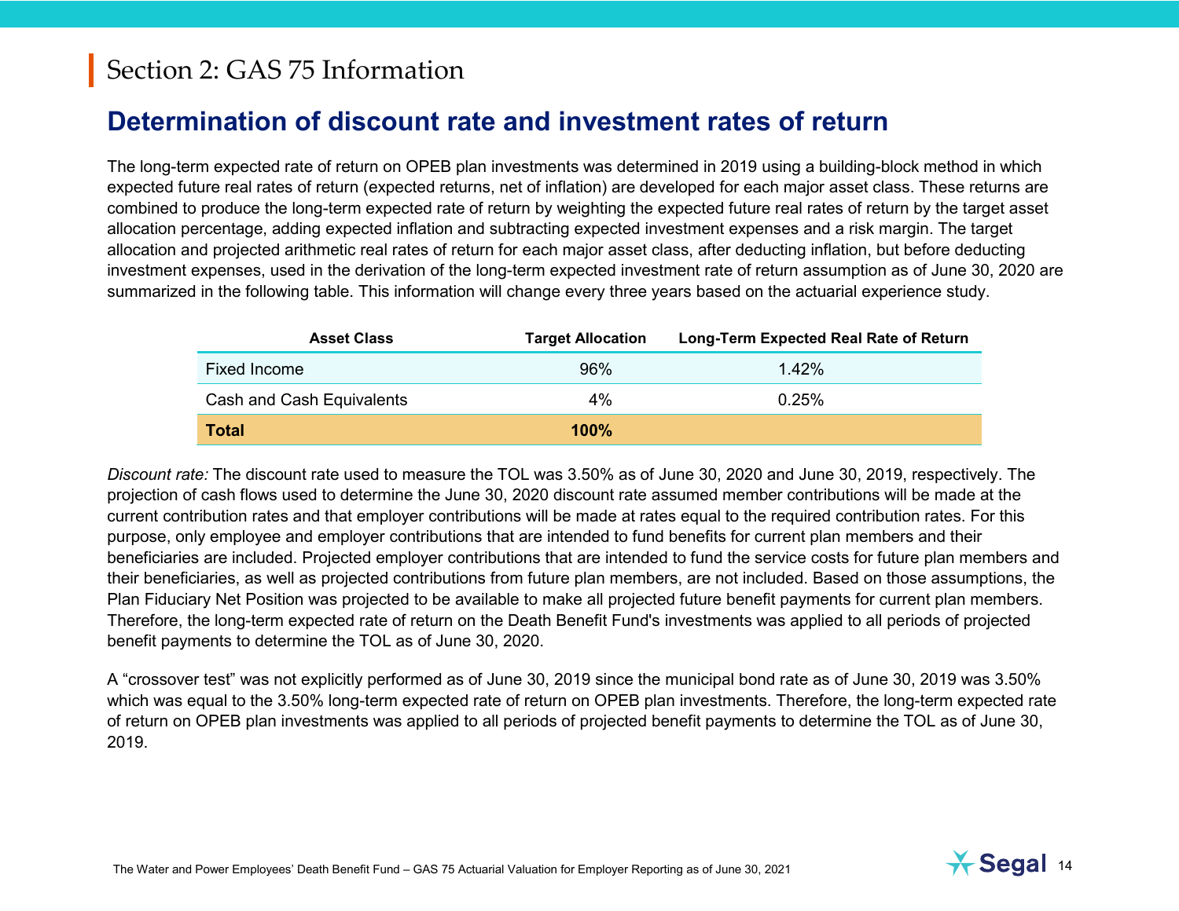# Section 2: GAS 75 Information

## Determination of discount rate and investment rates of return

The long-term expected rate of return on OPEB plan investments was determined in 2019 using a building-block method in which expected future real rates of return (expected returns, net of inflation) are developed for each major asset class. These returns are combined to produce the long-term expected rate of return by weighting the expected future real rates of return by the target asset allocation percentage, adding expected inflation and subtracting expected investment expenses and a risk margin. The target allocation and projected arithmetic real rates of return for each major asset class, after deducting inflation, but before deducting investment expenses, used in the derivation of the long-term expected investment rate of return assumption as of June 30, 2020 are summarized in the following table. This information will change every three years based on the actuarial experience study.

| Asset Class | Target Allocation | Long-Term Expected Real Rate of Return |
|---|---|---|
| Fixed Income | 96% | 1.42% |
| Cash and Cash Equivalents | 4% | 0.25% |
| **Total** | **100%** | |

*Discount rate:* The discount rate used to measure the TOL was 3.50% as of June 30, 2020 and June 30, 2019, respectively. The projection of cash flows used to determine the June 30, 2020 discount rate assumed member contributions will be made at the current contribution rates and that employer contributions will be made at rates equal to the required contribution rates. For this purpose, only employee and employer contributions that are intended to fund benefits for current plan members and their beneficiaries are included. Projected employer contributions that are intended to fund the service costs for future plan members and their beneficiaries, as well as projected contributions from future plan members, are not included. Based on those assumptions, the Plan Fiduciary Net Position was projected to be available to make all projected future benefit payments for current plan members. Therefore, the long-term expected rate of return on the Death Benefit Fund's investments was applied to all periods of projected benefit payments to determine the TOL as of June 30, 2020.

A "crossover test" was not explicitly performed as of June 30, 2019 since the municipal bond rate as of June 30, 2019 was 3.50% which was equal to the 3.50% long-term expected rate of return on OPEB plan investments. Therefore, the long-term expected rate of return on OPEB plan investments was applied to all periods of projected benefit payments to determine the TOL as of June 30, 2019.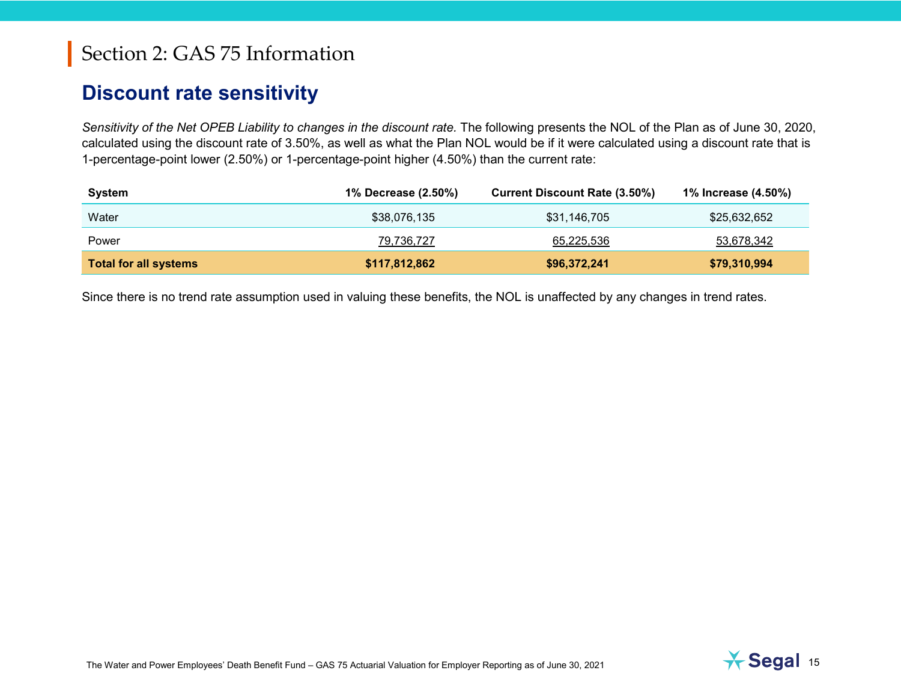# Section 2: GAS 75 Information

## Discount rate sensitivity

*Sensitivity of the Net OPEB Liability to changes in the discount rate.* The following presents the NOL of the Plan as of June 30, 2020, calculated using the discount rate of 3.50%, as well as what the Plan NOL would be if it were calculated using a discount rate that is 1-percentage-point lower (2.50%) or 1-percentage-point higher (4.50%) than the current rate:

| System | 1% Decrease (2.50%) | Current Discount Rate (3.50%) | 1% Increase (4.50%) |
|---|---|---|---|
| Water | $38,076,135 | $31,146,705 | $25,632,652 |
| Power | 79,736,727 | 65,225,536 | 53,678,342 |
| **Total for all systems** | **$117,812,862** | **$96,372,241** | **$79,310,994** |

Since there is no trend rate assumption used in valuing these benefits, the NOL is unaffected by any changes in trend rates.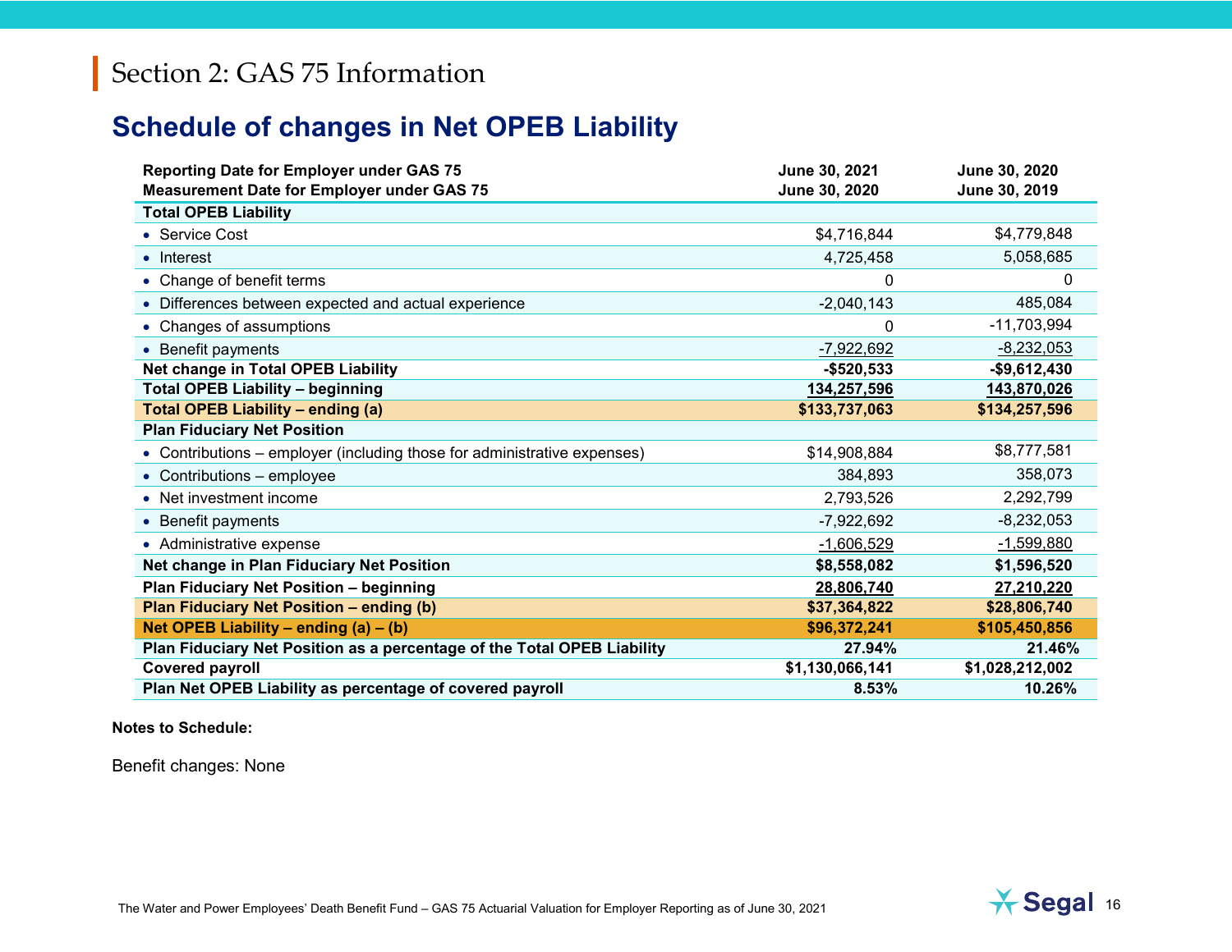# Section 2: GAS 75 Information

## Schedule of changes in Net OPEB Liability

| Reporting Date for Employer under GAS 75<br>Measurement Date for Employer under GAS 75 | June 30, 2021<br>June 30, 2020 | June 30, 2020<br>June 30, 2019 |
|---|---|---|
| **Total OPEB Liability** | | |
| • Service Cost | $4,716,844 | $4,779,848 |
| • Interest | 4,725,458 | 5,058,685 |
| • Change of benefit terms | 0 | 0 |
| • Differences between expected and actual experience | -2,040,143 | 485,084 |
| • Changes of assumptions | 0 | -11,703,994 |
| • Benefit payments | -7,922,692 | -8,232,053 |
| **Net change in Total OPEB Liability** | **-$520,533** | **-$9,612,430** |
| **Total OPEB Liability – beginning** | **134,257,596** | **143,870,026** |
| **Total OPEB Liability – ending (a)** | **$133,737,063** | **$134,257,596** |
| **Plan Fiduciary Net Position** | | |
| • Contributions – employer (including those for administrative expenses) | $14,908,884 | $8,777,581 |
| • Contributions – employee | 384,893 | 358,073 |
| • Net investment income | 2,793,526 | 2,292,799 |
| • Benefit payments | -7,922,692 | -8,232,053 |
| • Administrative expense | -1,606,529 | -1,599,880 |
| **Net change in Plan Fiduciary Net Position** | **$8,558,082** | **$1,596,520** |
| **Plan Fiduciary Net Position – beginning** | **28,806,740** | **27,210,220** |
| **Plan Fiduciary Net Position – ending (b)** | **$37,364,822** | **$28,806,740** |
| **Net OPEB Liability – ending (a) – (b)** | **$96,372,241** | **$105,450,856** |
| **Plan Fiduciary Net Position as a percentage of the Total OPEB Liability** | **27.94%** | **21.46%** |
| **Covered payroll** | **$1,130,066,141** | **$1,028,212,002** |
| **Plan Net OPEB Liability as percentage of covered payroll** | **8.53%** | **10.26%** |

**Notes to Schedule:**

Benefit changes: None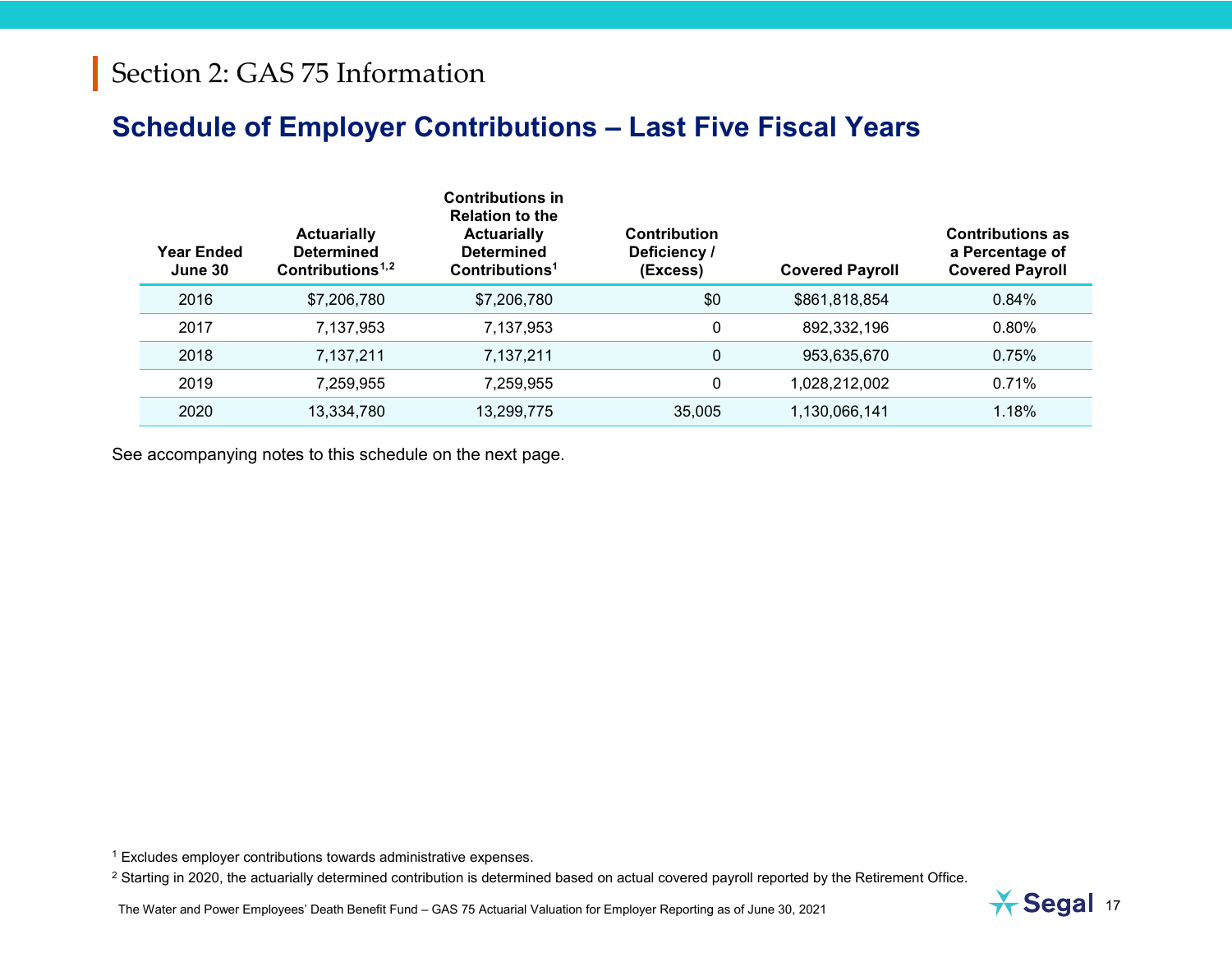# Section 2: GAS 75 Information

## Schedule of Employer Contributions – Last Five Fiscal Years

| Year Ended June 30 | Actuarially Determined Contributions[1,2] | Contributions in Relation to the Actuarially Determined Contributions[1] | Contribution Deficiency / (Excess) | Covered Payroll | Contributions as a Percentage of Covered Payroll |
|---|---|---|---|---|---|
| 2016 | $7,206,780 | $7,206,780 | $0 | $861,818,854 | 0.84% |
| 2017 | 7,137,953 | 7,137,953 | 0 | 892,332,196 | 0.80% |
| 2018 | 7,137,211 | 7,137,211 | 0 | 953,635,670 | 0.75% |
| 2019 | 7,259,955 | 7,259,955 | 0 | 1,028,212,002 | 0.71% |
| 2020 | 13,334,780 | 13,299,775 | 35,005 | 1,130,066,141 | 1.18% |

See accompanying notes to this schedule on the next page.

[1] Excludes employer contributions towards administrative expenses.

[2] Starting in 2020, the actuarially determined contribution is determined based on actual covered payroll reported by the Retirement Office.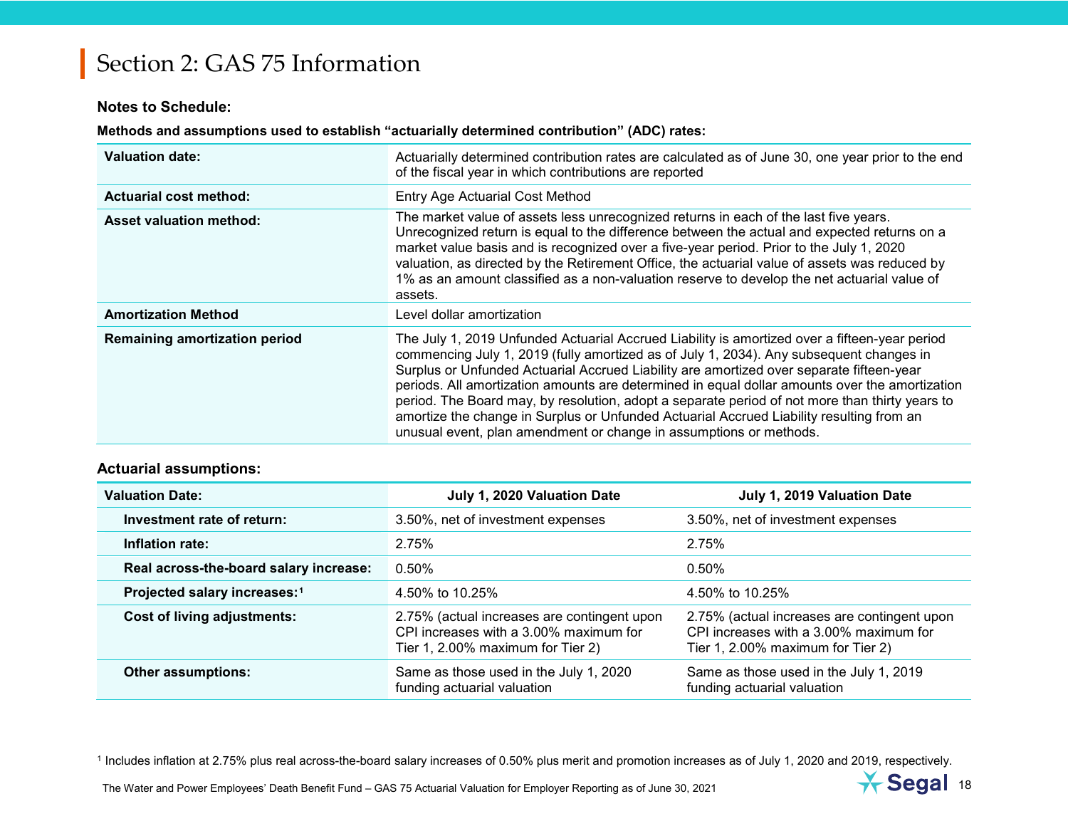# Section 2: GAS 75 Information

**Notes to Schedule:**

**Methods and assumptions used to establish "actuarially determined contribution" (ADC) rates:**

| | |
|---|---|
| **Valuation date:** | Actuarially determined contribution rates are calculated as of June 30, one year prior to the end of the fiscal year in which contributions are reported |
| **Actuarial cost method:** | Entry Age Actuarial Cost Method |
| **Asset valuation method:** | The market value of assets less unrecognized returns in each of the last five years. Unrecognized return is equal to the difference between the actual and expected returns on a market value basis and is recognized over a five-year period. Prior to the July 1, 2020 valuation, as directed by the Retirement Office, the actuarial value of assets was reduced by 1% as an amount classified as a non-valuation reserve to develop the net actuarial value of assets. |
| **Amortization Method** | Level dollar amortization |
| **Remaining amortization period** | The July 1, 2019 Unfunded Actuarial Accrued Liability is amortized over a fifteen-year period commencing July 1, 2019 (fully amortized as of July 1, 2034). Any subsequent changes in Surplus or Unfunded Actuarial Accrued Liability are amortized over separate fifteen-year periods. All amortization amounts are determined in equal dollar amounts over the amortization period. The Board may, by resolution, adopt a separate period of not more than thirty years to amortize the change in Surplus or Unfunded Actuarial Accrued Liability resulting from an unusual event, plan amendment or change in assumptions or methods. |

**Actuarial assumptions:**

| Valuation Date: | July 1, 2020 Valuation Date | July 1, 2019 Valuation Date |
|---|---|---|
| **Investment rate of return:** | 3.50%, net of investment expenses | 3.50%, net of investment expenses |
| **Inflation rate:** | 2.75% | 2.75% |
| **Real across-the-board salary increase:** | 0.50% | 0.50% |
| **Projected salary increases:**[1] | 4.50% to 10.25% | 4.50% to 10.25% |
| **Cost of living adjustments:** | 2.75% (actual increases are contingent upon CPI increases with a 3.00% maximum for Tier 1, 2.00% maximum for Tier 2) | 2.75% (actual increases are contingent upon CPI increases with a 3.00% maximum for Tier 1, 2.00% maximum for Tier 2) |
| **Other assumptions:** | Same as those used in the July 1, 2020 funding actuarial valuation | Same as those used in the July 1, 2019 funding actuarial valuation |

[1] Includes inflation at 2.75% plus real across-the-board salary increases of 0.50% plus merit and promotion increases as of July 1, 2020 and 2019, respectively.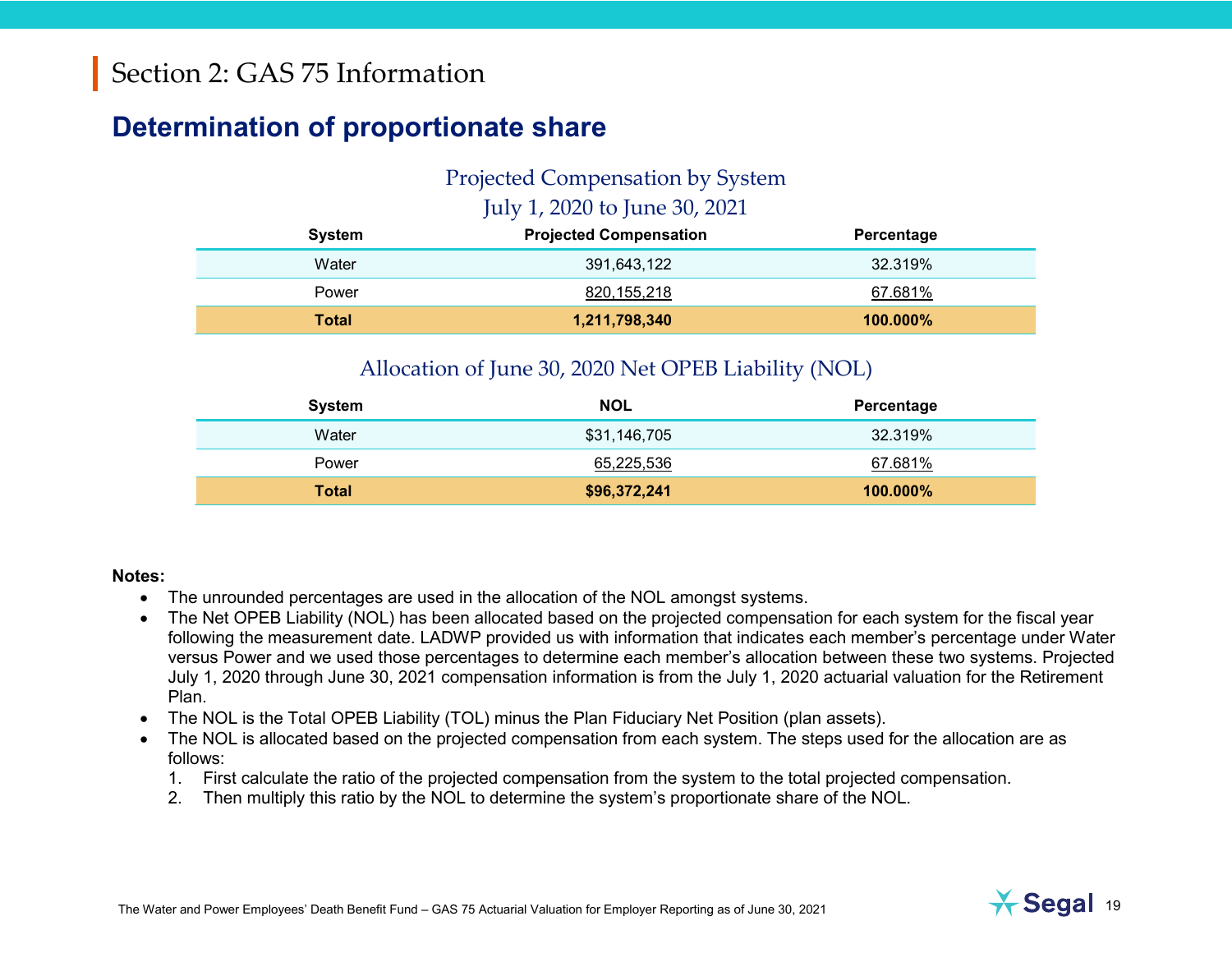# Section 2: GAS 75 Information

## Determination of proportionate share

### Projected Compensation by System
### July 1, 2020 to June 30, 2021

| System | Projected Compensation | Percentage |
|---|---|---|
| Water | 391,643,122 | 32.319% |
| Power | 820,155,218 | 67.681% |
| **Total** | **1,211,798,340** | **100.000%** |

### Allocation of June 30, 2020 Net OPEB Liability (NOL)

| System | NOL | Percentage |
|---|---|---|
| Water | $31,146,705 | 32.319% |
| Power | 65,225,536 | 67.681% |
| **Total** | **$96,372,241** | **100.000%** |

**Notes:**

- The unrounded percentages are used in the allocation of the NOL amongst systems.
- The Net OPEB Liability (NOL) has been allocated based on the projected compensation for each system for the fiscal year following the measurement date. LADWP provided us with information that indicates each member's percentage under Water versus Power and we used those percentages to determine each member's allocation between these two systems. Projected July 1, 2020 through June 30, 2021 compensation information is from the July 1, 2020 actuarial valuation for the Retirement Plan.
- The NOL is the Total OPEB Liability (TOL) minus the Plan Fiduciary Net Position (plan assets).
- The NOL is allocated based on the projected compensation from each system. The steps used for the allocation are as follows:
  1. First calculate the ratio of the projected compensation from the system to the total projected compensation.
  2. Then multiply this ratio by the NOL to determine the system's proportionate share of the NOL.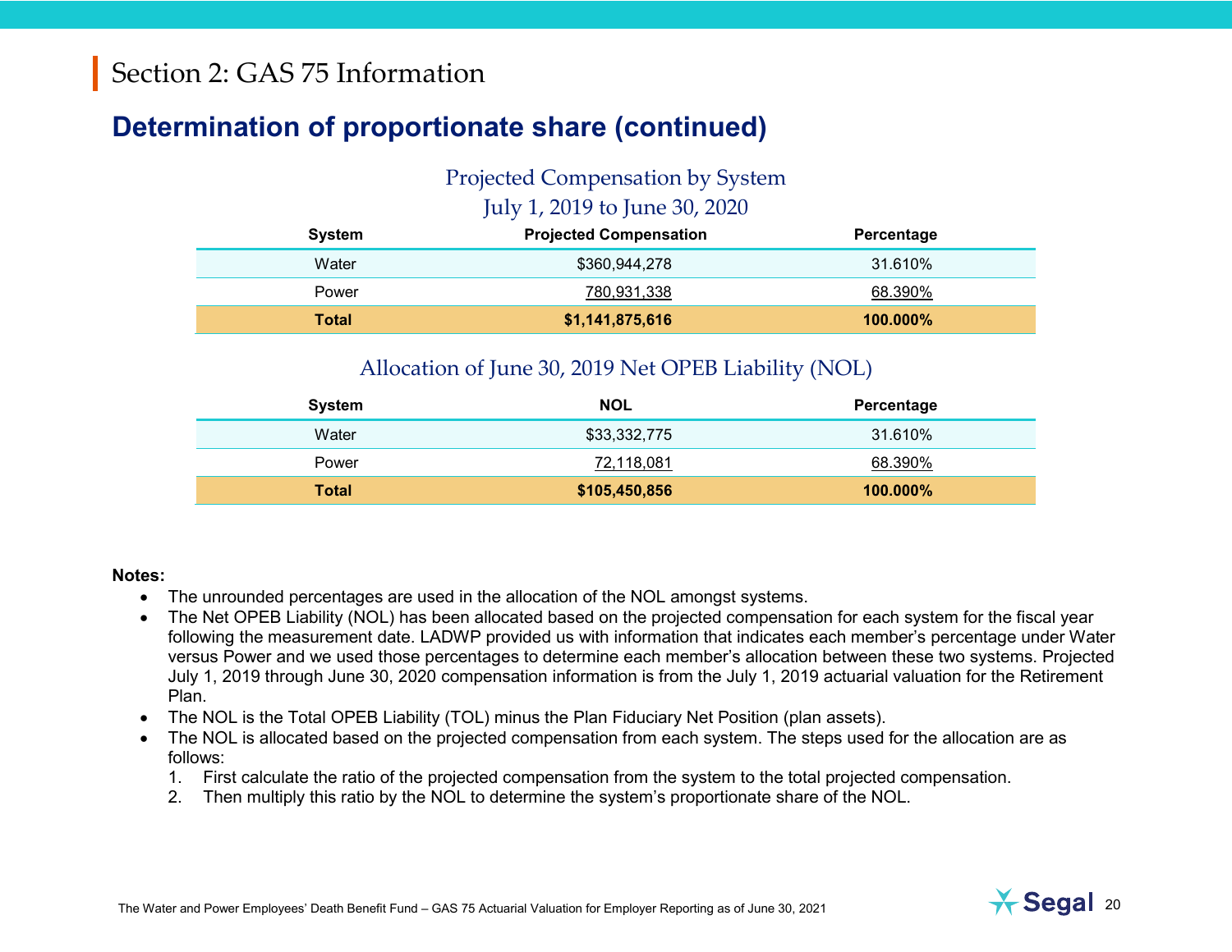# Section 2: GAS 75 Information

## Determination of proportionate share (continued)

### Projected Compensation by System
### July 1, 2019 to June 30, 2020

| System | Projected Compensation | Percentage |
|---|---|---|
| Water | $360,944,278 | 31.610% |
| Power | 780,931,338 | 68.390% |
| **Total** | **$1,141,875,616** | **100.000%** |

### Allocation of June 30, 2019 Net OPEB Liability (NOL)

| System | NOL | Percentage |
|---|---|---|
| Water | $33,332,775 | 31.610% |
| Power | 72,118,081 | 68.390% |
| **Total** | **$105,450,856** | **100.000%** |

**Notes:**

- The unrounded percentages are used in the allocation of the NOL amongst systems.
- The Net OPEB Liability (NOL) has been allocated based on the projected compensation for each system for the fiscal year following the measurement date. LADWP provided us with information that indicates each member's percentage under Water versus Power and we used those percentages to determine each member's allocation between these two systems. Projected July 1, 2019 through June 30, 2020 compensation information is from the July 1, 2019 actuarial valuation for the Retirement Plan.
- The NOL is the Total OPEB Liability (TOL) minus the Plan Fiduciary Net Position (plan assets).
- The NOL is allocated based on the projected compensation from each system. The steps used for the allocation are as follows:
  1. First calculate the ratio of the projected compensation from the system to the total projected compensation.
  2. Then multiply this ratio by the NOL to determine the system's proportionate share of the NOL.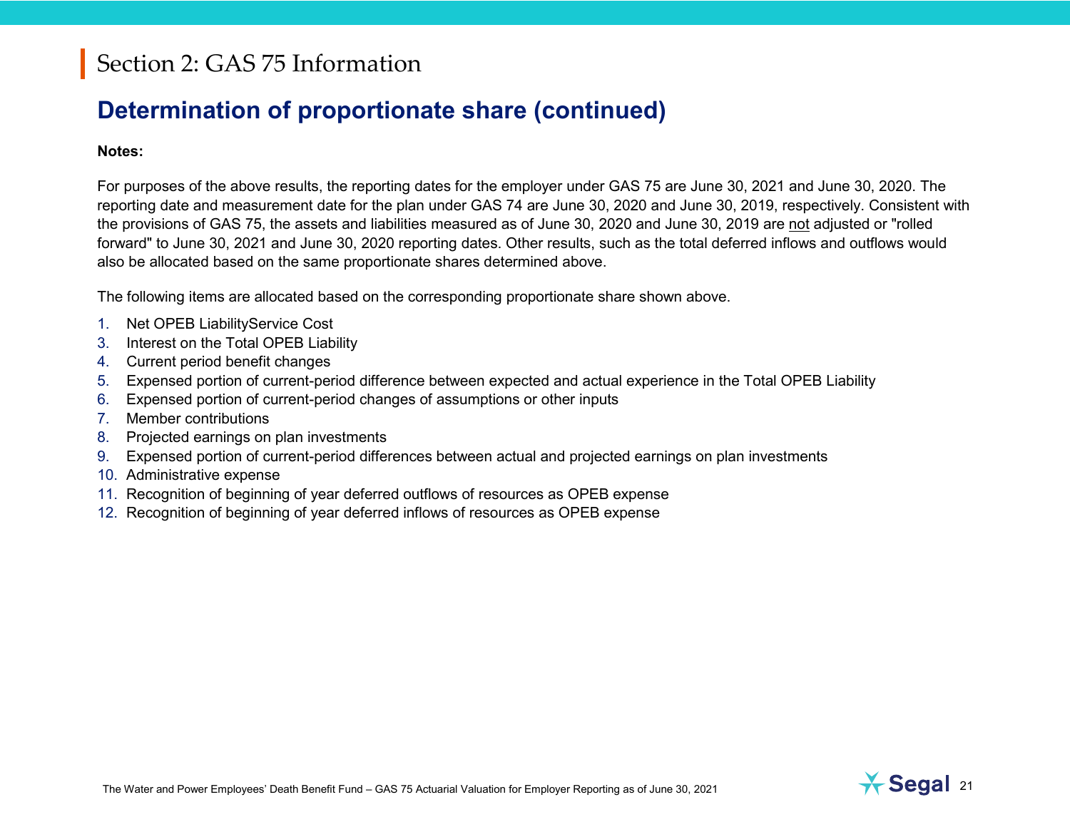# Section 2: GAS 75 Information

## Determination of proportionate share (continued)

**Notes:**

For purposes of the above results, the reporting dates for the employer under GAS 75 are June 30, 2021 and June 30, 2020. The reporting date and measurement date for the plan under GAS 74 are June 30, 2020 and June 30, 2019, respectively. Consistent with the provisions of GAS 75, the assets and liabilities measured as of June 30, 2020 and June 30, 2019 are not adjusted or "rolled forward" to June 30, 2021 and June 30, 2020 reporting dates. Other results, such as the total deferred inflows and outflows would also be allocated based on the same proportionate shares determined above.

The following items are allocated based on the corresponding proportionate share shown above.

1. Net OPEB LiabilityService Cost
3. Interest on the Total OPEB Liability
4. Current period benefit changes
5. Expensed portion of current-period difference between expected and actual experience in the Total OPEB Liability
6. Expensed portion of current-period changes of assumptions or other inputs
7. Member contributions
8. Projected earnings on plan investments
9. Expensed portion of current-period differences between actual and projected earnings on plan investments
10. Administrative expense
11. Recognition of beginning of year deferred outflows of resources as OPEB expense
12. Recognition of beginning of year deferred inflows of resources as OPEB expense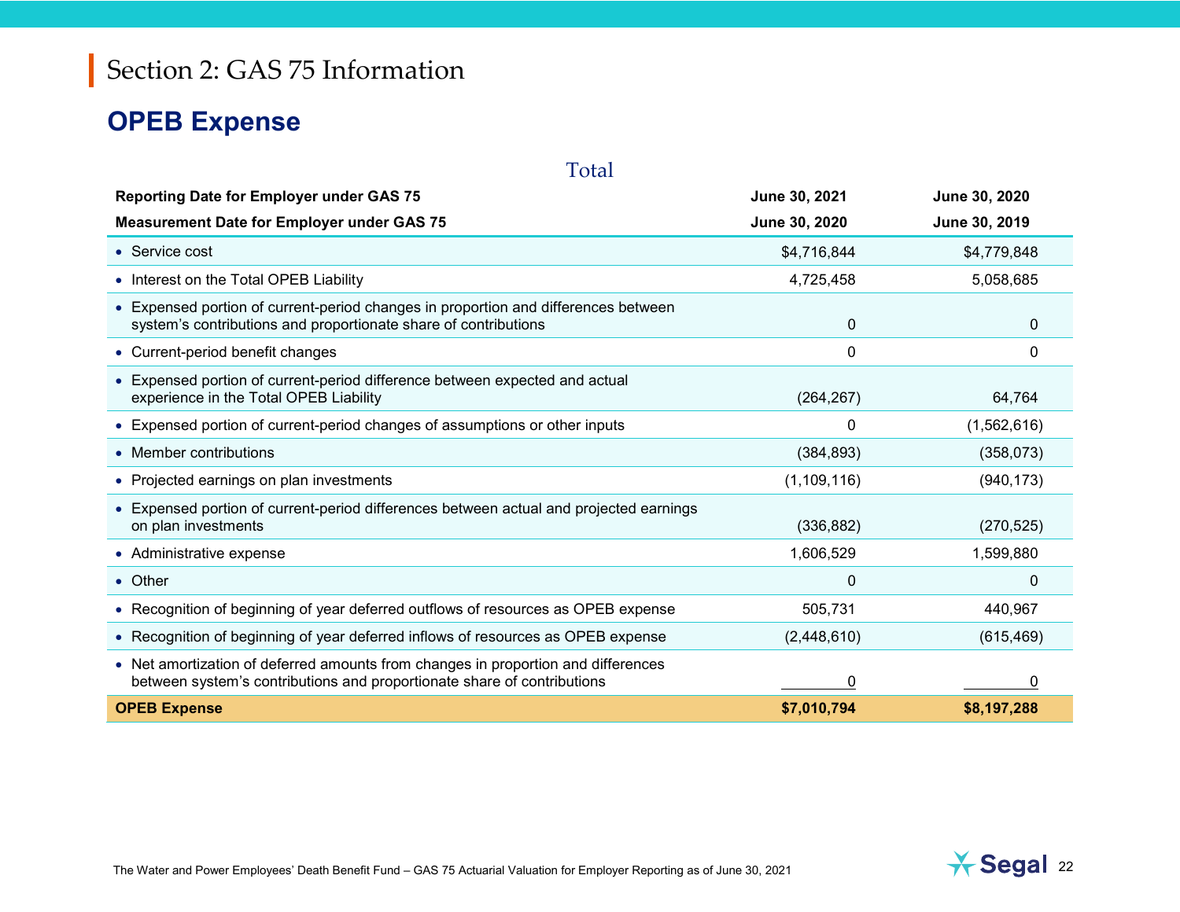# Section 2: GAS 75 Information

## OPEB Expense

Total

| Reporting Date for Employer under GAS 75 | June 30, 2021 | June 30, 2020 |
|---|---|---|
| **Measurement Date for Employer under GAS 75** | **June 30, 2020** | **June 30, 2019** |
| • Service cost | $4,716,844 | $4,779,848 |
| • Interest on the Total OPEB Liability | 4,725,458 | 5,058,685 |
| • Expensed portion of current-period changes in proportion and differences between system's contributions and proportionate share of contributions | 0 | 0 |
| • Current-period benefit changes | 0 | 0 |
| • Expensed portion of current-period difference between expected and actual experience in the Total OPEB Liability | (264,267) | 64,764 |
| • Expensed portion of current-period changes of assumptions or other inputs | 0 | (1,562,616) |
| • Member contributions | (384,893) | (358,073) |
| • Projected earnings on plan investments | (1,109,116) | (940,173) |
| • Expensed portion of current-period differences between actual and projected earnings on plan investments | (336,882) | (270,525) |
| • Administrative expense | 1,606,529 | 1,599,880 |
| • Other | 0 | 0 |
| • Recognition of beginning of year deferred outflows of resources as OPEB expense | 505,731 | 440,967 |
| • Recognition of beginning of year deferred inflows of resources as OPEB expense | (2,448,610) | (615,469) |
| • Net amortization of deferred amounts from changes in proportion and differences between system's contributions and proportionate share of contributions | 0 | 0 |
| **OPEB Expense** | **$7,010,794** | **$8,197,288** |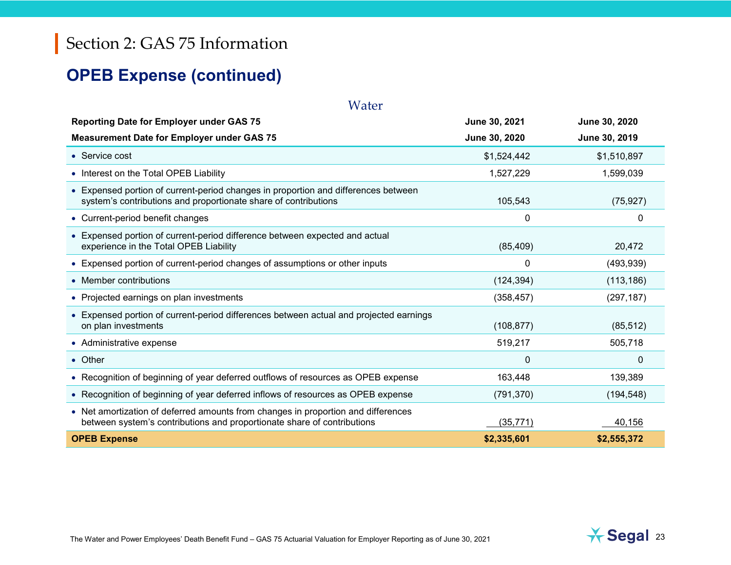## Section 2: GAS 75 Information

### OPEB Expense (continued)

Water

| Reporting Date for Employer under GAS 75 | June 30, 2021 | June 30, 2020 |
|---|---|---|
| **Measurement Date for Employer under GAS 75** | **June 30, 2020** | **June 30, 2019** |
| • Service cost | $1,524,442 | $1,510,897 |
| • Interest on the Total OPEB Liability | 1,527,229 | 1,599,039 |
| • Expensed portion of current-period changes in proportion and differences between system's contributions and proportionate share of contributions | 105,543 | (75,927) |
| • Current-period benefit changes | 0 | 0 |
| • Expensed portion of current-period difference between expected and actual experience in the Total OPEB Liability | (85,409) | 20,472 |
| • Expensed portion of current-period changes of assumptions or other inputs | 0 | (493,939) |
| • Member contributions | (124,394) | (113,186) |
| • Projected earnings on plan investments | (358,457) | (297,187) |
| • Expensed portion of current-period differences between actual and projected earnings on plan investments | (108,877) | (85,512) |
| • Administrative expense | 519,217 | 505,718 |
| • Other | 0 | 0 |
| • Recognition of beginning of year deferred outflows of resources as OPEB expense | 163,448 | 139,389 |
| • Recognition of beginning of year deferred inflows of resources as OPEB expense | (791,370) | (194,548) |
| • Net amortization of deferred amounts from changes in proportion and differences between system's contributions and proportionate share of contributions | (35,771) | 40,156 |
| **OPEB Expense** | **$2,335,601** | **$2,555,372** |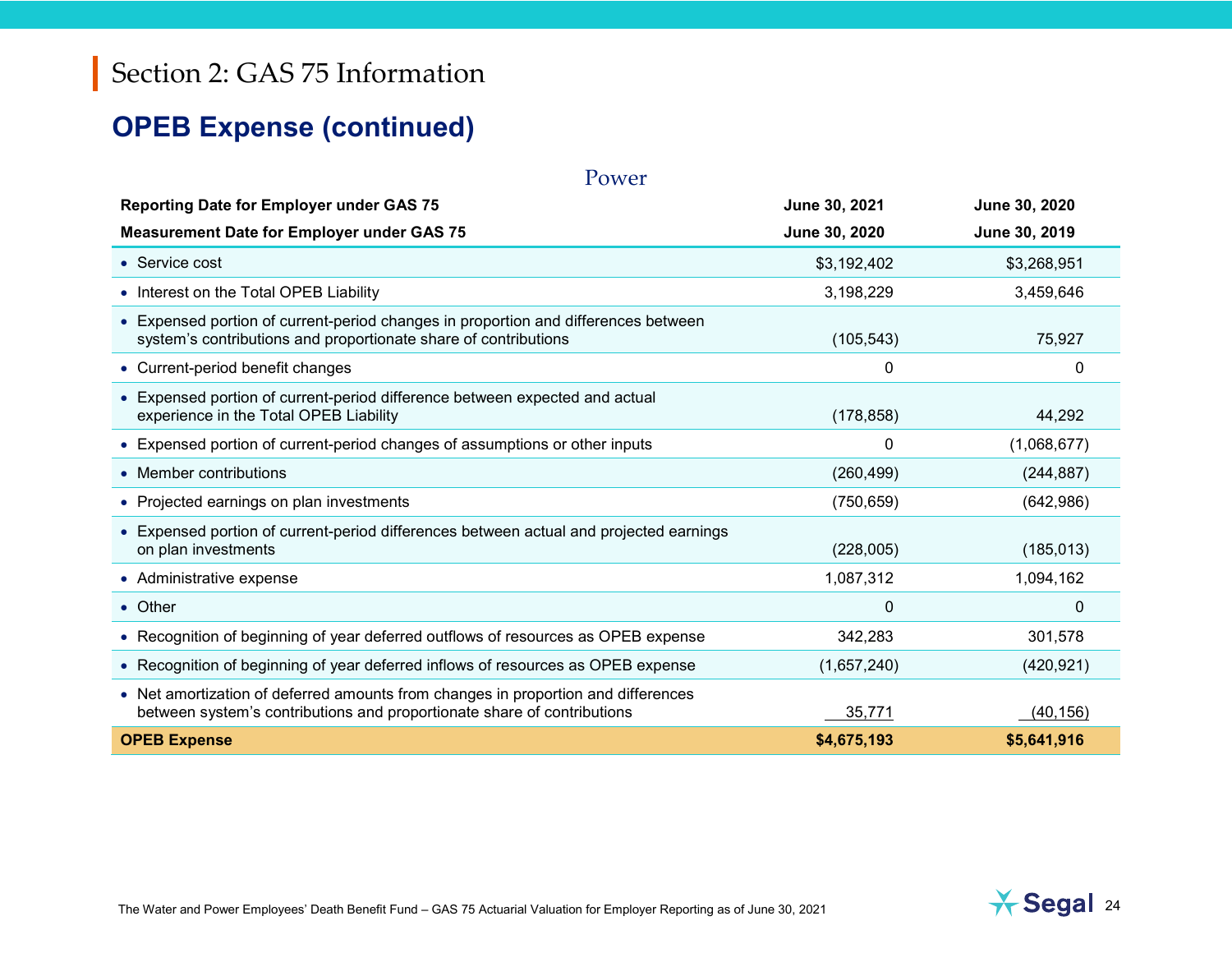# Section 2: GAS 75 Information

## OPEB Expense (continued)

### Power

| Reporting Date for Employer under GAS 75 | June 30, 2021 | June 30, 2020 |
|---|---|---|
| **Measurement Date for Employer under GAS 75** | **June 30, 2020** | **June 30, 2019** |
| • Service cost | $3,192,402 | $3,268,951 |
| • Interest on the Total OPEB Liability | 3,198,229 | 3,459,646 |
| • Expensed portion of current-period changes in proportion and differences between system's contributions and proportionate share of contributions | (105,543) | 75,927 |
| • Current-period benefit changes | 0 | 0 |
| • Expensed portion of current-period difference between expected and actual experience in the Total OPEB Liability | (178,858) | 44,292 |
| • Expensed portion of current-period changes of assumptions or other inputs | 0 | (1,068,677) |
| • Member contributions | (260,499) | (244,887) |
| • Projected earnings on plan investments | (750,659) | (642,986) |
| • Expensed portion of current-period differences between actual and projected earnings on plan investments | (228,005) | (185,013) |
| • Administrative expense | 1,087,312 | 1,094,162 |
| • Other | 0 | 0 |
| • Recognition of beginning of year deferred outflows of resources as OPEB expense | 342,283 | 301,578 |
| • Recognition of beginning of year deferred inflows of resources as OPEB expense | (1,657,240) | (420,921) |
| • Net amortization of deferred amounts from changes in proportion and differences between system's contributions and proportionate share of contributions | 35,771 | (40,156) |
| **OPEB Expense** | **$4,675,193** | **$5,641,916** |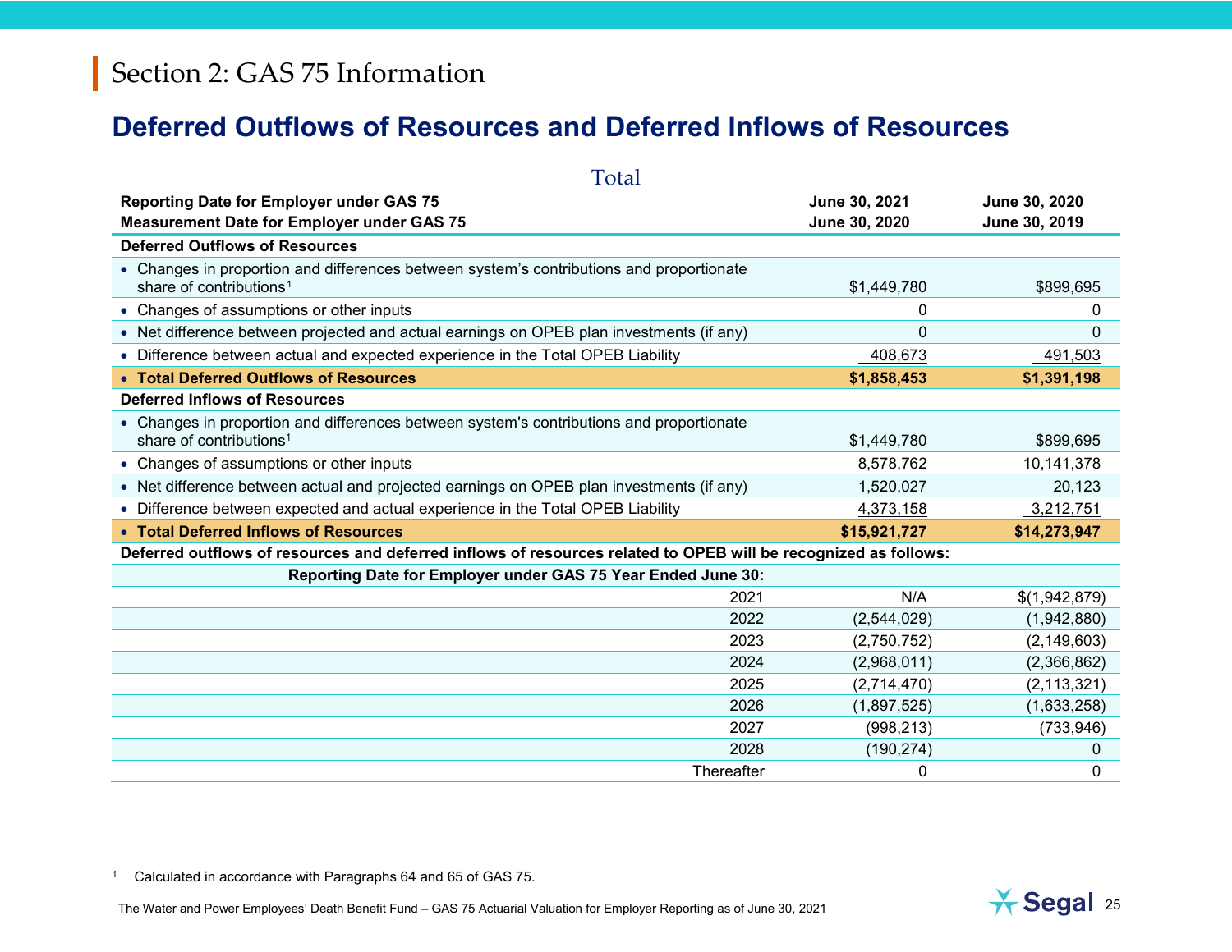# Section 2: GAS 75 Information

## Deferred Outflows of Resources and Deferred Inflows of Resources

Total

| Reporting Date for Employer under GAS 75<br>Measurement Date for Employer under GAS 75 | | June 30, 2021<br>June 30, 2020 | June 30, 2020<br>June 30, 2019 |
|---|---|---|---|
| **Deferred Outflows of Resources** | | | |
| • Changes in proportion and differences between system's contributions and proportionate share of contributions[1] | | $1,449,780 | $899,695 |
| • Changes of assumptions or other inputs | | 0 | 0 |
| • Net difference between projected and actual earnings on OPEB plan investments (if any) | | 0 | 0 |
| • Difference between actual and expected experience in the Total OPEB Liability | | 408,673 | 491,503 |
| • **Total Deferred Outflows of Resources** | | **$1,858,453** | **$1,391,198** |
| **Deferred Inflows of Resources** | | | |
| • Changes in proportion and differences between system's contributions and proportionate share of contributions[1] | | $1,449,780 | $899,695 |
| • Changes of assumptions or other inputs | | 8,578,762 | 10,141,378 |
| • Net difference between actual and projected earnings on OPEB plan investments (if any) | | 1,520,027 | 20,123 |
| • Difference between expected and actual experience in the Total OPEB Liability | | 4,373,158 | 3,212,751 |
| • **Total Deferred Inflows of Resources** | | **$15,921,727** | **$14,273,947** |
| **Deferred outflows of resources and deferred inflows of resources related to OPEB will be recognized as follows:** | | | |
| **Reporting Date for Employer under GAS 75 Year Ended June 30:** | | | |
| | 2021 | N/A | $(1,942,879) |
| | 2022 | (2,544,029) | (1,942,880) |
| | 2023 | (2,750,752) | (2,149,603) |
| | 2024 | (2,968,011) | (2,366,862) |
| | 2025 | (2,714,470) | (2,113,321) |
| | 2026 | (1,897,525) | (1,633,258) |
| | 2027 | (998,213) | (733,946) |
| | 2028 | (190,274) | 0 |
| | Thereafter | 0 | 0 |

[1] Calculated in accordance with Paragraphs 64 and 65 of GAS 75.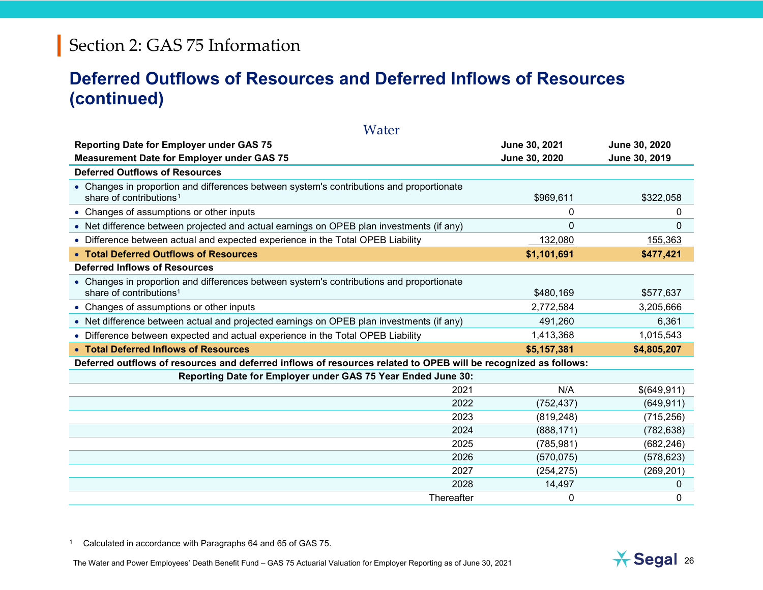# Section 2: GAS 75 Information

## Deferred Outflows of Resources and Deferred Inflows of Resources (continued)

### Water

| Reporting Date for Employer under GAS 75 | June 30, 2021 | June 30, 2020 |
|---|---|---|
| **Measurement Date for Employer under GAS 75** | **June 30, 2020** | **June 30, 2019** |
| **Deferred Outflows of Resources** | | |
| • Changes in proportion and differences between system's contributions and proportionate share of contributions[1] | $969,611 | $322,058 |
| • Changes of assumptions or other inputs | 0 | 0 |
| • Net difference between projected and actual earnings on OPEB plan investments (if any) | 0 | 0 |
| • Difference between actual and expected experience in the Total OPEB Liability | 132,080 | 155,363 |
| • **Total Deferred Outflows of Resources** | **$1,101,691** | **$477,421** |
| **Deferred Inflows of Resources** | | |
| • Changes in proportion and differences between system's contributions and proportionate share of contributions[1] | $480,169 | $577,637 |
| • Changes of assumptions or other inputs | 2,772,584 | 3,205,666 |
| • Net difference between actual and projected earnings on OPEB plan investments (if any) | 491,260 | 6,361 |
| • Difference between expected and actual experience in the Total OPEB Liability | 1,413,368 | 1,015,543 |
| • **Total Deferred Inflows of Resources** | **$5,157,381** | **$4,805,207** |
| **Deferred outflows of resources and deferred inflows of resources related to OPEB will be recognized as follows:** | | |
| **Reporting Date for Employer under GAS 75 Year Ended June 30:** | | |
| 2021 | N/A | $(649,911) |
| 2022 | (752,437) | (649,911) |
| 2023 | (819,248) | (715,256) |
| 2024 | (888,171) | (782,638) |
| 2025 | (785,981) | (682,246) |
| 2026 | (570,075) | (578,623) |
| 2027 | (254,275) | (269,201) |
| 2028 | 14,497 | 0 |
| Thereafter | 0 | 0 |

[1] Calculated in accordance with Paragraphs 64 and 65 of GAS 75.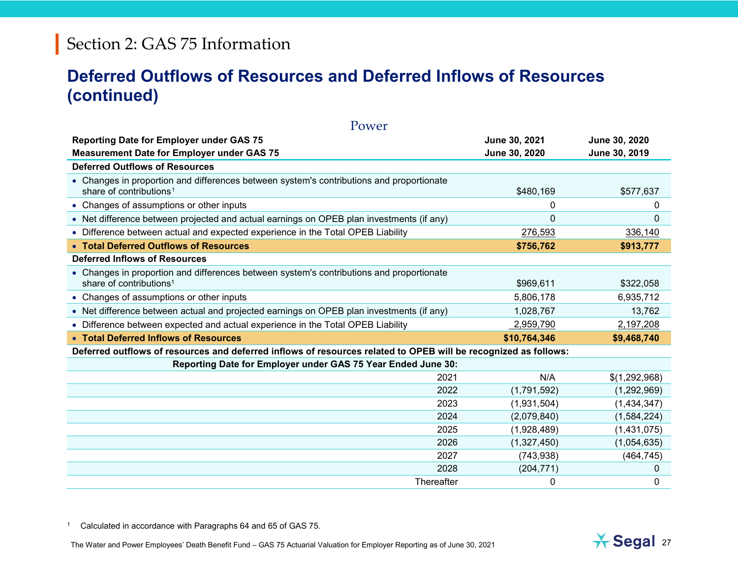# Section 2: GAS 75 Information

## Deferred Outflows of Resources and Deferred Inflows of Resources (continued)

### Power

| Reporting Date for Employer under GAS 75 | June 30, 2021 | June 30, 2020 |
|---|---|---|
| **Measurement Date for Employer under GAS 75** | **June 30, 2020** | **June 30, 2019** |
| **Deferred Outflows of Resources** | | |
| • Changes in proportion and differences between system's contributions and proportionate share of contributions[1] | $480,169 | $577,637 |
| • Changes of assumptions or other inputs | 0 | 0 |
| • Net difference between projected and actual earnings on OPEB plan investments (if any) | 0 | 0 |
| • Difference between actual and expected experience in the Total OPEB Liability | 276,593 | 336,140 |
| • **Total Deferred Outflows of Resources** | **$756,762** | **$913,777** |
| **Deferred Inflows of Resources** | | |
| • Changes in proportion and differences between system's contributions and proportionate share of contributions[1] | $969,611 | $322,058 |
| • Changes of assumptions or other inputs | 5,806,178 | 6,935,712 |
| • Net difference between actual and projected earnings on OPEB plan investments (if any) | 1,028,767 | 13,762 |
| • Difference between expected and actual experience in the Total OPEB Liability | 2,959,790 | 2,197,208 |
| • **Total Deferred Inflows of Resources** | **$10,764,346** | **$9,468,740** |
| **Deferred outflows of resources and deferred inflows of resources related to OPEB will be recognized as follows:** | | |
| **Reporting Date for Employer under GAS 75 Year Ended June 30:** | | |
| 2021 | N/A | $(1,292,968) |
| 2022 | (1,791,592) | (1,292,969) |
| 2023 | (1,931,504) | (1,434,347) |
| 2024 | (2,079,840) | (1,584,224) |
| 2025 | (1,928,489) | (1,431,075) |
| 2026 | (1,327,450) | (1,054,635) |
| 2027 | (743,938) | (464,745) |
| 2028 | (204,771) | 0 |
| Thereafter | 0 | 0 |

[1] Calculated in accordance with Paragraphs 64 and 65 of GAS 75.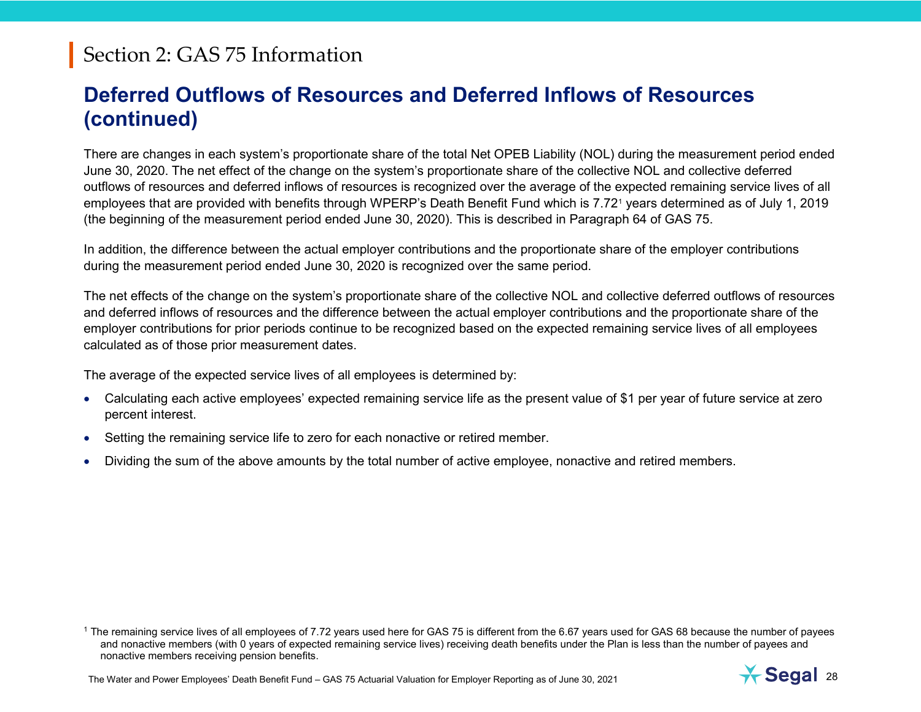# Section 2: GAS 75 Information

## Deferred Outflows of Resources and Deferred Inflows of Resources (continued)

There are changes in each system's proportionate share of the total Net OPEB Liability (NOL) during the measurement period ended June 30, 2020. The net effect of the change on the system's proportionate share of the collective NOL and collective deferred outflows of resources and deferred inflows of resources is recognized over the average of the expected remaining service lives of all employees that are provided with benefits through WPERP's Death Benefit Fund which is 7.72[1] years determined as of July 1, 2019 (the beginning of the measurement period ended June 30, 2020). This is described in Paragraph 64 of GAS 75.

In addition, the difference between the actual employer contributions and the proportionate share of the employer contributions during the measurement period ended June 30, 2020 is recognized over the same period.

The net effects of the change on the system's proportionate share of the collective NOL and collective deferred outflows of resources and deferred inflows of resources and the difference between the actual employer contributions and the proportionate share of the employer contributions for prior periods continue to be recognized based on the expected remaining service lives of all employees calculated as of those prior measurement dates.

The average of the expected service lives of all employees is determined by:

- Calculating each active employees' expected remaining service life as the present value of $1 per year of future service at zero percent interest.
- Setting the remaining service life to zero for each nonactive or retired member.
- Dividing the sum of the above amounts by the total number of active employee, nonactive and retired members.

[1] The remaining service lives of all employees of 7.72 years used here for GAS 75 is different from the 6.67 years used for GAS 68 because the number of payees and nonactive members (with 0 years of expected remaining service lives) receiving death benefits under the Plan is less than the number of payees and nonactive members receiving pension benefits.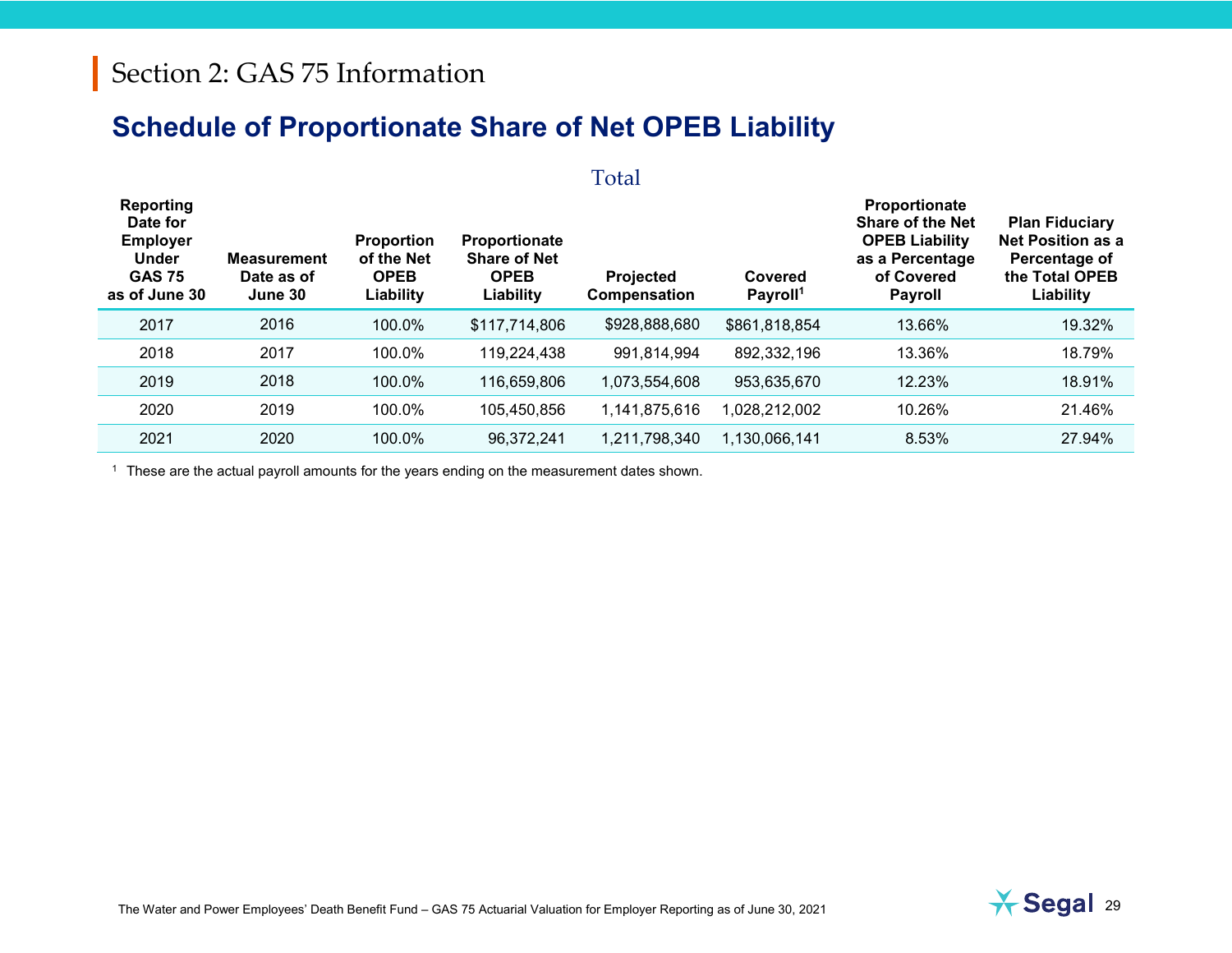# Section 2: GAS 75 Information

## Schedule of Proportionate Share of Net OPEB Liability

Total

| Reporting Date for Employer Under GAS 75 as of June 30 | Measurement Date as of June 30 | Proportion of the Net OPEB Liability | Proportionate Share of Net OPEB Liability | Projected Compensation | Covered Payroll[1] | Proportionate Share of the Net OPEB Liability as a Percentage of Covered Payroll | Plan Fiduciary Net Position as a Percentage of the Total OPEB Liability |
|---|---|---|---|---|---|---|---|
| 2017 | 2016 | 100.0% | $117,714,806 | $928,888,680 | $861,818,854 | 13.66% | 19.32% |
| 2018 | 2017 | 100.0% | 119,224,438 | 991,814,994 | 892,332,196 | 13.36% | 18.79% |
| 2019 | 2018 | 100.0% | 116,659,806 | 1,073,554,608 | 953,635,670 | 12.23% | 18.91% |
| 2020 | 2019 | 100.0% | 105,450,856 | 1,141,875,616 | 1,028,212,002 | 10.26% | 21.46% |
| 2021 | 2020 | 100.0% | 96,372,241 | 1,211,798,340 | 1,130,066,141 | 8.53% | 27.94% |

[1] These are the actual payroll amounts for the years ending on the measurement dates shown.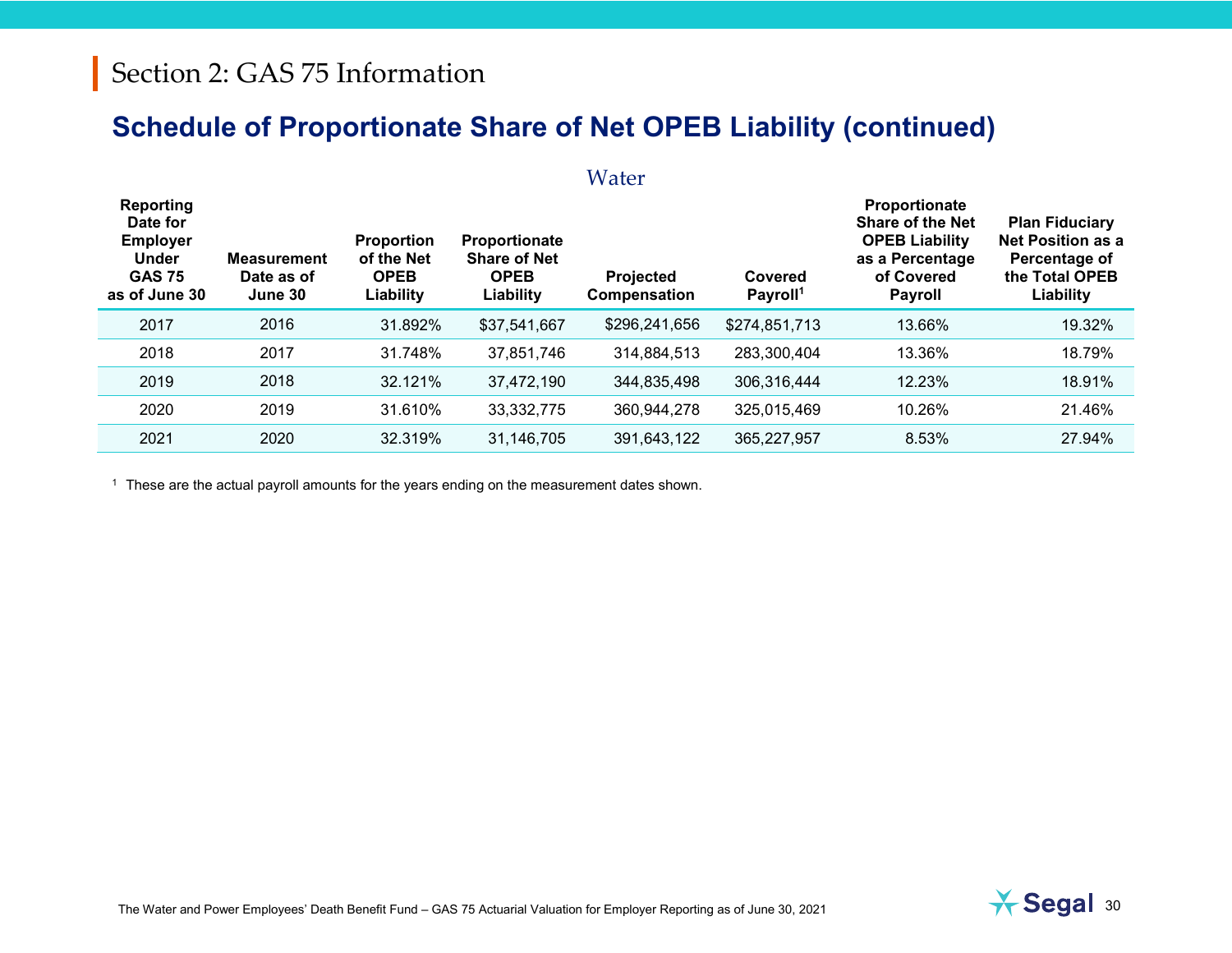# Section 2: GAS 75 Information

## Schedule of Proportionate Share of Net OPEB Liability (continued)

### Water

| Reporting Date for Employer Under GAS 75 as of June 30 | Measurement Date as of June 30 | Proportion of the Net OPEB Liability | Proportionate Share of Net OPEB Liability | Projected Compensation | Covered Payroll[1] | Proportionate Share of the Net OPEB Liability as a Percentage of Covered Payroll | Plan Fiduciary Net Position as a Percentage of the Total OPEB Liability |
|---|---|---|---|---|---|---|---|
| 2017 | 2016 | 31.892% | $37,541,667 | $296,241,656 | $274,851,713 | 13.66% | 19.32% |
| 2018 | 2017 | 31.748% | 37,851,746 | 314,884,513 | 283,300,404 | 13.36% | 18.79% |
| 2019 | 2018 | 32.121% | 37,472,190 | 344,835,498 | 306,316,444 | 12.23% | 18.91% |
| 2020 | 2019 | 31.610% | 33,332,775 | 360,944,278 | 325,015,469 | 10.26% | 21.46% |
| 2021 | 2020 | 32.319% | 31,146,705 | 391,643,122 | 365,227,957 | 8.53% | 27.94% |

[1] These are the actual payroll amounts for the years ending on the measurement dates shown.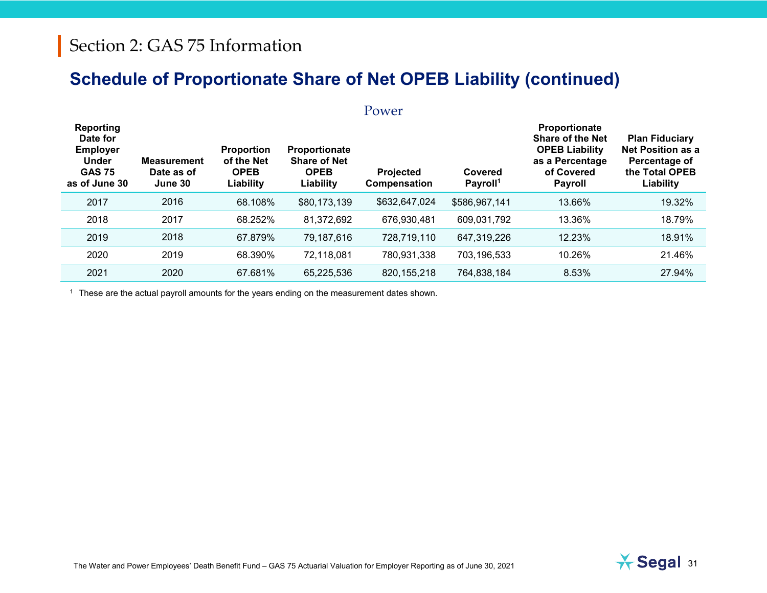# Section 2: GAS 75 Information

## Schedule of Proportionate Share of Net OPEB Liability (continued)

### Power

| Reporting Date for Employer Under GAS 75 as of June 30 | Measurement Date as of June 30 | Proportion of the Net OPEB Liability | Proportionate Share of Net OPEB Liability | Projected Compensation | Covered Payroll[1] | Proportionate Share of the Net OPEB Liability as a Percentage of Covered Payroll | Plan Fiduciary Net Position as a Percentage of the Total OPEB Liability |
|---|---|---|---|---|---|---|---|
| 2017 | 2016 | 68.108% | $80,173,139 | $632,647,024 | $586,967,141 | 13.66% | 19.32% |
| 2018 | 2017 | 68.252% | 81,372,692 | 676,930,481 | 609,031,792 | 13.36% | 18.79% |
| 2019 | 2018 | 67.879% | 79,187,616 | 728,719,110 | 647,319,226 | 12.23% | 18.91% |
| 2020 | 2019 | 68.390% | 72,118,081 | 780,931,338 | 703,196,533 | 10.26% | 21.46% |
| 2021 | 2020 | 67.681% | 65,225,536 | 820,155,218 | 764,838,184 | 8.53% | 27.94% |

[1] These are the actual payroll amounts for the years ending on the measurement dates shown.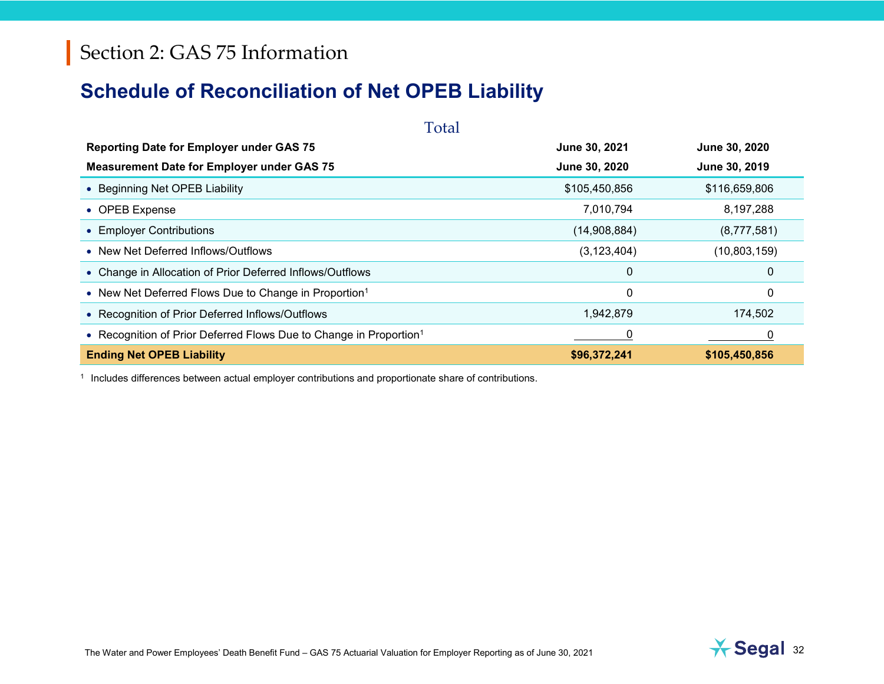# Section 2: GAS 75 Information

## Schedule of Reconciliation of Net OPEB Liability

Total

| Reporting Date for Employer under GAS 75 | June 30, 2021 | June 30, 2020 |
|---|---|---|
| **Measurement Date for Employer under GAS 75** | **June 30, 2020** | **June 30, 2019** |
| • Beginning Net OPEB Liability | $105,450,856 | $116,659,806 |
| • OPEB Expense | 7,010,794 | 8,197,288 |
| • Employer Contributions | (14,908,884) | (8,777,581) |
| • New Net Deferred Inflows/Outflows | (3,123,404) | (10,803,159) |
| • Change in Allocation of Prior Deferred Inflows/Outflows | 0 | 0 |
| • New Net Deferred Flows Due to Change in Proportion[1] | 0 | 0 |
| • Recognition of Prior Deferred Inflows/Outflows | 1,942,879 | 174,502 |
| • Recognition of Prior Deferred Flows Due to Change in Proportion[1] | 0 | 0 |
| **Ending Net OPEB Liability** | **$96,372,241** | **$105,450,856** |

[1] Includes differences between actual employer contributions and proportionate share of contributions.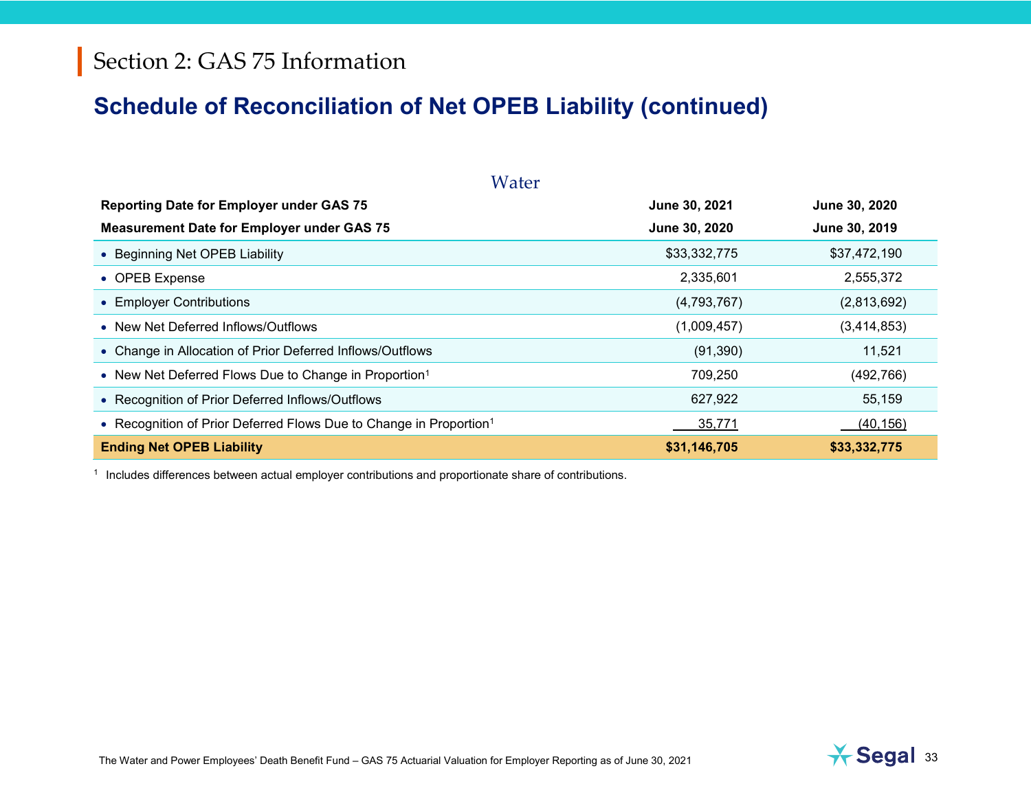# Section 2: GAS 75 Information

## Schedule of Reconciliation of Net OPEB Liability (continued)

### Water

| Reporting Date for Employer under GAS 75 | June 30, 2021 | June 30, 2020 |
|---|---|---|
| **Measurement Date for Employer under GAS 75** | **June 30, 2020** | **June 30, 2019** |
| • Beginning Net OPEB Liability | $33,332,775 | $37,472,190 |
| • OPEB Expense | 2,335,601 | 2,555,372 |
| • Employer Contributions | (4,793,767) | (2,813,692) |
| • New Net Deferred Inflows/Outflows | (1,009,457) | (3,414,853) |
| • Change in Allocation of Prior Deferred Inflows/Outflows | (91,390) | 11,521 |
| • New Net Deferred Flows Due to Change in Proportion[1] | 709,250 | (492,766) |
| • Recognition of Prior Deferred Inflows/Outflows | 627,922 | 55,159 |
| • Recognition of Prior Deferred Flows Due to Change in Proportion[1] | 35,771 | (40,156) |
| **Ending Net OPEB Liability** | **$31,146,705** | **$33,332,775** |

[1] Includes differences between actual employer contributions and proportionate share of contributions.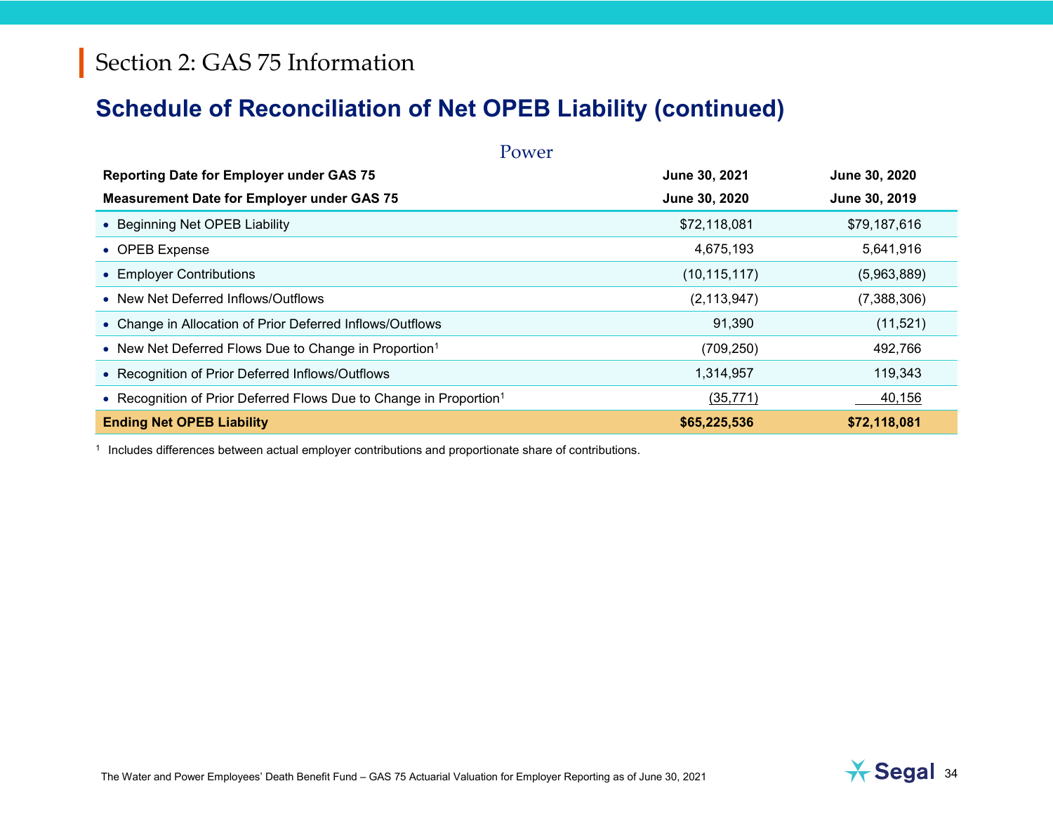# Section 2: GAS 75 Information

## Schedule of Reconciliation of Net OPEB Liability (continued)

### Power

| Reporting Date for Employer under GAS 75 | June 30, 2021 | June 30, 2020 |
| --- | --- | --- |
| **Measurement Date for Employer under GAS 75** | **June 30, 2020** | **June 30, 2019** |
| • Beginning Net OPEB Liability | $72,118,081 | $79,187,616 |
| • OPEB Expense | 4,675,193 | 5,641,916 |
| • Employer Contributions | (10,115,117) | (5,963,889) |
| • New Net Deferred Inflows/Outflows | (2,113,947) | (7,388,306) |
| • Change in Allocation of Prior Deferred Inflows/Outflows | 91,390 | (11,521) |
| • New Net Deferred Flows Due to Change in Proportion[1] | (709,250) | 492,766 |
| • Recognition of Prior Deferred Inflows/Outflows | 1,314,957 | 119,343 |
| • Recognition of Prior Deferred Flows Due to Change in Proportion[1] | (35,771) | 40,156 |
| **Ending Net OPEB Liability** | **$65,225,536** | **$72,118,081** |

[1] Includes differences between actual employer contributions and proportionate share of contributions.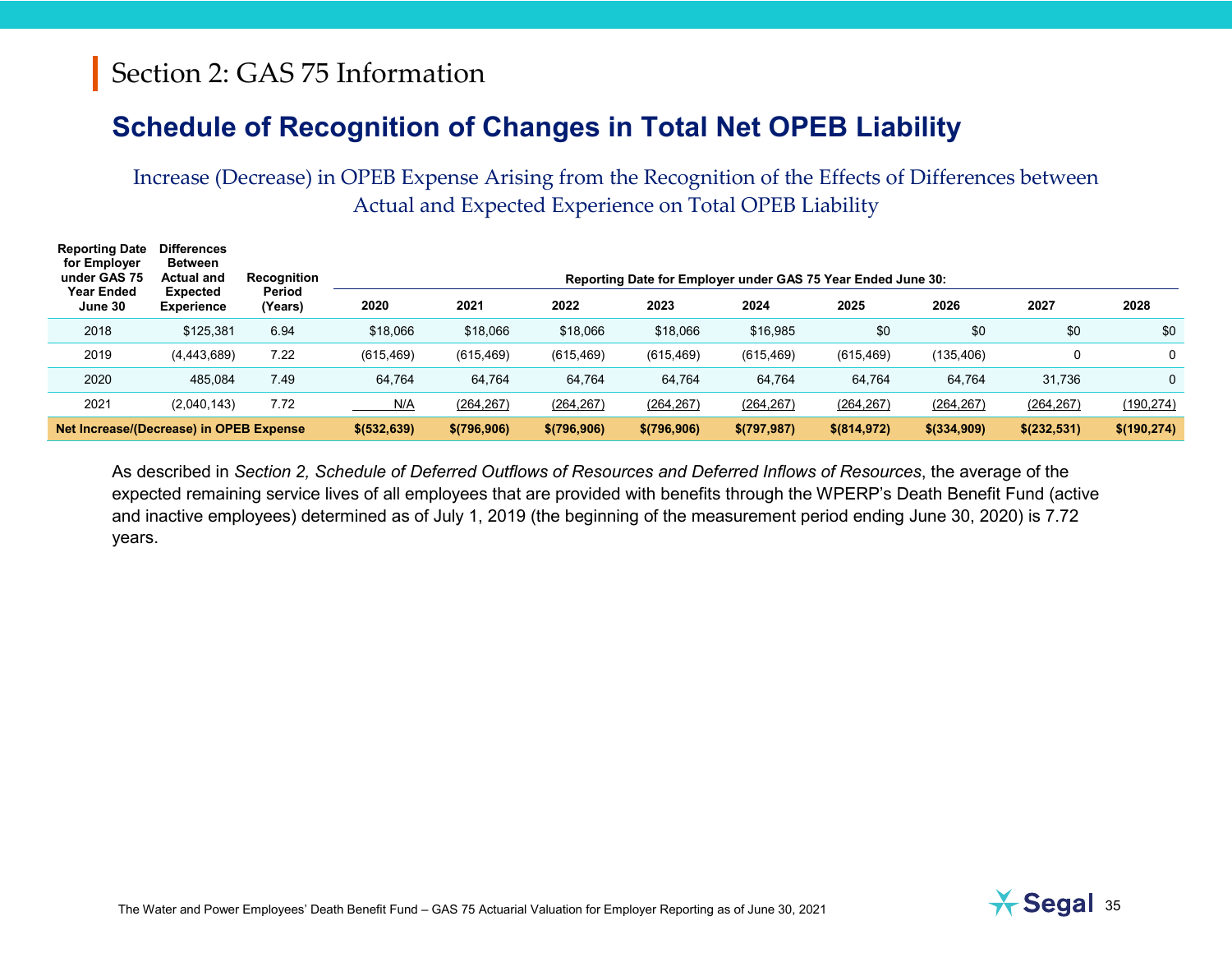# Section 2: GAS 75 Information

## Schedule of Recognition of Changes in Total Net OPEB Liability

### Increase (Decrease) in OPEB Expense Arising from the Recognition of the Effects of Differences between Actual and Expected Experience on Total OPEB Liability

| Reporting Date for Employer under GAS 75 Year Ended June 30 | Differences Between Actual and Expected Experience | Recognition Period (Years) | Reporting Date for Employer under GAS 75 Year Ended June 30: | | | | | | | | |
|---|---|---|---|---|---|---|---|---|---|---|---|
| | | | 2020 | 2021 | 2022 | 2023 | 2024 | 2025 | 2026 | 2027 | 2028 |
| 2018 | $125,381 | 6.94 | $18,066 | $18,066 | $18,066 | $18,066 | $16,985 | $0 | $0 | $0 | $0 |
| 2019 | (4,443,689) | 7.22 | (615,469) | (615,469) | (615,469) | (615,469) | (615,469) | (615,469) | (135,406) | 0 | 0 |
| 2020 | 485,084 | 7.49 | 64,764 | 64,764 | 64,764 | 64,764 | 64,764 | 64,764 | 64,764 | 31,736 | 0 |
| 2021 | (2,040,143) | 7.72 | N/A | (264,267) | (264,267) | (264,267) | (264,267) | (264,267) | (264,267) | (264,267) | (190,274) |
| **Net Increase/(Decrease) in OPEB Expense** | | | **$(532,639)** | **$(796,906)** | **$(796,906)** | **$(796,906)** | **$(797,987)** | **$(814,972)** | **$(334,909)** | **$(232,531)** | **$(190,274)** |

As described in *Section 2, Schedule of Deferred Outflows of Resources and Deferred Inflows of Resources*, the average of the expected remaining service lives of all employees that are provided with benefits through the WPERP's Death Benefit Fund (active and inactive employees) determined as of July 1, 2019 (the beginning of the measurement period ending June 30, 2020) is 7.72 years.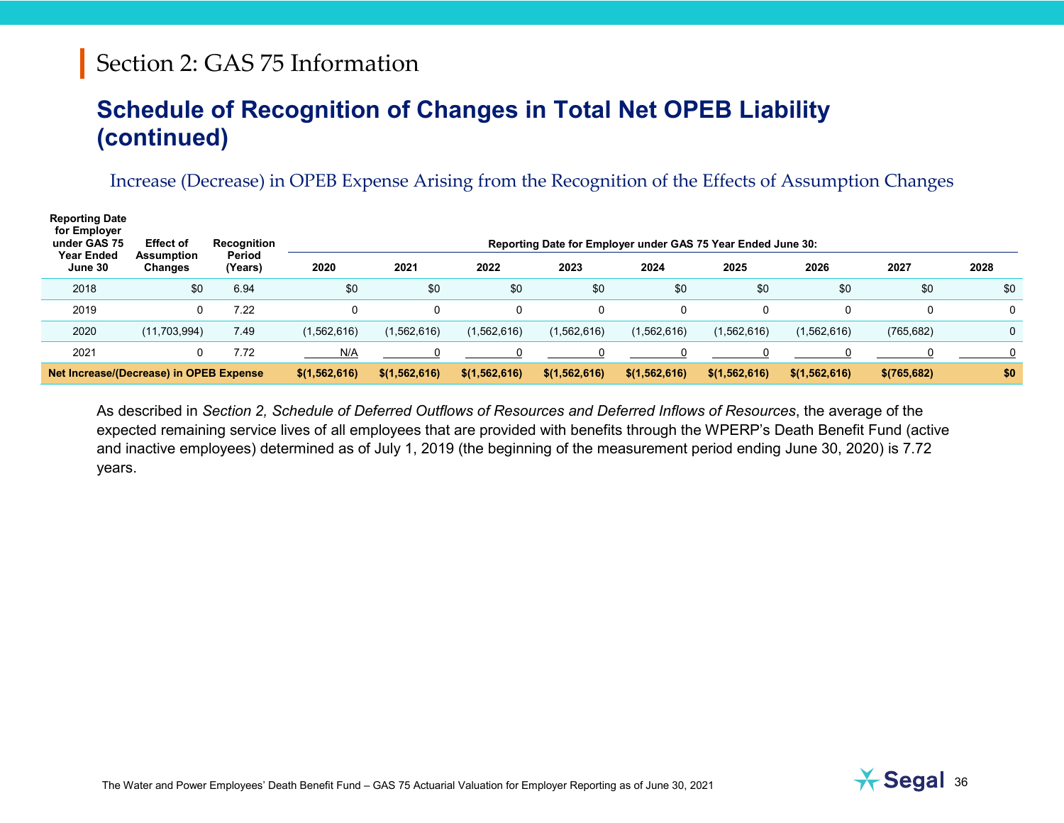# Section 2: GAS 75 Information

## Schedule of Recognition of Changes in Total Net OPEB Liability (continued)

### Increase (Decrease) in OPEB Expense Arising from the Recognition of the Effects of Assumption Changes

| Reporting Date for Employer under GAS 75 Year Ended June 30 | Effect of Assumption Changes | Recognition Period (Years) | Reporting Date for Employer under GAS 75 Year Ended June 30: | | | | | | | | |
|---|---|---|---|---|---|---|---|---|---|---|---|
| | | | 2020 | 2021 | 2022 | 2023 | 2024 | 2025 | 2026 | 2027 | 2028 |
| 2018 | $0 | 6.94 | $0 | $0 | $0 | $0 | $0 | $0 | $0 | $0 | $0 |
| 2019 | 0 | 7.22 | 0 | 0 | 0 | 0 | 0 | 0 | 0 | 0 | 0 |
| 2020 | (11,703,994) | 7.49 | (1,562,616) | (1,562,616) | (1,562,616) | (1,562,616) | (1,562,616) | (1,562,616) | (1,562,616) | (765,682) | 0 |
| 2021 | 0 | 7.72 | N/A | 0 | 0 | 0 | 0 | 0 | 0 | 0 | 0 |
| **Net Increase/(Decrease) in OPEB Expense** | | | **$(1,562,616)** | **$(1,562,616)** | **$(1,562,616)** | **$(1,562,616)** | **$(1,562,616)** | **$(1,562,616)** | **$(1,562,616)** | **$(765,682)** | **$0** |

As described in *Section 2, Schedule of Deferred Outflows of Resources and Deferred Inflows of Resources*, the average of the expected remaining service lives of all employees that are provided with benefits through the WPERP's Death Benefit Fund (active and inactive employees) determined as of July 1, 2019 (the beginning of the measurement period ending June 30, 2020) is 7.72 years.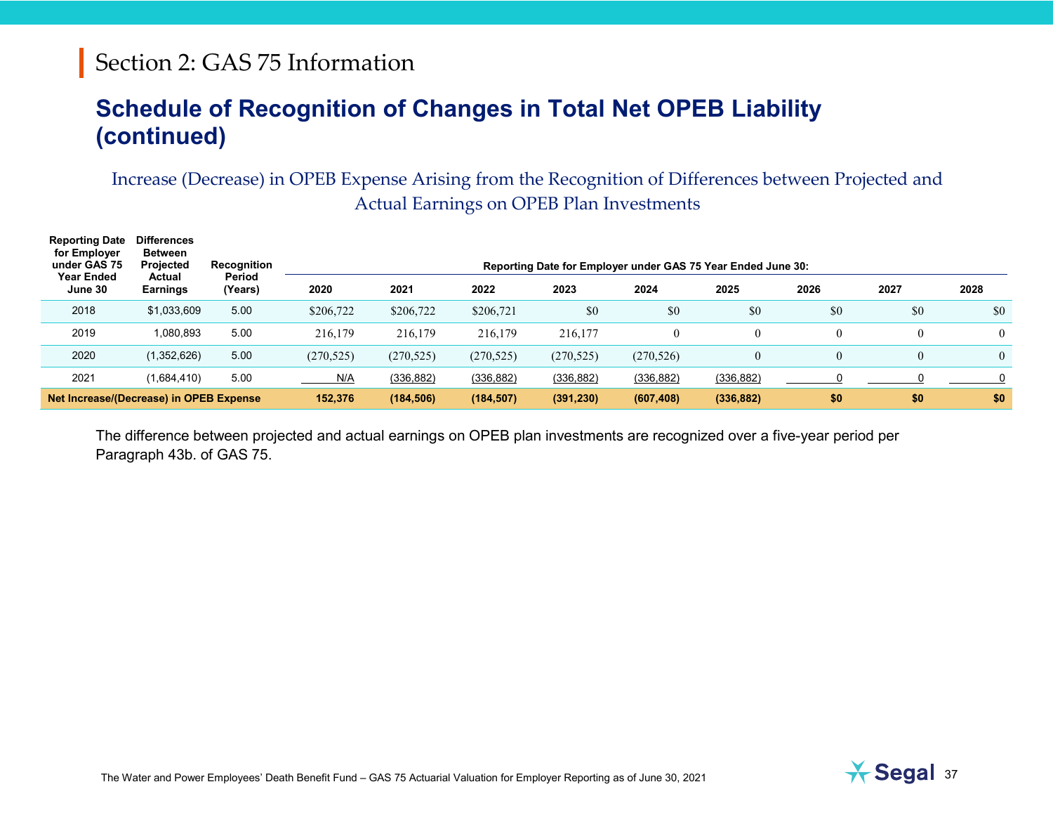## Section 2: GAS 75 Information

# Schedule of Recognition of Changes in Total Net OPEB Liability (continued)

### Increase (Decrease) in OPEB Expense Arising from the Recognition of Differences between Projected and Actual Earnings on OPEB Plan Investments

| Reporting Date for Employer under GAS 75 Year Ended June 30 | Differences Between Projected Actual Earnings | Recognition Period (Years) | Reporting Date for Employer under GAS 75 Year Ended June 30: | | | | | | | | |
|---|---|---|---|---|---|---|---|---|---|---|---|
| | | | 2020 | 2021 | 2022 | 2023 | 2024 | 2025 | 2026 | 2027 | 2028 |
| 2018 | $1,033,609 | 5.00 | $206,722 | $206,722 | $206,721 | $0 | $0 | $0 | $0 | $0 | $0 |
| 2019 | 1,080,893 | 5.00 | 216,179 | 216,179 | 216,179 | 216,177 | 0 | 0 | 0 | 0 | 0 |
| 2020 | (1,352,626) | 5.00 | (270,525) | (270,525) | (270,525) | (270,525) | (270,526) | 0 | 0 | 0 | 0 |
| 2021 | (1,684,410) | 5.00 | N/A | (336,882) | (336,882) | (336,882) | (336,882) | (336,882) | 0 | 0 | 0 |
| **Net Increase/(Decrease) in OPEB Expense** | | | **152,376** | **(184,506)** | **(184,507)** | **(391,230)** | **(607,408)** | **(336,882)** | **$0** | **$0** | **$0** |

The difference between projected and actual earnings on OPEB plan investments are recognized over a five-year period per Paragraph 43b. of GAS 75.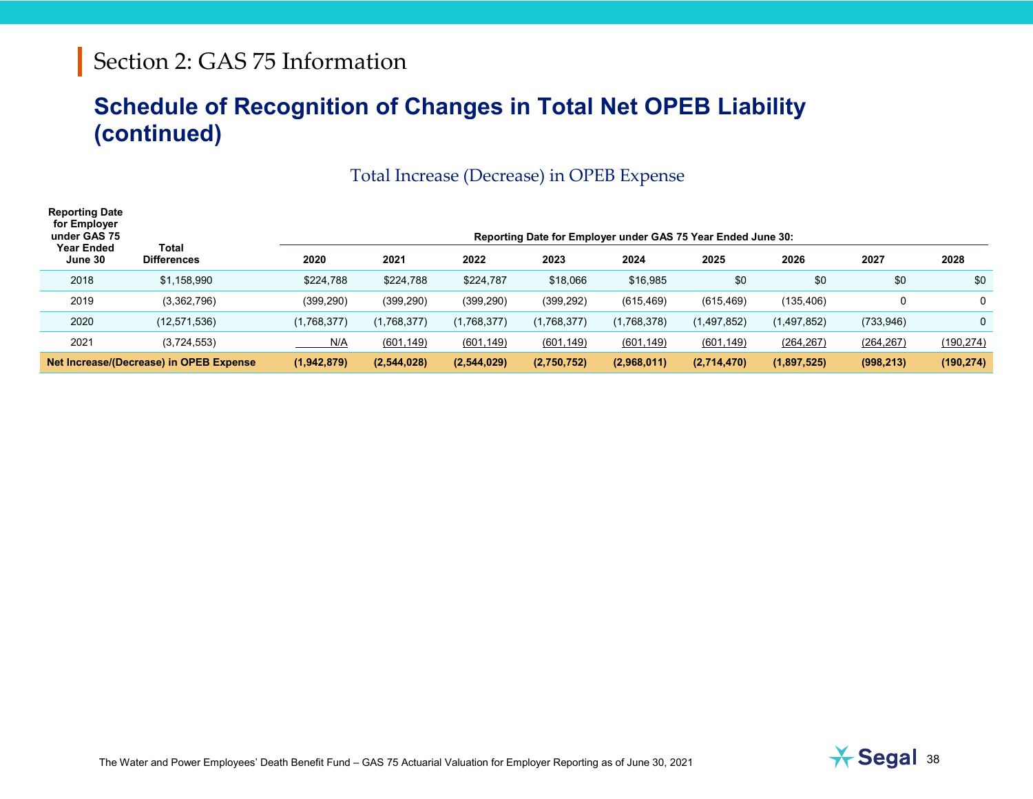# Section 2: GAS 75 Information

## Schedule of Recognition of Changes in Total Net OPEB Liability (continued)

### Total Increase (Decrease) in OPEB Expense

| Reporting Date for Employer under GAS 75 Year Ended June 30 | Total Differences | Reporting Date for Employer under GAS 75 Year Ended June 30: | | | | | | | | |
|---|---|---|---|---|---|---|---|---|---|---|
| | | 2020 | 2021 | 2022 | 2023 | 2024 | 2025 | 2026 | 2027 | 2028 |
| 2018 | $1,158,990 | $224,788 | $224,788 | $224,787 | $18,066 | $16,985 | $0 | $0 | $0 | $0 |
| 2019 | (3,362,796) | (399,290) | (399,290) | (399,290) | (399,292) | (615,469) | (615,469) | (135,406) | 0 | 0 |
| 2020 | (12,571,536) | (1,768,377) | (1,768,377) | (1,768,377) | (1,768,377) | (1,768,378) | (1,497,852) | (1,497,852) | (733,946) | 0 |
| 2021 | (3,724,553) | N/A | (601,149) | (601,149) | (601,149) | (601,149) | (601,149) | (264,267) | (264,267) | (190,274) |
| **Net Increase/(Decrease) in OPEB Expense** | | **(1,942,879)** | **(2,544,028)** | **(2,544,029)** | **(2,750,752)** | **(2,968,011)** | **(2,714,470)** | **(1,897,525)** | **(998,213)** | **(190,274)** |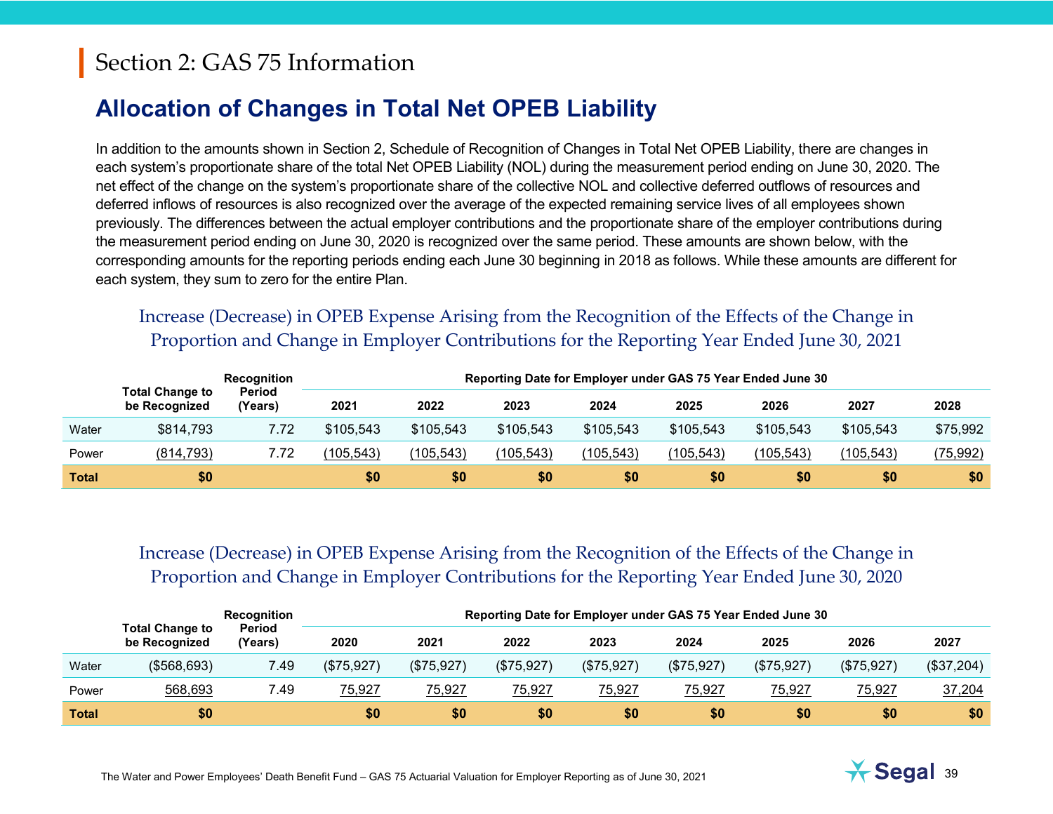# Section 2: GAS 75 Information

## Allocation of Changes in Total Net OPEB Liability

In addition to the amounts shown in Section 2, Schedule of Recognition of Changes in Total Net OPEB Liability, there are changes in each system's proportionate share of the total Net OPEB Liability (NOL) during the measurement period ending on June 30, 2020. The net effect of the change on the system's proportionate share of the collective NOL and collective deferred outflows of resources and deferred inflows of resources is also recognized over the average of the expected remaining service lives of all employees shown previously. The differences between the actual employer contributions and the proportionate share of the employer contributions during the measurement period ending on June 30, 2020 is recognized over the same period. These amounts are shown below, with the corresponding amounts for the reporting periods ending each June 30 beginning in 2018 as follows. While these amounts are different for each system, they sum to zero for the entire Plan.

### Increase (Decrease) in OPEB Expense Arising from the Recognition of the Effects of the Change in Proportion and Change in Employer Contributions for the Reporting Year Ended June 30, 2021

| | Total Change to be Recognized | Recognition Period (Years) | Reporting Date for Employer under GAS 75 Year Ended June 30 | | | | | | | |
|---|---|---|---|---|---|---|---|---|---|---|
| | | | 2021 | 2022 | 2023 | 2024 | 2025 | 2026 | 2027 | 2028 |
| Water | $814,793 | 7.72 | $105,543 | $105,543 | $105,543 | $105,543 | $105,543 | $105,543 | $105,543 | $75,992 |
| Power | (814,793) | 7.72 | (105,543) | (105,543) | (105,543) | (105,543) | (105,543) | (105,543) | (105,543) | (75,992) |
| **Total** | **$0** | | **$0** | **$0** | **$0** | **$0** | **$0** | **$0** | **$0** | **$0** |

### Increase (Decrease) in OPEB Expense Arising from the Recognition of the Effects of the Change in Proportion and Change in Employer Contributions for the Reporting Year Ended June 30, 2020

| | Total Change to be Recognized | Recognition Period (Years) | Reporting Date for Employer under GAS 75 Year Ended June 30 | | | | | | | |
|---|---|---|---|---|---|---|---|---|---|---|
| | | | 2020 | 2021 | 2022 | 2023 | 2024 | 2025 | 2026 | 2027 |
| Water | ($568,693) | 7.49 | ($75,927) | ($75,927) | ($75,927) | ($75,927) | ($75,927) | ($75,927) | ($75,927) | ($37,204) |
| Power | 568,693 | 7.49 | 75,927 | 75,927 | 75,927 | 75,927 | 75,927 | 75,927 | 75,927 | 37,204 |
| **Total** | **$0** | | **$0** | **$0** | **$0** | **$0** | **$0** | **$0** | **$0** | **$0** |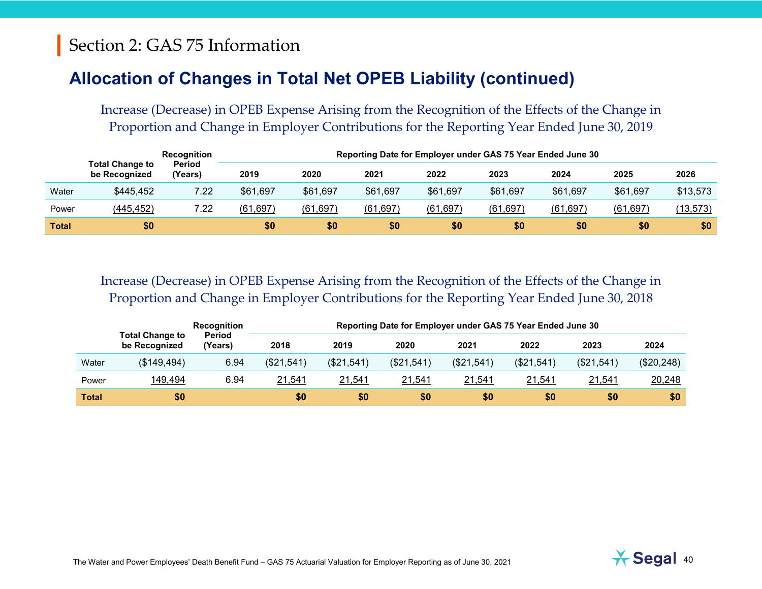# Section 2: GAS 75 Information

## Allocation of Changes in Total Net OPEB Liability (continued)

### Increase (Decrease) in OPEB Expense Arising from the Recognition of the Effects of the Change in Proportion and Change in Employer Contributions for the Reporting Year Ended June 30, 2019

| | Total Change to be Recognized | Recognition Period (Years) | Reporting Date for Employer under GAS 75 Year Ended June 30 | | | | | | | |
|---|---|---|---|---|---|---|---|---|---|---|
| | | | 2019 | 2020 | 2021 | 2022 | 2023 | 2024 | 2025 | 2026 |
| Water | $445,452 | 7.22 | $61,697 | $61,697 | $61,697 | $61,697 | $61,697 | $61,697 | $61,697 | $13,573 |
| Power | (445,452) | 7.22 | (61,697) | (61,697) | (61,697) | (61,697) | (61,697) | (61,697) | (61,697) | (13,573) |
| **Total** | **$0** | | **$0** | **$0** | **$0** | **$0** | **$0** | **$0** | **$0** | **$0** |

### Increase (Decrease) in OPEB Expense Arising from the Recognition of the Effects of the Change in Proportion and Change in Employer Contributions for the Reporting Year Ended June 30, 2018

| | Total Change to be Recognized | Recognition Period (Years) | Reporting Date for Employer under GAS 75 Year Ended June 30 | | | | | | |
|---|---|---|---|---|---|---|---|---|---|
| | | | 2018 | 2019 | 2020 | 2021 | 2022 | 2023 | 2024 |
| Water | ($149,494) | 6.94 | ($21,541) | ($21,541) | ($21,541) | ($21,541) | ($21,541) | ($21,541) | ($20,248) |
| Power | 149,494 | 6.94 | 21,541 | 21,541 | 21,541 | 21,541 | 21,541 | 21,541 | 20,248 |
| **Total** | **$0** | | **$0** | **$0** | **$0** | **$0** | **$0** | **$0** | **$0** |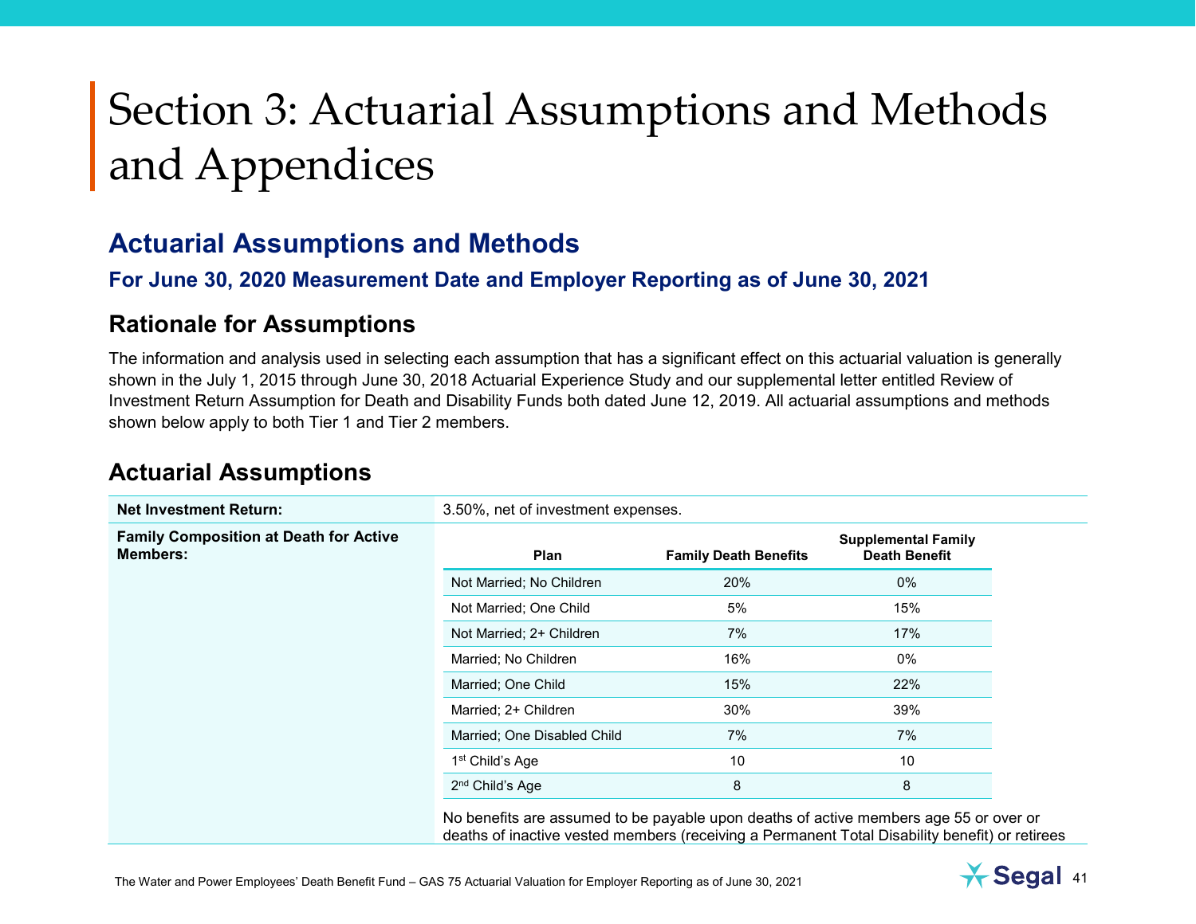# Section 3: Actuarial Assumptions and Methods and Appendices

## Actuarial Assumptions and Methods

### For June 30, 2020 Measurement Date and Employer Reporting as of June 30, 2021

### Rationale for Assumptions

The information and analysis used in selecting each assumption that has a significant effect on this actuarial valuation is generally shown in the July 1, 2015 through June 30, 2018 Actuarial Experience Study and our supplemental letter entitled Review of Investment Return Assumption for Death and Disability Funds both dated June 12, 2019. All actuarial assumptions and methods shown below apply to both Tier 1 and Tier 2 members.

### Actuarial Assumptions

**Net Investment Return:** 3.50%, net of investment expenses.

**Family Composition at Death for Active Members:**

| Plan | Family Death Benefits | Supplemental Family Death Benefit |
|---|---|---|
| Not Married; No Children | 20% | 0% |
| Not Married; One Child | 5% | 15% |
| Not Married; 2+ Children | 7% | 17% |
| Married; No Children | 16% | 0% |
| Married; One Child | 15% | 22% |
| Married; 2+ Children | 30% | 39% |
| Married; One Disabled Child | 7% | 7% |
| 1st Child's Age | 10 | 10 |
| 2nd Child's Age | 8 | 8 |

No benefits are assumed to be payable upon deaths of active members age 55 or over or deaths of inactive vested members (receiving a Permanent Total Disability benefit) or retirees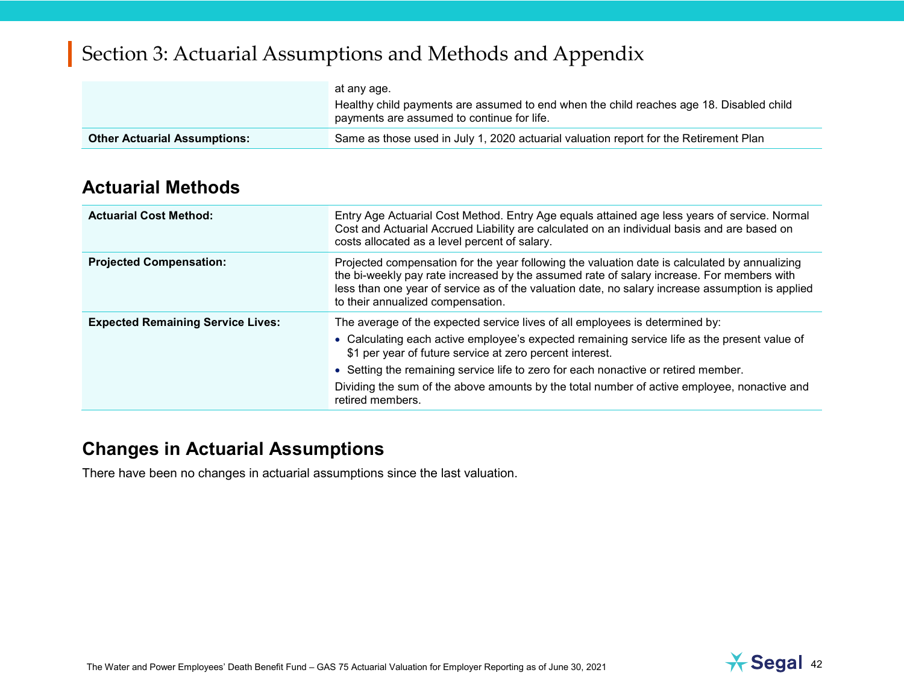# Section 3: Actuarial Assumptions and Methods and Appendix

| | |
|---|---|
| | at any age.<br>Healthy child payments are assumed to end when the child reaches age 18. Disabled child payments are assumed to continue for life. |
| **Other Actuarial Assumptions:** | Same as those used in July 1, 2020 actuarial valuation report for the Retirement Plan |

## Actuarial Methods

| | |
|---|---|
| **Actuarial Cost Method:** | Entry Age Actuarial Cost Method. Entry Age equals attained age less years of service. Normal Cost and Actuarial Accrued Liability are calculated on an individual basis and are based on costs allocated as a level percent of salary. |
| **Projected Compensation:** | Projected compensation for the year following the valuation date is calculated by annualizing the bi-weekly pay rate increased by the assumed rate of salary increase. For members with less than one year of service as of the valuation date, no salary increase assumption is applied to their annualized compensation. |
| **Expected Remaining Service Lives:** | The average of the expected service lives of all employees is determined by:<br>• Calculating each active employee's expected remaining service life as the present value of $1 per year of future service at zero percent interest.<br>• Setting the remaining service life to zero for each nonactive or retired member.<br>Dividing the sum of the above amounts by the total number of active employee, nonactive and retired members. |

## Changes in Actuarial Assumptions

There have been no changes in actuarial assumptions since the last valuation.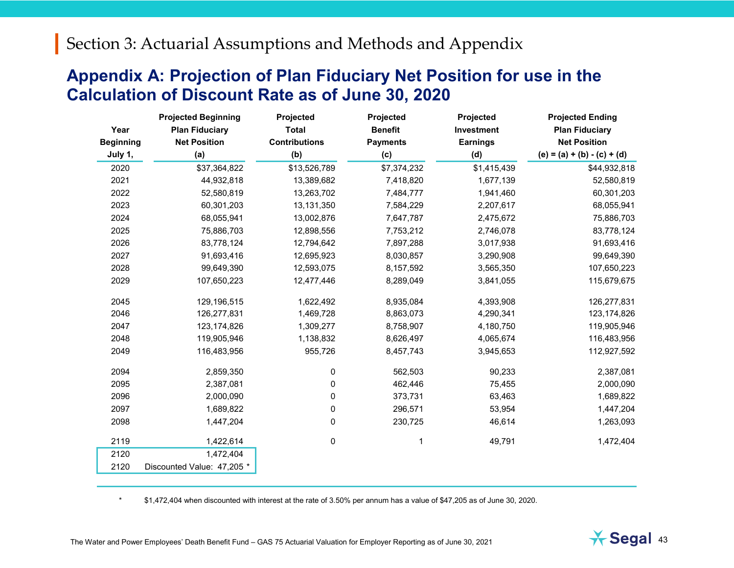## Section 3: Actuarial Assumptions and Methods and Appendix

# Appendix A: Projection of Plan Fiduciary Net Position for use in the Calculation of Discount Rate as of June 30, 2020

| Year Beginning July 1, | Projected Beginning Plan Fiduciary Net Position (a) | Projected Total Contributions (b) | Projected Benefit Payments (c) | Projected Investment Earnings (d) | Projected Ending Plan Fiduciary Net Position (e) = (a) + (b) - (c) + (d) |
|---|---|---|---|---|---|
| 2020 | $37,364,822 | $13,526,789 | $7,374,232 | $1,415,439 | $44,932,818 |
| 2021 | 44,932,818 | 13,389,682 | 7,418,820 | 1,677,139 | 52,580,819 |
| 2022 | 52,580,819 | 13,263,702 | 7,484,777 | 1,941,460 | 60,301,203 |
| 2023 | 60,301,203 | 13,131,350 | 7,584,229 | 2,207,617 | 68,055,941 |
| 2024 | 68,055,941 | 13,002,876 | 7,647,787 | 2,475,672 | 75,886,703 |
| 2025 | 75,886,703 | 12,898,556 | 7,753,212 | 2,746,078 | 83,778,124 |
| 2026 | 83,778,124 | 12,794,642 | 7,897,288 | 3,017,938 | 91,693,416 |
| 2027 | 91,693,416 | 12,695,923 | 8,030,857 | 3,290,908 | 99,649,390 |
| 2028 | 99,649,390 | 12,593,075 | 8,157,592 | 3,565,350 | 107,650,223 |
| 2029 | 107,650,223 | 12,477,446 | 8,289,049 | 3,841,055 | 115,679,675 |
| | | | | | |
| 2045 | 129,196,515 | 1,622,492 | 8,935,084 | 4,393,908 | 126,277,831 |
| 2046 | 126,277,831 | 1,469,728 | 8,863,073 | 4,290,341 | 123,174,826 |
| 2047 | 123,174,826 | 1,309,277 | 8,758,907 | 4,180,750 | 119,905,946 |
| 2048 | 119,905,946 | 1,138,832 | 8,626,497 | 4,065,674 | 116,483,956 |
| 2049 | 116,483,956 | 955,726 | 8,457,743 | 3,945,653 | 112,927,592 |
| | | | | | |
| 2094 | 2,859,350 | 0 | 562,503 | 90,233 | 2,387,081 |
| 2095 | 2,387,081 | 0 | 462,446 | 75,455 | 2,000,090 |
| 2096 | 2,000,090 | 0 | 373,731 | 63,463 | 1,689,822 |
| 2097 | 1,689,822 | 0 | 296,571 | 53,954 | 1,447,204 |
| 2098 | 1,447,204 | 0 | 230,725 | 46,614 | 1,263,093 |
| | | | | | |
| 2119 | 1,422,614 | 0 | 1 | 49,791 | 1,472,404 |
| 2120 | 1,472,404 | | | | |
| 2120 | Discounted Value: 47,205 * | | | | |

\* $1,472,404 when discounted with interest at the rate of 3.50% per annum has a value of $47,205 as of June 30, 2020.

The Water and Power Employees' Death Benefit Fund – GAS 75 Actuarial Valuation for Employer Reporting as of June 30, 2021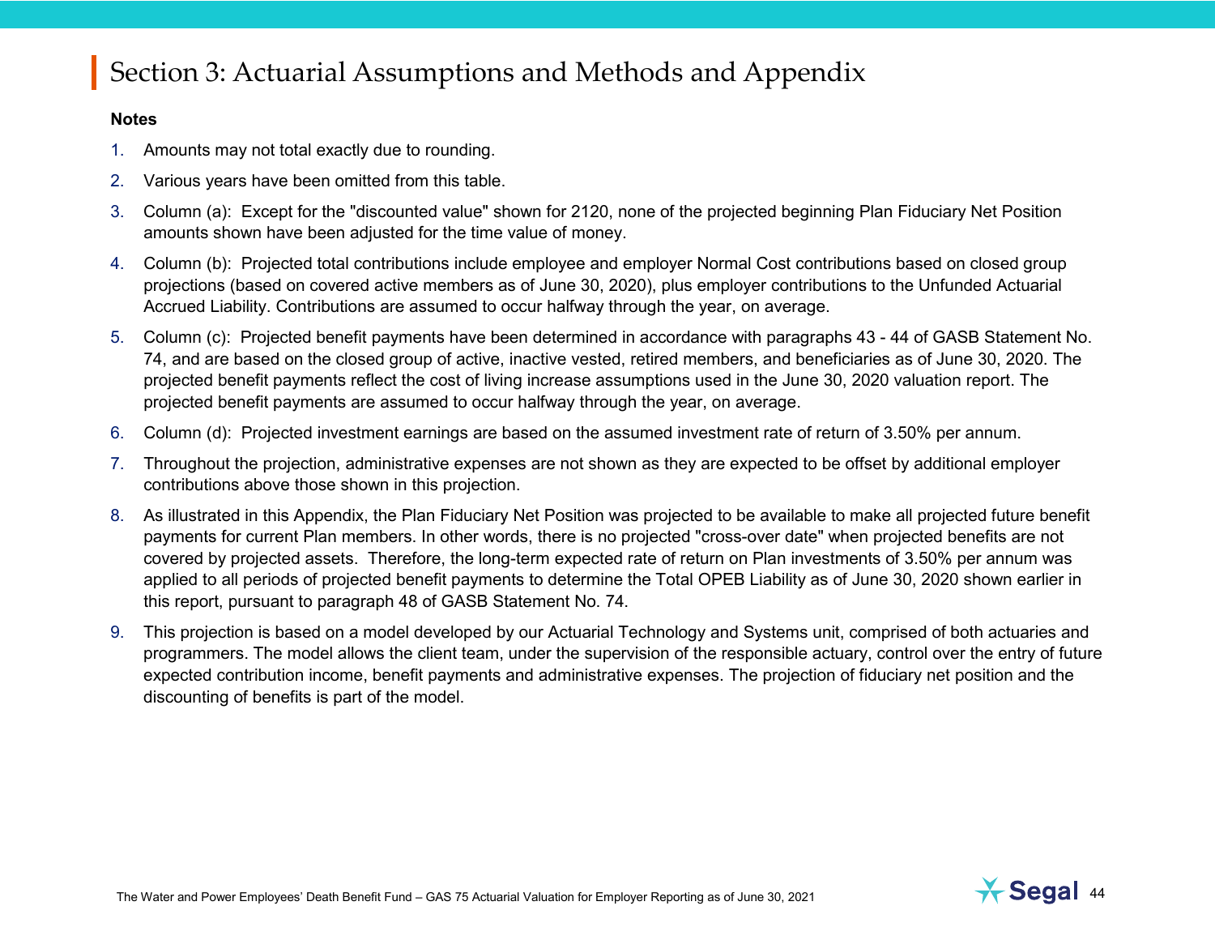# Section 3: Actuarial Assumptions and Methods and Appendix

**Notes**

1. Amounts may not total exactly due to rounding.
2. Various years have been omitted from this table.
3. Column (a): Except for the "discounted value" shown for 2120, none of the projected beginning Plan Fiduciary Net Position amounts shown have been adjusted for the time value of money.
4. Column (b): Projected total contributions include employee and employer Normal Cost contributions based on closed group projections (based on covered active members as of June 30, 2020), plus employer contributions to the Unfunded Actuarial Accrued Liability. Contributions are assumed to occur halfway through the year, on average.
5. Column (c): Projected benefit payments have been determined in accordance with paragraphs 43 - 44 of GASB Statement No. 74, and are based on the closed group of active, inactive vested, retired members, and beneficiaries as of June 30, 2020. The projected benefit payments reflect the cost of living increase assumptions used in the June 30, 2020 valuation report. The projected benefit payments are assumed to occur halfway through the year, on average.
6. Column (d): Projected investment earnings are based on the assumed investment rate of return of 3.50% per annum.
7. Throughout the projection, administrative expenses are not shown as they are expected to be offset by additional employer contributions above those shown in this projection.
8. As illustrated in this Appendix, the Plan Fiduciary Net Position was projected to be available to make all projected future benefit payments for current Plan members. In other words, there is no projected "cross-over date" when projected benefits are not covered by projected assets. Therefore, the long-term expected rate of return on Plan investments of 3.50% per annum was applied to all periods of projected benefit payments to determine the Total OPEB Liability as of June 30, 2020 shown earlier in this report, pursuant to paragraph 48 of GASB Statement No. 74.
9. This projection is based on a model developed by our Actuarial Technology and Systems unit, comprised of both actuaries and programmers. The model allows the client team, under the supervision of the responsible actuary, control over the entry of future expected contribution income, benefit payments and administrative expenses. The projection of fiduciary net position and the discounting of benefits is part of the model.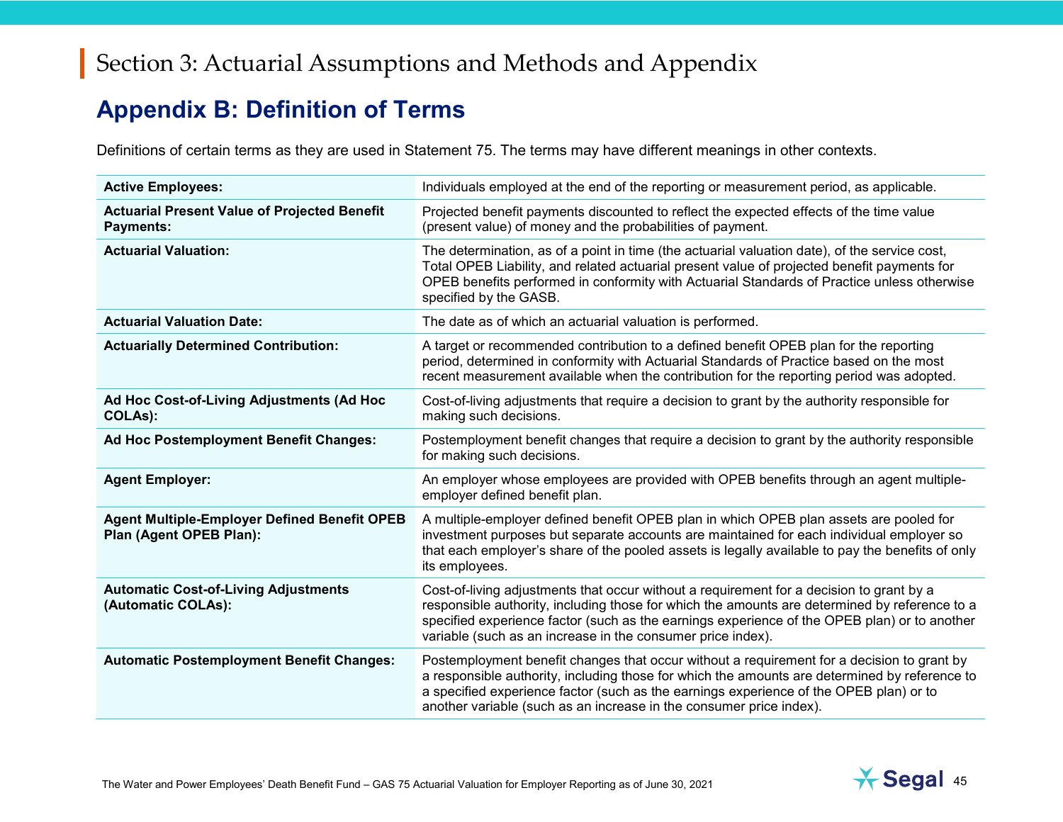# Section 3: Actuarial Assumptions and Methods and Appendix

## Appendix B: Definition of Terms

Definitions of certain terms as they are used in Statement 75. The terms may have different meanings in other contexts.

| Term | Definition |
|---|---|
| **Active Employees:** | Individuals employed at the end of the reporting or measurement period, as applicable. |
| **Actuarial Present Value of Projected Benefit Payments:** | Projected benefit payments discounted to reflect the expected effects of the time value (present value) of money and the probabilities of payment. |
| **Actuarial Valuation:** | The determination, as of a point in time (the actuarial valuation date), of the service cost, Total OPEB Liability, and related actuarial present value of projected benefit payments for OPEB benefits performed in conformity with Actuarial Standards of Practice unless otherwise specified by the GASB. |
| **Actuarial Valuation Date:** | The date as of which an actuarial valuation is performed. |
| **Actuarially Determined Contribution:** | A target or recommended contribution to a defined benefit OPEB plan for the reporting period, determined in conformity with Actuarial Standards of Practice based on the most recent measurement available when the contribution for the reporting period was adopted. |
| **Ad Hoc Cost-of-Living Adjustments (Ad Hoc COLAs):** | Cost-of-living adjustments that require a decision to grant by the authority responsible for making such decisions. |
| **Ad Hoc Postemployment Benefit Changes:** | Postemployment benefit changes that require a decision to grant by the authority responsible for making such decisions. |
| **Agent Employer:** | An employer whose employees are provided with OPEB benefits through an agent multiple-employer defined benefit plan. |
| **Agent Multiple-Employer Defined Benefit OPEB Plan (Agent OPEB Plan):** | A multiple-employer defined benefit OPEB plan in which OPEB plan assets are pooled for investment purposes but separate accounts are maintained for each individual employer so that each employer's share of the pooled assets is legally available to pay the benefits of only its employees. |
| **Automatic Cost-of-Living Adjustments (Automatic COLAs):** | Cost-of-living adjustments that occur without a requirement for a decision to grant by a responsible authority, including those for which the amounts are determined by reference to a specified experience factor (such as the earnings experience of the OPEB plan) or to another variable (such as an increase in the consumer price index). |
| **Automatic Postemployment Benefit Changes:** | Postemployment benefit changes that occur without a requirement for a decision to grant by a responsible authority, including those for which the amounts are determined by reference to a specified experience factor (such as the earnings experience of the OPEB plan) or to another variable (such as an increase in the consumer price index). |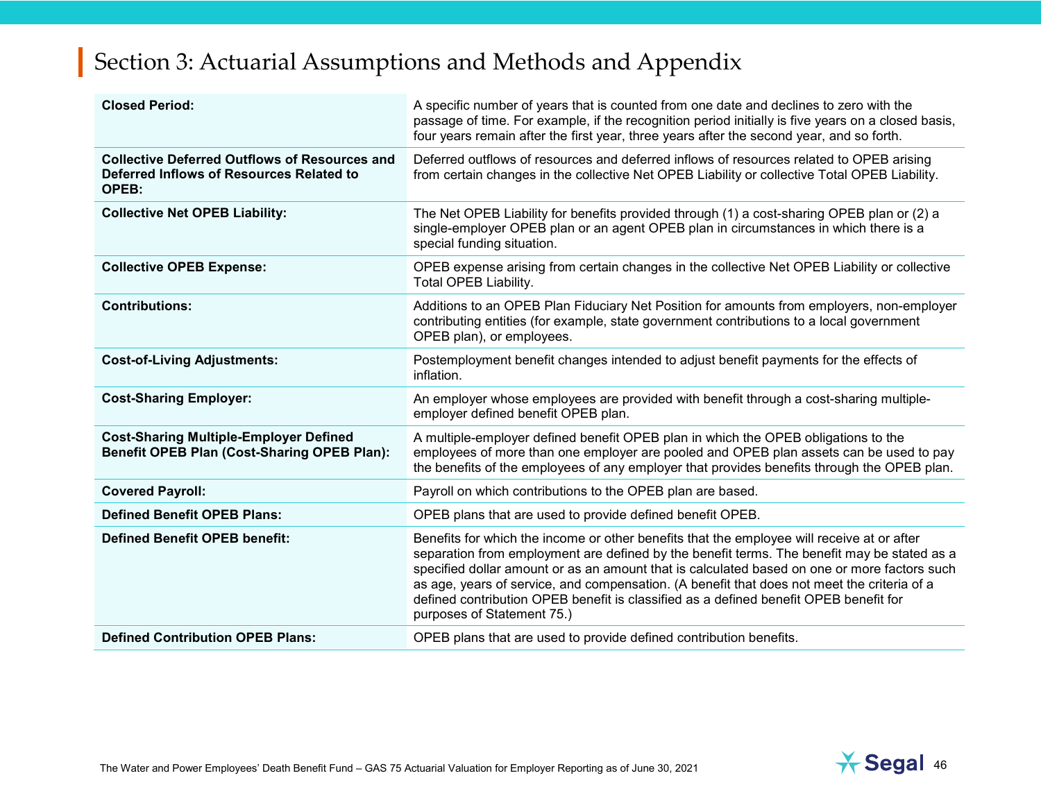# Section 3: Actuarial Assumptions and Methods and Appendix

| | |
|---|---|
| **Closed Period:** | A specific number of years that is counted from one date and declines to zero with the passage of time. For example, if the recognition period initially is five years on a closed basis, four years remain after the first year, three years after the second year, and so forth. |
| **Collective Deferred Outflows of Resources and Deferred Inflows of Resources Related to OPEB:** | Deferred outflows of resources and deferred inflows of resources related to OPEB arising from certain changes in the collective Net OPEB Liability or collective Total OPEB Liability. |
| **Collective Net OPEB Liability:** | The Net OPEB Liability for benefits provided through (1) a cost-sharing OPEB plan or (2) a single-employer OPEB plan or an agent OPEB plan in circumstances in which there is a special funding situation. |
| **Collective OPEB Expense:** | OPEB expense arising from certain changes in the collective Net OPEB Liability or collective Total OPEB Liability. |
| **Contributions:** | Additions to an OPEB Plan Fiduciary Net Position for amounts from employers, non-employer contributing entities (for example, state government contributions to a local government OPEB plan), or employees. |
| **Cost-of-Living Adjustments:** | Postemployment benefit changes intended to adjust benefit payments for the effects of inflation. |
| **Cost-Sharing Employer:** | An employer whose employees are provided with benefit through a cost-sharing multiple-employer defined benefit OPEB plan. |
| **Cost-Sharing Multiple-Employer Defined Benefit OPEB Plan (Cost-Sharing OPEB Plan):** | A multiple-employer defined benefit OPEB plan in which the OPEB obligations to the employees of more than one employer are pooled and OPEB plan assets can be used to pay the benefits of the employees of any employer that provides benefits through the OPEB plan. |
| **Covered Payroll:** | Payroll on which contributions to the OPEB plan are based. |
| **Defined Benefit OPEB Plans:** | OPEB plans that are used to provide defined benefit OPEB. |
| **Defined Benefit OPEB benefit:** | Benefits for which the income or other benefits that the employee will receive at or after separation from employment are defined by the benefit terms. The benefit may be stated as a specified dollar amount or as an amount that is calculated based on one or more factors such as age, years of service, and compensation. (A benefit that does not meet the criteria of a defined contribution OPEB benefit is classified as a defined benefit OPEB benefit for purposes of Statement 75.) |
| **Defined Contribution OPEB Plans:** | OPEB plans that are used to provide defined contribution benefits. |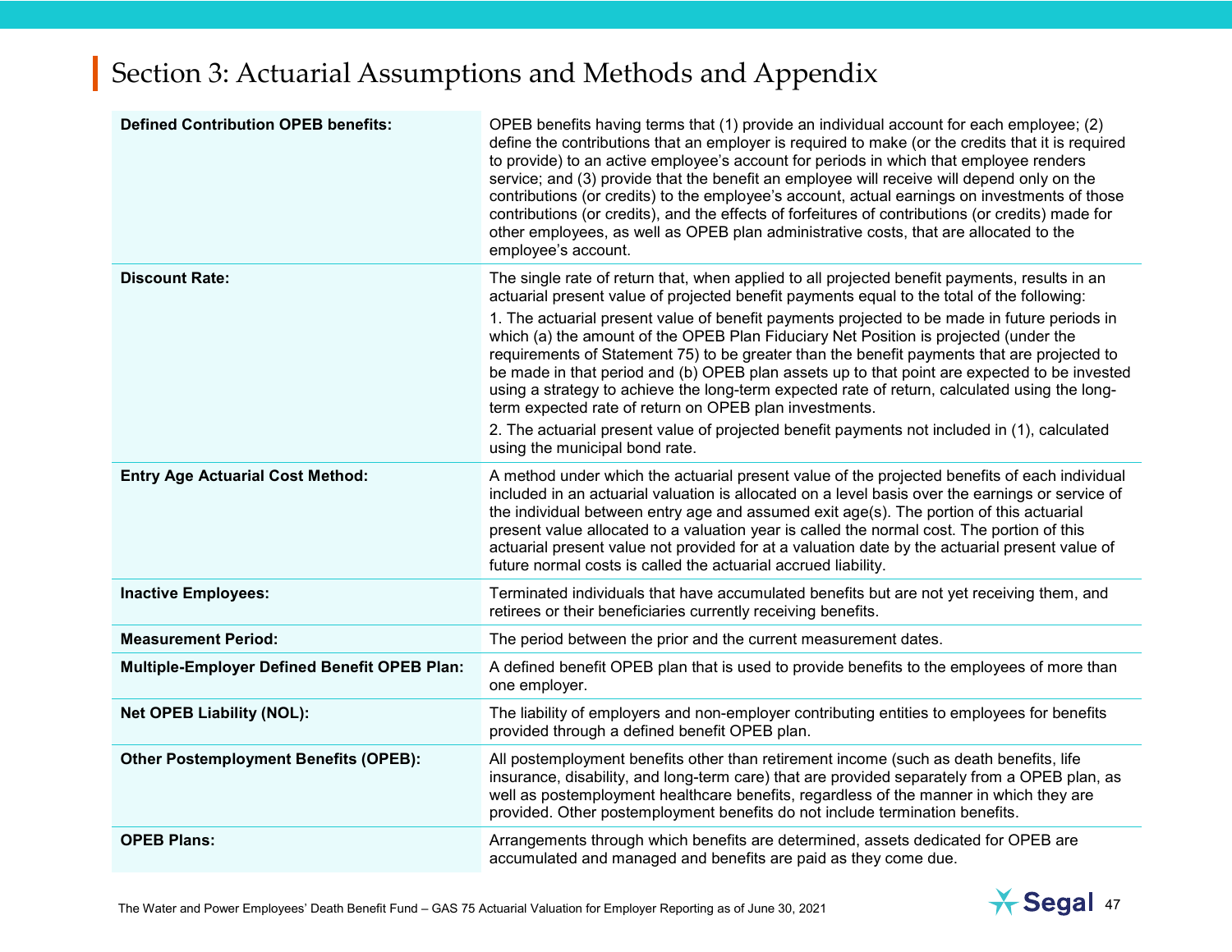# Section 3: Actuarial Assumptions and Methods and Appendix

| | |
|---|---|
| **Defined Contribution OPEB benefits:** | OPEB benefits having terms that (1) provide an individual account for each employee; (2) define the contributions that an employer is required to make (or the credits that it is required to provide) to an active employee's account for periods in which that employee renders service; and (3) provide that the benefit an employee will receive will depend only on the contributions (or credits) to the employee's account, actual earnings on investments of those contributions (or credits), and the effects of forfeitures of contributions (or credits) made for other employees, as well as OPEB plan administrative costs, that are allocated to the employee's account. |
| **Discount Rate:** | The single rate of return that, when applied to all projected benefit payments, results in an actuarial present value of projected benefit payments equal to the total of the following:<br>1. The actuarial present value of benefit payments projected to be made in future periods in which (a) the amount of the OPEB Plan Fiduciary Net Position is projected (under the requirements of Statement 75) to be greater than the benefit payments that are projected to be made in that period and (b) OPEB plan assets up to that point are expected to be invested using a strategy to achieve the long-term expected rate of return, calculated using the long-term expected rate of return on OPEB plan investments.<br>2. The actuarial present value of projected benefit payments not included in (1), calculated using the municipal bond rate. |
| **Entry Age Actuarial Cost Method:** | A method under which the actuarial present value of the projected benefits of each individual included in an actuarial valuation is allocated on a level basis over the earnings or service of the individual between entry age and assumed exit age(s). The portion of this actuarial present value allocated to a valuation year is called the normal cost. The portion of this actuarial present value not provided for at a valuation date by the actuarial present value of future normal costs is called the actuarial accrued liability. |
| **Inactive Employees:** | Terminated individuals that have accumulated benefits but are not yet receiving them, and retirees or their beneficiaries currently receiving benefits. |
| **Measurement Period:** | The period between the prior and the current measurement dates. |
| **Multiple-Employer Defined Benefit OPEB Plan:** | A defined benefit OPEB plan that is used to provide benefits to the employees of more than one employer. |
| **Net OPEB Liability (NOL):** | The liability of employers and non-employer contributing entities to employees for benefits provided through a defined benefit OPEB plan. |
| **Other Postemployment Benefits (OPEB):** | All postemployment benefits other than retirement income (such as death benefits, life insurance, disability, and long-term care) that are provided separately from a OPEB plan, as well as postemployment healthcare benefits, regardless of the manner in which they are provided. Other postemployment benefits do not include termination benefits. |
| **OPEB Plans:** | Arrangements through which benefits are determined, assets dedicated for OPEB are accumulated and managed and benefits are paid as they come due. |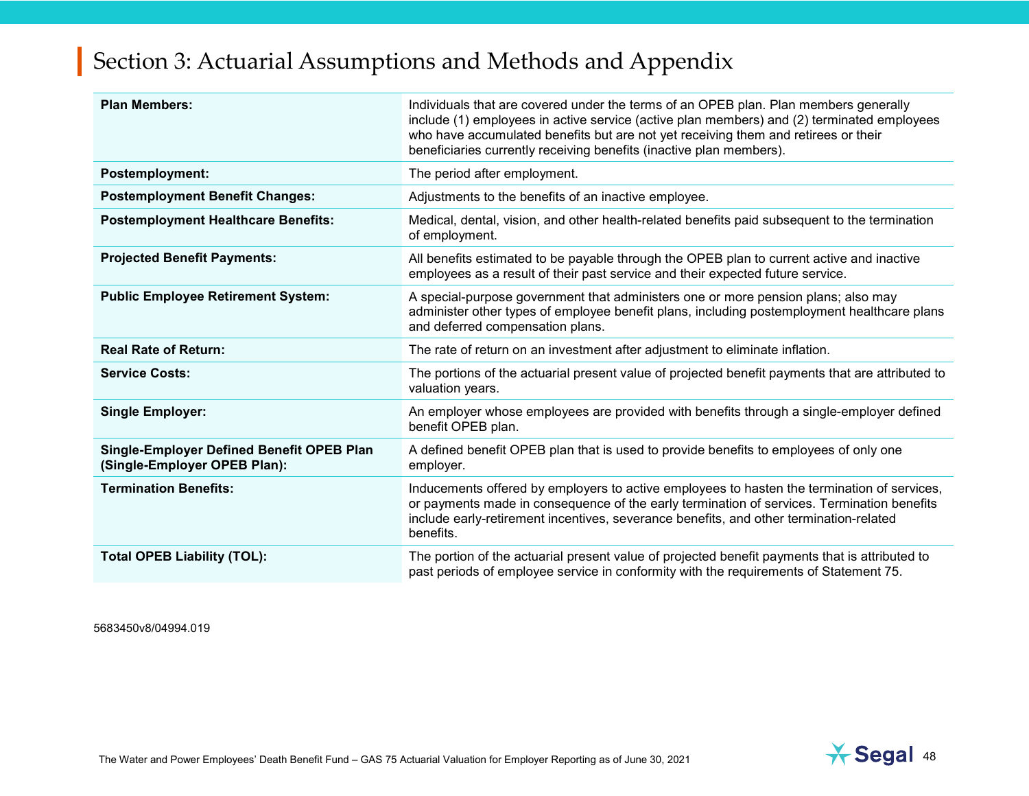# Section 3: Actuarial Assumptions and Methods and Appendix

| | |
|---|---|
| **Plan Members:** | Individuals that are covered under the terms of an OPEB plan. Plan members generally include (1) employees in active service (active plan members) and (2) terminated employees who have accumulated benefits but are not yet receiving them and retirees or their beneficiaries currently receiving benefits (inactive plan members). |
| **Postemployment:** | The period after employment. |
| **Postemployment Benefit Changes:** | Adjustments to the benefits of an inactive employee. |
| **Postemployment Healthcare Benefits:** | Medical, dental, vision, and other health-related benefits paid subsequent to the termination of employment. |
| **Projected Benefit Payments:** | All benefits estimated to be payable through the OPEB plan to current active and inactive employees as a result of their past service and their expected future service. |
| **Public Employee Retirement System:** | A special-purpose government that administers one or more pension plans; also may administer other types of employee benefit plans, including postemployment healthcare plans and deferred compensation plans. |
| **Real Rate of Return:** | The rate of return on an investment after adjustment to eliminate inflation. |
| **Service Costs:** | The portions of the actuarial present value of projected benefit payments that are attributed to valuation years. |
| **Single Employer:** | An employer whose employees are provided with benefits through a single-employer defined benefit OPEB plan. |
| **Single-Employer Defined Benefit OPEB Plan (Single-Employer OPEB Plan):** | A defined benefit OPEB plan that is used to provide benefits to employees of only one employer. |
| **Termination Benefits:** | Inducements offered by employers to active employees to hasten the termination of services, or payments made in consequence of the early termination of services. Termination benefits include early-retirement incentives, severance benefits, and other termination-related benefits. |
| **Total OPEB Liability (TOL):** | The portion of the actuarial present value of projected benefit payments that is attributed to past periods of employee service in conformity with the requirements of Statement 75. |

5683450v8/04994.019